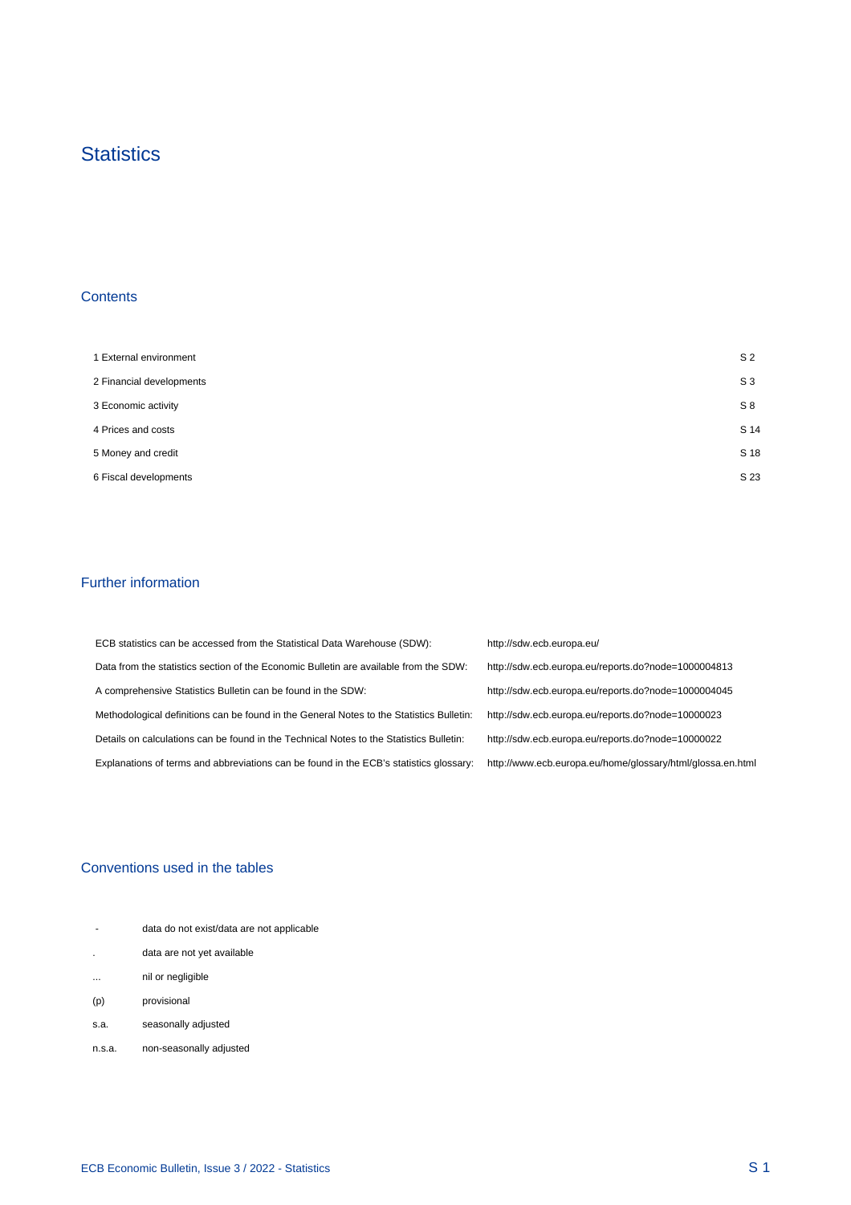# Statistics

## Contents

| | |
|---|---|
| 1 External environment | S 2 |
| 2 Financial developments | S 3 |
| 3 Economic activity | S 8 |
| 4 Prices and costs | S 14 |
| 5 Money and credit | S 18 |
| 6 Fiscal developments | S 23 |

## Further information

| | |
|---|---|
| ECB statistics can be accessed from the Statistical Data Warehouse (SDW): | http://sdw.ecb.europa.eu/ |
| Data from the statistics section of the Economic Bulletin are available from the SDW: | http://sdw.ecb.europa.eu/reports.do?node=1000004813 |
| A comprehensive Statistics Bulletin can be found in the SDW: | http://sdw.ecb.europa.eu/reports.do?node=1000004045 |
| Methodological definitions can be found in the General Notes to the Statistics Bulletin: | http://sdw.ecb.europa.eu/reports.do?node=10000023 |
| Details on calculations can be found in the Technical Notes to the Statistics Bulletin: | http://sdw.ecb.europa.eu/reports.do?node=10000022 |
| Explanations of terms and abbreviations can be found in the ECB's statistics glossary: | http://www.ecb.europa.eu/home/glossary/html/glossa.en.html |

## Conventions used in the tables

| | |
|---|---|
| - | data do not exist/data are not applicable |
| . | data are not yet available |
| ... | nil or negligible |
| (p) | provisional |
| s.a. | seasonally adjusted |
| n.s.a. | non-seasonally adjusted |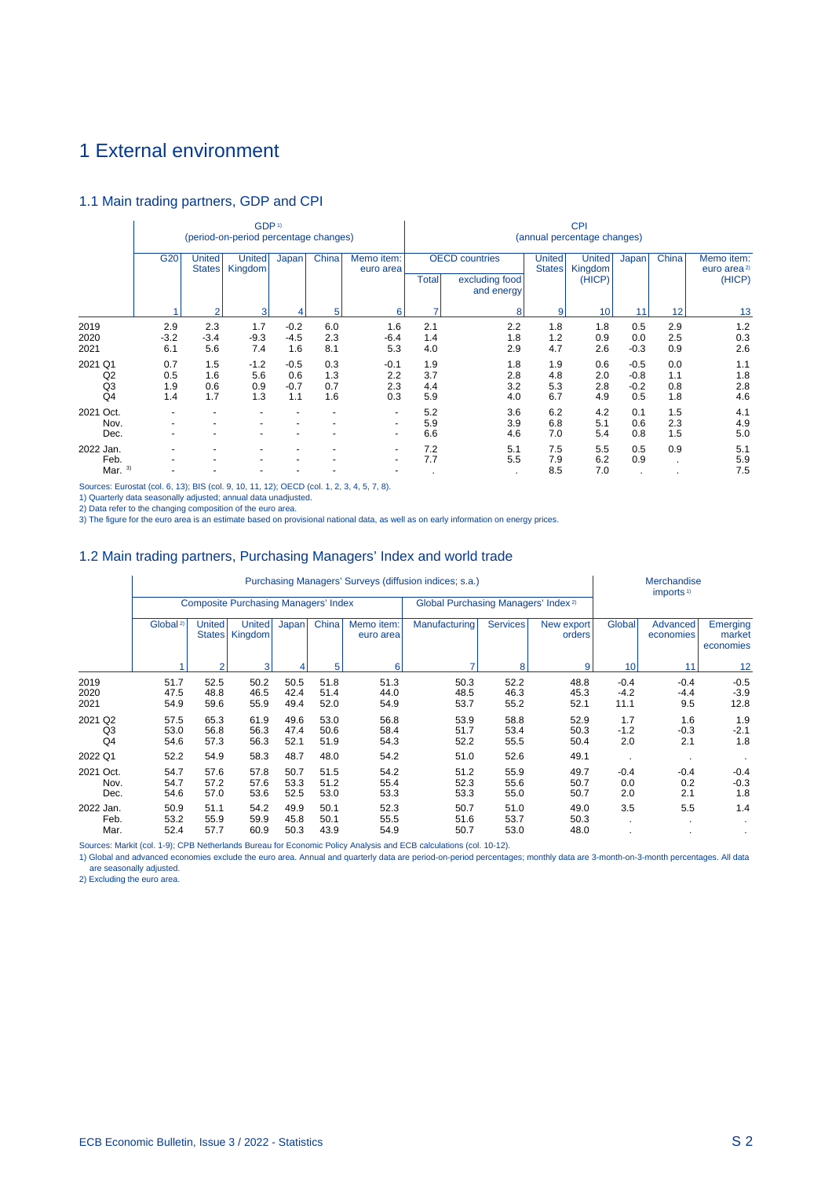# 1 External environment

## 1.1 Main trading partners, GDP and CPI

| | GDP [1] (period-on-period percentage changes) | | | | | | CPI (annual percentage changes) | | | | | | |
|---|---|---|---|---|---|---|---|---|---|---|---|---|---|
| | G20 | United States | United Kingdom | Japan | China | Memo item: euro area | OECD countries | | United States | United Kingdom (HICP) | Japan | China | Memo item: euro area [2] (HICP) |
| | | | | | | | Total | excluding food and energy | | | | | |
| | 1 | 2 | 3 | 4 | 5 | 6 | 7 | 8 | 9 | 10 | 11 | 12 | 13 |
| 2019 | 2.9 | 2.3 | 1.7 | -0.2 | 6.0 | 1.6 | 2.1 | 2.2 | 1.8 | 1.8 | 0.5 | 2.9 | 1.2 |
| 2020 | -3.2 | -3.4 | -9.3 | -4.5 | 2.3 | -6.4 | 1.4 | 1.8 | 1.2 | 0.9 | 0.0 | 2.5 | 0.3 |
| 2021 | 6.1 | 5.6 | 7.4 | 1.6 | 8.1 | 5.3 | 4.0 | 2.9 | 4.7 | 2.6 | -0.3 | 0.9 | 2.6 |
| 2021 Q1 | 0.7 | 1.5 | -1.2 | -0.5 | 0.3 | -0.1 | 1.9 | 1.8 | 1.9 | 0.6 | -0.5 | 0.0 | 1.1 |
| Q2 | 0.5 | 1.6 | 5.6 | 0.6 | 1.3 | 2.2 | 3.7 | 2.8 | 4.8 | 2.0 | -0.8 | 1.1 | 1.8 |
| Q3 | 1.9 | 0.6 | 0.9 | -0.7 | 0.7 | 2.3 | 4.4 | 3.2 | 5.3 | 2.8 | -0.2 | 0.8 | 2.8 |
| Q4 | 1.4 | 1.7 | 1.3 | 1.1 | 1.6 | 0.3 | 5.9 | 4.0 | 6.7 | 4.9 | 0.5 | 1.8 | 4.6 |
| 2021 Oct. | - | - | - | - | - | - | 5.2 | 3.6 | 6.2 | 4.2 | 0.1 | 1.5 | 4.1 |
| Nov. | - | - | - | - | - | - | 5.9 | 3.9 | 6.8 | 5.1 | 0.6 | 2.3 | 4.9 |
| Dec. | - | - | - | - | - | - | 6.6 | 4.6 | 7.0 | 5.4 | 0.8 | 1.5 | 5.0 |
| 2022 Jan. | - | - | - | - | - | - | 7.2 | 5.1 | 7.5 | 5.5 | 0.5 | 0.9 | 5.1 |
| Feb. | - | - | - | - | - | - | 7.7 | 5.5 | 7.9 | 6.2 | 0.9 | . | 5.9 |
| Mar. [3] | - | - | - | - | - | - | . | . | 8.5 | 7.0 | . | . | 7.5 |

Sources: Eurostat (col. 6, 13); BIS (col. 9, 10, 11, 12); OECD (col. 1, 2, 3, 4, 5, 7, 8).
1) Quarterly data seasonally adjusted; annual data unadjusted.
2) Data refer to the changing composition of the euro area.
3) The figure for the euro area is an estimate based on provisional national data, as well as on early information on energy prices.

## 1.2 Main trading partners, Purchasing Managers' Index and world trade

| | Purchasing Managers' Surveys (diffusion indices; s.a.) | | | | | | | | | Merchandise imports [1] | | |
|---|---|---|---|---|---|---|---|---|---|---|---|---|
| | Composite Purchasing Managers' Index | | | | | | Global Purchasing Managers' Index [2] | | | | | |
| | Global [2] | United States | United Kingdom | Japan | China | Memo item: euro area | Manufacturing | Services | New export orders | Global | Advanced economies | Emerging market economies |
| | 1 | 2 | 3 | 4 | 5 | 6 | 7 | 8 | 9 | 10 | 11 | 12 |
| 2019 | 51.7 | 52.5 | 50.2 | 50.5 | 51.8 | 51.3 | 50.3 | 52.2 | 48.8 | -0.4 | -0.4 | -0.5 |
| 2020 | 47.5 | 48.8 | 46.5 | 42.4 | 51.4 | 44.0 | 48.5 | 46.3 | 45.3 | -4.2 | -4.4 | -3.9 |
| 2021 | 54.9 | 59.6 | 55.9 | 49.4 | 52.0 | 54.9 | 53.7 | 55.2 | 52.1 | 11.1 | 9.5 | 12.8 |
| 2021 Q2 | 57.5 | 65.3 | 61.9 | 49.6 | 53.0 | 56.8 | 53.9 | 58.8 | 52.9 | 1.7 | 1.6 | 1.9 |
| Q3 | 53.0 | 56.8 | 56.3 | 47.4 | 50.6 | 58.4 | 51.7 | 53.4 | 50.3 | -1.2 | -0.3 | -2.1 |
| Q4 | 54.6 | 57.3 | 56.3 | 52.1 | 51.9 | 54.3 | 52.2 | 55.5 | 50.4 | 2.0 | 2.1 | 1.8 |
| 2022 Q1 | 52.2 | 54.9 | 58.3 | 48.7 | 48.0 | 54.2 | 51.0 | 52.6 | 49.1 | . | . | . |
| 2021 Oct. | 54.7 | 57.6 | 57.8 | 50.7 | 51.5 | 54.2 | 51.2 | 55.9 | 49.7 | -0.4 | -0.4 | -0.4 |
| Nov. | 54.7 | 57.2 | 57.6 | 53.3 | 51.2 | 55.4 | 52.3 | 55.6 | 50.7 | 0.0 | 0.2 | -0.3 |
| Dec. | 54.6 | 57.0 | 53.6 | 52.5 | 53.0 | 53.3 | 53.3 | 55.0 | 50.7 | 2.0 | 2.1 | 1.8 |
| 2022 Jan. | 50.9 | 51.1 | 54.2 | 49.9 | 50.1 | 52.3 | 50.7 | 51.0 | 49.0 | 3.5 | 5.5 | 1.4 |
| Feb. | 53.2 | 55.9 | 59.9 | 45.8 | 50.1 | 55.5 | 51.6 | 53.7 | 50.3 | . | . | . |
| Mar. | 52.4 | 57.7 | 60.9 | 50.3 | 43.9 | 54.9 | 50.7 | 53.0 | 48.0 | . | . | . |

Sources: Markit (col. 1-9); CPB Netherlands Bureau for Economic Policy Analysis and ECB calculations (col. 10-12).
1) Global and advanced economies exclude the euro area. Annual and quarterly data are period-on-period percentages; monthly data are 3-month-on-3-month percentages. All data are seasonally adjusted.
2) Excluding the euro area.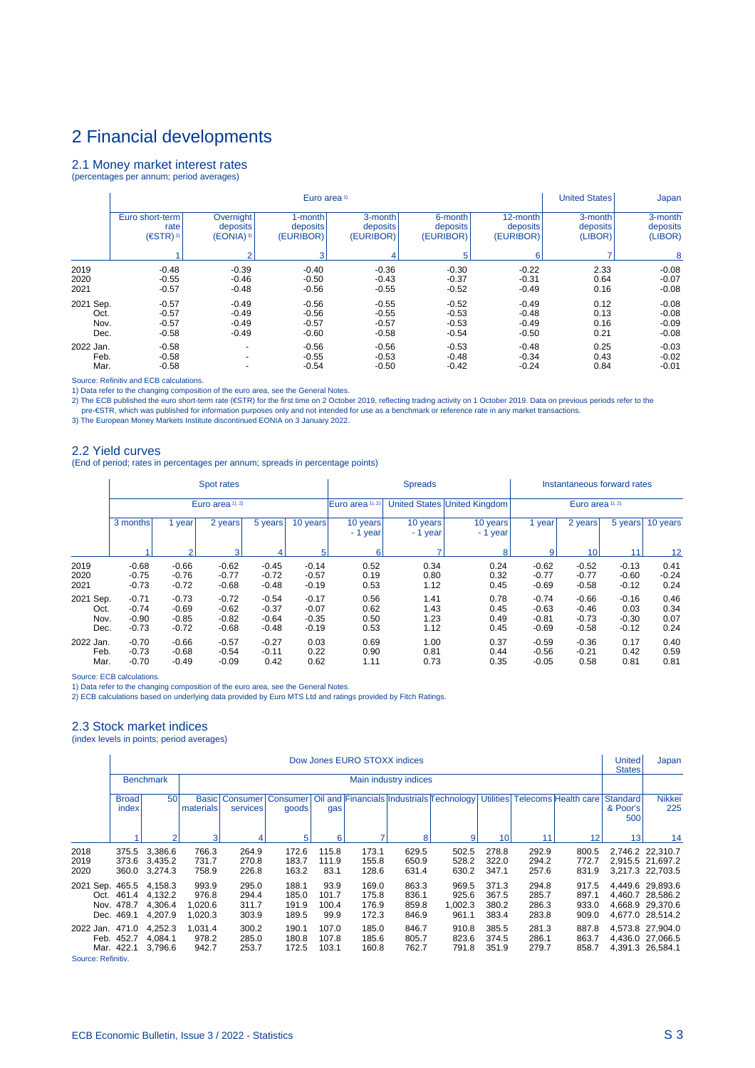# 2 Financial developments

## 2.1 Money market interest rates

(percentages per annum; period averages)

| | Euro area [1] | | | | | | United States | Japan |
|---|---|---|---|---|---|---|---|---|
| | Euro short-term rate (€STR) [2] | Overnight deposits (EONIA) [3] | 1-month deposits (EURIBOR) | 3-month deposits (EURIBOR) | 6-month deposits (EURIBOR) | 12-month deposits (EURIBOR) | 3-month deposits (LIBOR) | 3-month deposits (LIBOR) |
| | 1 | 2 | 3 | 4 | 5 | 6 | 7 | 8 |
| 2019 | -0.48 | -0.39 | -0.40 | -0.36 | -0.30 | -0.22 | 2.33 | -0.08 |
| 2020 | -0.55 | -0.46 | -0.50 | -0.43 | -0.37 | -0.31 | 0.64 | -0.07 |
| 2021 | -0.57 | -0.48 | -0.56 | -0.55 | -0.52 | -0.49 | 0.16 | -0.08 |
| 2021 Sep. | -0.57 | -0.49 | -0.56 | -0.55 | -0.52 | -0.49 | 0.12 | -0.08 |
| Oct. | -0.57 | -0.49 | -0.56 | -0.55 | -0.53 | -0.48 | 0.13 | -0.08 |
| Nov. | -0.57 | -0.49 | -0.57 | -0.57 | -0.53 | -0.49 | 0.16 | -0.09 |
| Dec. | -0.58 | -0.49 | -0.60 | -0.58 | -0.54 | -0.50 | 0.21 | -0.08 |
| 2022 Jan. | -0.58 | - | -0.56 | -0.56 | -0.53 | -0.48 | 0.25 | -0.03 |
| Feb. | -0.58 | - | -0.55 | -0.53 | -0.48 | -0.34 | 0.43 | -0.02 |
| Mar. | -0.58 | - | -0.54 | -0.50 | -0.42 | -0.24 | 0.84 | -0.01 |

Source: Refinitiv and ECB calculations.
1) Data refer to the changing composition of the euro area, see the General Notes.
2) The ECB published the euro short-term rate (€STR) for the first time on 2 October 2019, reflecting trading activity on 1 October 2019. Data on previous periods refer to the pre-€STR, which was published for information purposes only and not intended for use as a benchmark or reference rate in any market transactions.
3) The European Money Markets Institute discontinued EONIA on 3 January 2022.

## 2.2 Yield curves

(End of period; rates in percentages per annum; spreads in percentage points)

| | Spot rates | | | | | Spreads | | | Instantaneous forward rates | | | |
|---|---|---|---|---|---|---|---|---|---|---|---|---|
| | Euro area [1,2] | | | | | Euro area [1,2] | United States | United Kingdom | Euro area [1,2] | | | |
| | 3 months | 1 year | 2 years | 5 years | 10 years | 10 years - 1 year | 10 years - 1 year | 10 years - 1 year | 1 year | 2 years | 5 years | 10 years |
| | 1 | 2 | 3 | 4 | 5 | 6 | 7 | 8 | 9 | 10 | 11 | 12 |
| 2019 | -0.68 | -0.66 | -0.62 | -0.45 | -0.14 | 0.52 | 0.34 | 0.24 | -0.62 | -0.52 | -0.13 | 0.41 |
| 2020 | -0.75 | -0.76 | -0.77 | -0.72 | -0.57 | 0.19 | 0.80 | 0.32 | -0.77 | -0.77 | -0.60 | -0.24 |
| 2021 | -0.73 | -0.72 | -0.68 | -0.48 | -0.19 | 0.53 | 1.12 | 0.45 | -0.69 | -0.58 | -0.12 | 0.24 |
| 2021 Sep. | -0.71 | -0.73 | -0.72 | -0.54 | -0.17 | 0.56 | 1.41 | 0.78 | -0.74 | -0.66 | -0.16 | 0.46 |
| Oct. | -0.74 | -0.69 | -0.62 | -0.37 | -0.07 | 0.62 | 1.43 | 0.45 | -0.63 | -0.46 | 0.03 | 0.34 |
| Nov. | -0.90 | -0.85 | -0.82 | -0.64 | -0.35 | 0.50 | 1.23 | 0.49 | -0.81 | -0.73 | -0.30 | 0.07 |
| Dec. | -0.73 | -0.72 | -0.68 | -0.48 | -0.19 | 0.53 | 1.12 | 0.45 | -0.69 | -0.58 | -0.12 | 0.24 |
| 2022 Jan. | -0.70 | -0.66 | -0.57 | -0.27 | 0.03 | 0.69 | 1.00 | 0.37 | -0.59 | -0.36 | 0.17 | 0.40 |
| Feb. | -0.73 | -0.68 | -0.54 | -0.11 | 0.22 | 0.90 | 0.81 | 0.44 | -0.56 | -0.21 | 0.42 | 0.59 |
| Mar. | -0.70 | -0.49 | -0.09 | 0.42 | 0.62 | 1.11 | 0.73 | 0.35 | -0.05 | 0.58 | 0.81 | 0.81 |

Source: ECB calculations.
1) Data refer to the changing composition of the euro area, see the General Notes.
2) ECB calculations based on underlying data provided by Euro MTS Ltd and ratings provided by Fitch Ratings.

## 2.3 Stock market indices

(index levels in points; period averages)

| | Dow Jones EURO STOXX indices | | | | | | | | | | | | United States | Japan |
|---|---|---|---|---|---|---|---|---|---|---|---|---|---|---|
| | Benchmark | | Main industry indices | | | | | | | | | | | |
| | Broad index | 50 | Basic materials | Consumer services | Consumer goods | Oil and gas | Financials | Industrials | Technology | Utilities | Telecoms | Health care | Standard & Poor's 500 | Nikkei 225 |
| | 1 | 2 | 3 | 4 | 5 | 6 | 7 | 8 | 9 | 10 | 11 | 12 | 13 | 14 |
| 2018 | 375.5 | 3,386.6 | 766.3 | 264.9 | 172.6 | 115.8 | 173.1 | 629.5 | 502.5 | 278.8 | 292.9 | 800.5 | 2,746.2 | 22,310.7 |
| 2019 | 373.6 | 3,435.2 | 731.7 | 270.8 | 183.7 | 111.9 | 155.8 | 650.9 | 528.2 | 322.0 | 294.2 | 772.7 | 2,915.5 | 21,697.2 |
| 2020 | 360.0 | 3,274.3 | 758.9 | 226.8 | 163.2 | 83.1 | 128.6 | 631.4 | 630.2 | 347.1 | 257.6 | 831.9 | 3,217.3 | 22,703.5 |
| 2021 Sep. | 465.5 | 4,158.3 | 993.9 | 295.0 | 188.1 | 93.9 | 169.0 | 863.3 | 969.5 | 371.3 | 294.8 | 917.5 | 4,449.6 | 29,893.6 |
| Oct. | 461.4 | 4,132.2 | 976.8 | 294.4 | 185.0 | 101.7 | 175.8 | 836.1 | 925.6 | 367.5 | 285.7 | 897.1 | 4,460.7 | 28,586.2 |
| Nov. | 478.7 | 4,306.4 | 1,020.6 | 311.7 | 191.9 | 100.4 | 176.9 | 859.8 | 1,002.3 | 380.2 | 286.3 | 933.0 | 4,668.9 | 29,370.6 |
| Dec. | 469.1 | 4,207.9 | 1,020.3 | 303.9 | 189.5 | 99.9 | 172.3 | 846.9 | 961.1 | 383.4 | 283.8 | 909.0 | 4,677.0 | 28,514.2 |
| 2022 Jan. | 471.0 | 4,252.3 | 1,031.4 | 300.2 | 190.1 | 107.0 | 185.0 | 846.7 | 910.8 | 385.5 | 281.3 | 887.8 | 4,573.8 | 27,904.0 |
| Feb. | 452.7 | 4,084.1 | 978.2 | 285.0 | 180.8 | 107.8 | 185.6 | 805.7 | 823.6 | 374.5 | 286.1 | 863.7 | 4,436.0 | 27,066.5 |
| Mar. | 422.1 | 3,796.6 | 942.7 | 253.7 | 172.5 | 103.1 | 160.8 | 762.7 | 791.8 | 351.9 | 279.7 | 858.7 | 4,391.3 | 26,584.1 |

Source: Refinitiv.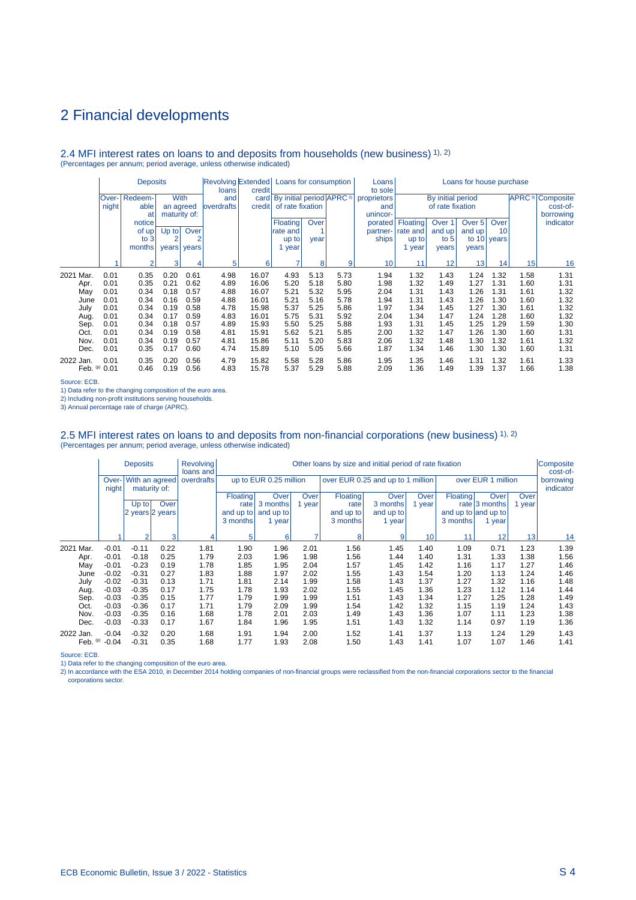# 2 Financial developments

## 2.4 MFI interest rates on loans to and deposits from households (new business) 1), 2)

(Percentages per annum; period average, unless otherwise indicated)

| | Deposits | | | | Revolving loans and overdrafts | Extended credit card credit | Loans for consumption | | | Loans to sole proprietors and unincorporated partnerships | Loans for house purchase | | | | | |
|---|---|---|---|---|---|---|---|---|---|---|---|---|---|---|---|---|
| | Overnight | Redeemable at notice of up to 3 months | With an agreed maturity of: | | | | By initial period of rate fixation | | APRC 3) | | By initial period of rate fixation | | | | APRC 3) | Composite cost-of-borrowing indicator |
| | | | Up to 2 years | Over 2 years | | | Floating rate and up to 1 year | Over 1 year | | | Floating rate and up to 1 year | Over 1 and up to 5 years | Over 5 and up to 10 years | Over 10 years | | |
| | 1 | 2 | 3 | 4 | 5 | 6 | 7 | 8 | 9 | 10 | 11 | 12 | 13 | 14 | 15 | 16 |
| 2021 Mar. | 0.01 | 0.35 | 0.20 | 0.61 | 4.98 | 16.07 | 4.93 | 5.13 | 5.73 | 1.94 | 1.32 | 1.43 | 1.24 | 1.32 | 1.58 | 1.31 |
| Apr. | 0.01 | 0.35 | 0.21 | 0.62 | 4.89 | 16.06 | 5.20 | 5.18 | 5.80 | 1.98 | 1.32 | 1.49 | 1.27 | 1.31 | 1.60 | 1.31 |
| May | 0.01 | 0.34 | 0.18 | 0.57 | 4.88 | 16.07 | 5.21 | 5.32 | 5.95 | 2.04 | 1.31 | 1.43 | 1.26 | 1.31 | 1.61 | 1.32 |
| June | 0.01 | 0.34 | 0.16 | 0.59 | 4.88 | 16.01 | 5.21 | 5.16 | 5.78 | 1.94 | 1.31 | 1.43 | 1.26 | 1.30 | 1.60 | 1.32 |
| July | 0.01 | 0.34 | 0.19 | 0.58 | 4.78 | 15.98 | 5.37 | 5.25 | 5.86 | 1.97 | 1.34 | 1.45 | 1.27 | 1.30 | 1.61 | 1.32 |
| Aug. | 0.01 | 0.34 | 0.17 | 0.59 | 4.83 | 16.01 | 5.75 | 5.31 | 5.92 | 2.04 | 1.34 | 1.47 | 1.24 | 1.28 | 1.60 | 1.32 |
| Sep. | 0.01 | 0.34 | 0.18 | 0.57 | 4.89 | 15.93 | 5.50 | 5.25 | 5.88 | 1.93 | 1.31 | 1.45 | 1.25 | 1.29 | 1.59 | 1.30 |
| Oct. | 0.01 | 0.34 | 0.19 | 0.58 | 4.81 | 15.91 | 5.62 | 5.21 | 5.85 | 2.00 | 1.32 | 1.47 | 1.26 | 1.30 | 1.60 | 1.31 |
| Nov. | 0.01 | 0.34 | 0.19 | 0.57 | 4.81 | 15.86 | 5.11 | 5.20 | 5.83 | 2.06 | 1.32 | 1.48 | 1.30 | 1.32 | 1.61 | 1.32 |
| Dec. | 0.01 | 0.35 | 0.17 | 0.60 | 4.74 | 15.89 | 5.10 | 5.05 | 5.66 | 1.87 | 1.34 | 1.46 | 1.30 | 1.30 | 1.60 | 1.31 |
| 2022 Jan. | 0.01 | 0.35 | 0.20 | 0.56 | 4.79 | 15.82 | 5.58 | 5.28 | 5.86 | 1.95 | 1.35 | 1.46 | 1.31 | 1.32 | 1.61 | 1.33 |
| Feb. (p) | 0.01 | 0.46 | 0.19 | 0.56 | 4.83 | 15.78 | 5.37 | 5.29 | 5.88 | 2.09 | 1.36 | 1.49 | 1.39 | 1.37 | 1.66 | 1.38 |

Source: ECB.
1) Data refer to the changing composition of the euro area.
2) Including non-profit institutions serving households.
3) Annual percentage rate of charge (APRC).

## 2.5 MFI interest rates on loans to and deposits from non-financial corporations (new business) 1), 2)

(Percentages per annum; period average, unless otherwise indicated)

| | Deposits | | | Revolving loans and overdrafts | Other loans by size and initial period of rate fixation | | | | | | | | | Composite cost-of-borrowing indicator |
|---|---|---|---|---|---|---|---|---|---|---|---|---|---|---|
| | Overnight | With an agreed maturity of: | | | up to EUR 0.25 million | | | over EUR 0.25 and up to 1 million | | | over EUR 1 million | | | |
| | | Up to 2 years | Over 2 years | | Floating rate and up to 3 months | Over 3 months and up to 1 year | Over 1 year | Floating rate and up to 3 months | Over 3 months and up to 1 year | Over 1 year | Floating rate and up to 3 months | Over 3 months and up to 1 year | Over 1 year | |
| | 1 | 2 | 3 | 4 | 5 | 6 | 7 | 8 | 9 | 10 | 11 | 12 | 13 | 14 |
| 2021 Mar. | -0.01 | -0.11 | 0.22 | 1.81 | 1.90 | 1.96 | 2.01 | 1.56 | 1.45 | 1.40 | 1.09 | 0.71 | 1.23 | 1.39 |
| Apr. | -0.01 | -0.18 | 0.25 | 1.79 | 2.03 | 1.96 | 1.98 | 1.56 | 1.44 | 1.40 | 1.31 | 1.33 | 1.38 | 1.56 |
| May | -0.01 | -0.23 | 0.19 | 1.78 | 1.85 | 1.95 | 2.04 | 1.57 | 1.45 | 1.42 | 1.16 | 1.17 | 1.27 | 1.46 |
| June | -0.02 | -0.31 | 0.27 | 1.83 | 1.88 | 1.97 | 2.02 | 1.55 | 1.43 | 1.54 | 1.20 | 1.13 | 1.24 | 1.46 |
| July | -0.02 | -0.31 | 0.13 | 1.71 | 1.81 | 2.14 | 1.99 | 1.58 | 1.43 | 1.37 | 1.27 | 1.32 | 1.16 | 1.48 |
| Aug. | -0.03 | -0.35 | 0.17 | 1.75 | 1.78 | 1.93 | 2.02 | 1.55 | 1.45 | 1.36 | 1.23 | 1.12 | 1.14 | 1.44 |
| Sep. | -0.03 | -0.35 | 0.15 | 1.77 | 1.79 | 1.99 | 1.99 | 1.51 | 1.43 | 1.34 | 1.27 | 1.25 | 1.28 | 1.49 |
| Oct. | -0.03 | -0.36 | 0.17 | 1.71 | 1.79 | 2.09 | 1.99 | 1.54 | 1.42 | 1.32 | 1.15 | 1.19 | 1.24 | 1.43 |
| Nov. | -0.03 | -0.35 | 0.16 | 1.68 | 1.78 | 2.01 | 2.03 | 1.49 | 1.43 | 1.36 | 1.07 | 1.11 | 1.23 | 1.38 |
| Dec. | -0.03 | -0.33 | 0.17 | 1.67 | 1.84 | 1.96 | 1.95 | 1.51 | 1.43 | 1.32 | 1.14 | 0.97 | 1.19 | 1.36 |
| 2022 Jan. | -0.04 | -0.32 | 0.20 | 1.68 | 1.91 | 1.94 | 2.00 | 1.52 | 1.41 | 1.37 | 1.13 | 1.24 | 1.29 | 1.43 |
| Feb. (p) | -0.04 | -0.31 | 0.35 | 1.68 | 1.77 | 1.93 | 2.08 | 1.50 | 1.43 | 1.41 | 1.07 | 1.07 | 1.46 | 1.41 |

Source: ECB.
1) Data refer to the changing composition of the euro area.
2) In accordance with the ESA 2010, in December 2014 holding companies of non-financial groups were reclassified from the non-financial corporations sector to the financial corporations sector.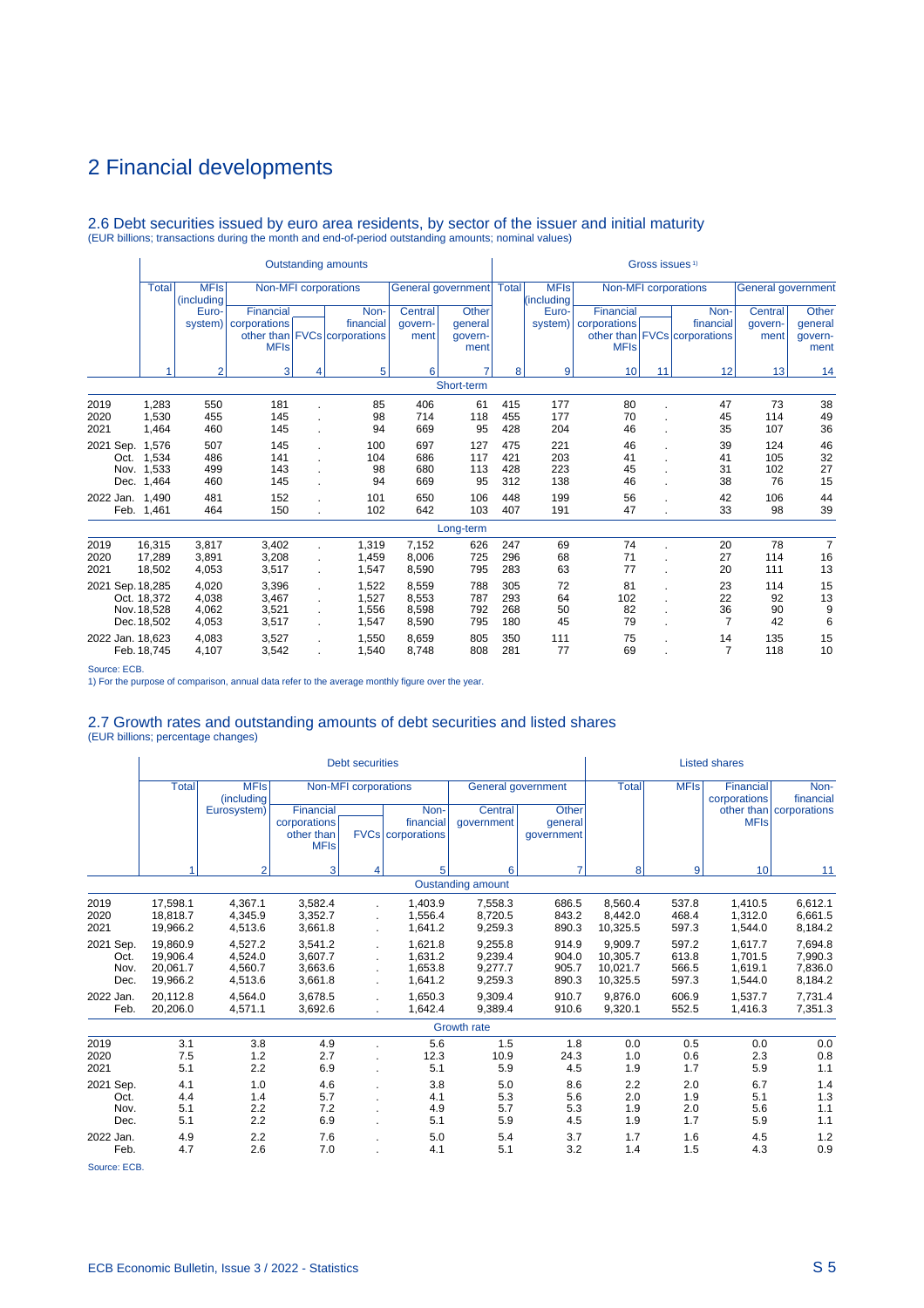# 2 Financial developments

## 2.6 Debt securities issued by euro area residents, by sector of the issuer and initial maturity

(EUR billions; transactions during the month and end-of-period outstanding amounts; nominal values)

| | Outstanding amounts | | | | | | | Gross issues [1] | | | | | | |
|---|---|---|---|---|---|---|---|---|---|---|---|---|---|---|
| | Total | MFIs (including Eurosystem) | Non-MFI corporations | | | General government | | Total | MFIs (including Eurosystem) | Non-MFI corporations | | | General government | |
| | | | Financial corporations other than MFIs | FVCs | Non-financial corporations | Central government | Other general government | | | Financial corporations other than MFIs | FVCs | Non-financial corporations | Central government | Other general government |
| | 1 | 2 | 3 | 4 | 5 | 6 | 7 | 8 | 9 | 10 | 11 | 12 | 13 | 14 |
| **Short-term** | | | | | | | | | | | | | | |
| 2019 | 1,283 | 550 | 181 | . | 85 | 406 | 61 | 415 | 177 | 80 | . | 47 | 73 | 38 |
| 2020 | 1,530 | 455 | 145 | . | 98 | 714 | 118 | 455 | 177 | 70 | . | 45 | 114 | 49 |
| 2021 | 1,464 | 460 | 145 | . | 94 | 669 | 95 | 428 | 204 | 46 | . | 35 | 107 | 36 |
| 2021 Sep. | 1,576 | 507 | 145 | . | 100 | 697 | 127 | 475 | 221 | 46 | . | 39 | 124 | 46 |
| Oct. | 1,534 | 486 | 141 | . | 104 | 686 | 117 | 421 | 203 | 41 | . | 41 | 105 | 32 |
| Nov. | 1,533 | 499 | 143 | . | 98 | 680 | 113 | 428 | 223 | 45 | . | 31 | 102 | 27 |
| Dec. | 1,464 | 460 | 145 | . | 94 | 669 | 95 | 312 | 138 | 46 | . | 38 | 76 | 15 |
| 2022 Jan. | 1,490 | 481 | 152 | . | 101 | 650 | 106 | 448 | 199 | 56 | . | 42 | 106 | 44 |
| Feb. | 1,461 | 464 | 150 | . | 102 | 642 | 103 | 407 | 191 | 47 | . | 33 | 98 | 39 |
| **Long-term** | | | | | | | | | | | | | | |
| 2019 | 16,315 | 3,817 | 3,402 | . | 1,319 | 7,152 | 626 | 247 | 69 | 74 | . | 20 | 78 | 7 |
| 2020 | 17,289 | 3,891 | 3,208 | . | 1,459 | 8,006 | 725 | 296 | 68 | 71 | . | 27 | 114 | 16 |
| 2021 | 18,502 | 4,053 | 3,517 | . | 1,547 | 8,590 | 795 | 283 | 63 | 77 | . | 20 | 111 | 13 |
| 2021 Sep. | 18,285 | 4,020 | 3,396 | . | 1,522 | 8,559 | 788 | 305 | 72 | 81 | . | 23 | 114 | 15 |
| Oct. | 18,372 | 4,038 | 3,467 | . | 1,527 | 8,553 | 787 | 293 | 64 | 102 | . | 22 | 92 | 13 |
| Nov. | 18,528 | 4,062 | 3,521 | . | 1,556 | 8,598 | 792 | 268 | 50 | 82 | . | 36 | 90 | 9 |
| Dec. | 18,502 | 4,053 | 3,517 | . | 1,547 | 8,590 | 795 | 180 | 45 | 79 | . | 7 | 42 | 6 |
| 2022 Jan. | 18,623 | 4,083 | 3,527 | . | 1,550 | 8,659 | 805 | 350 | 111 | 75 | . | 14 | 135 | 15 |
| Feb. | 18,745 | 4,107 | 3,542 | . | 1,540 | 8,748 | 808 | 281 | 77 | 69 | . | 7 | 118 | 10 |

Source: ECB.
1) For the purpose of comparison, annual data refer to the average monthly figure over the year.

## 2.7 Growth rates and outstanding amounts of debt securities and listed shares

(EUR billions; percentage changes)

| | Debt securities | | | | | | | Listed shares | | | |
|---|---|---|---|---|---|---|---|---|---|---|---|
| | Total | MFIs (including Eurosystem) | Non-MFI corporations | | | General government | | Total | MFIs | Financial corporations other than MFIs | Non-financial corporations |
| | | | Financial corporations other than MFIs | FVCs | Non-financial corporations | Central government | Other general government | | | | |
| | 1 | 2 | 3 | 4 | 5 | 6 | 7 | 8 | 9 | 10 | 11 |
| **Oustanding amount** | | | | | | | | | | | |
| 2019 | 17,598.1 | 4,367.1 | 3,582.4 | . | 1,403.9 | 7,558.3 | 686.5 | 8,560.4 | 537.8 | 1,410.5 | 6,612.1 |
| 2020 | 18,818.7 | 4,345.9 | 3,352.7 | . | 1,556.4 | 8,720.5 | 843.2 | 8,442.0 | 468.4 | 1,312.0 | 6,661.5 |
| 2021 | 19,966.2 | 4,513.6 | 3,661.8 | . | 1,641.2 | 9,259.3 | 890.3 | 10,325.5 | 597.3 | 1,544.0 | 8,184.2 |
| 2021 Sep. | 19,860.9 | 4,527.2 | 3,541.2 | . | 1,621.8 | 9,255.8 | 914.9 | 9,909.7 | 597.2 | 1,617.7 | 7,694.8 |
| Oct. | 19,906.4 | 4,524.0 | 3,607.7 | . | 1,631.2 | 9,239.4 | 904.0 | 10,305.7 | 613.8 | 1,701.5 | 7,990.3 |
| Nov. | 20,061.7 | 4,560.7 | 3,663.6 | . | 1,653.8 | 9,277.7 | 905.7 | 10,021.7 | 566.5 | 1,619.1 | 7,836.0 |
| Dec. | 19,966.2 | 4,513.6 | 3,661.8 | . | 1,641.2 | 9,259.3 | 890.3 | 10,325.5 | 597.3 | 1,544.0 | 8,184.2 |
| 2022 Jan. | 20,112.8 | 4,564.0 | 3,678.5 | . | 1,650.3 | 9,309.4 | 910.7 | 9,876.0 | 606.9 | 1,537.7 | 7,731.4 |
| Feb. | 20,206.0 | 4,571.1 | 3,692.6 | . | 1,642.4 | 9,389.4 | 910.6 | 9,320.1 | 552.5 | 1,416.3 | 7,351.3 |
| **Growth rate** | | | | | | | | | | | |
| 2019 | 3.1 | 3.8 | 4.9 | . | 5.6 | 1.5 | 1.8 | 0.0 | 0.5 | 0.0 | 0.0 |
| 2020 | 7.5 | 1.2 | 2.7 | . | 12.3 | 10.9 | 24.3 | 1.0 | 0.6 | 2.3 | 0.8 |
| 2021 | 5.1 | 2.2 | 6.9 | . | 5.1 | 5.9 | 4.5 | 1.9 | 1.7 | 5.9 | 1.1 |
| 2021 Sep. | 4.1 | 1.0 | 4.6 | . | 3.8 | 5.0 | 8.6 | 2.2 | 2.0 | 6.7 | 1.4 |
| Oct. | 4.4 | 1.4 | 5.7 | . | 4.1 | 5.3 | 5.6 | 2.0 | 1.9 | 5.1 | 1.3 |
| Nov. | 5.1 | 2.2 | 7.2 | . | 4.9 | 5.7 | 5.3 | 1.9 | 2.0 | 5.6 | 1.1 |
| Dec. | 5.1 | 2.2 | 6.9 | . | 5.1 | 5.9 | 4.5 | 1.9 | 1.7 | 5.9 | 1.1 |
| 2022 Jan. | 4.9 | 2.2 | 7.6 | . | 5.0 | 5.4 | 3.7 | 1.7 | 1.6 | 4.5 | 1.2 |
| Feb. | 4.7 | 2.6 | 7.0 | . | 4.1 | 5.1 | 3.2 | 1.4 | 1.5 | 4.3 | 0.9 |

Source: ECB.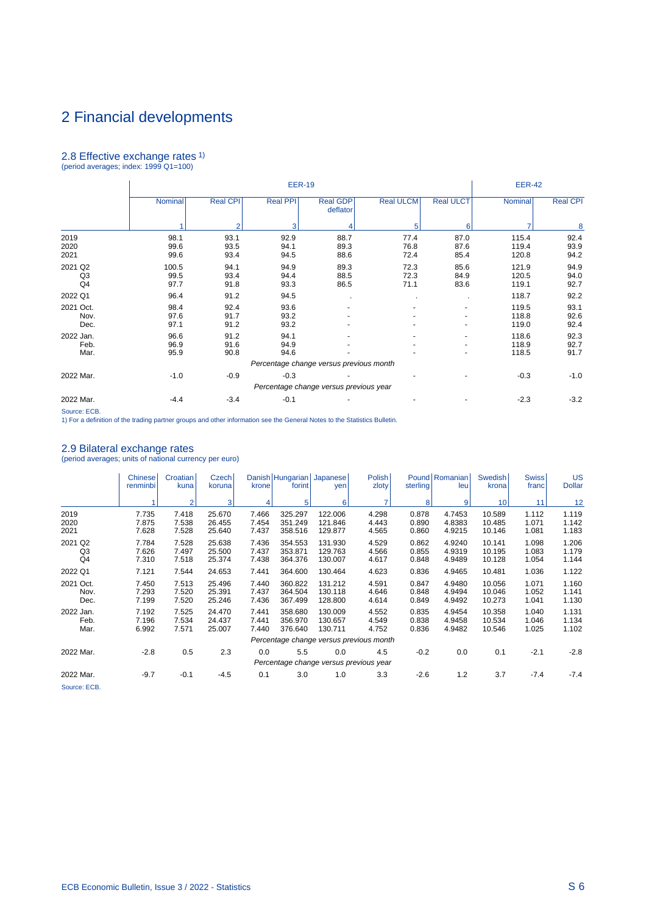# 2 Financial developments

## 2.8 Effective exchange rates 1)

(period averages; index: 1999 Q1=100)

| | EER-19 | | | | | | EER-42 | |
|---|---|---|---|---|---|---|---|---|
| | Nominal | Real CPI | Real PPI | Real GDP deflator | Real ULCM | Real ULCT | Nominal | Real CPI |
| | 1 | 2 | 3 | 4 | 5 | 6 | 7 | 8 |
| 2019 | 98.1 | 93.1 | 92.9 | 88.7 | 77.4 | 87.0 | 115.4 | 92.4 |
| 2020 | 99.6 | 93.5 | 94.1 | 89.3 | 76.8 | 87.6 | 119.4 | 93.9 |
| 2021 | 99.6 | 93.4 | 94.5 | 88.6 | 72.4 | 85.4 | 120.8 | 94.2 |
| 2021 Q2 | 100.5 | 94.1 | 94.9 | 89.3 | 72.3 | 85.6 | 121.9 | 94.9 |
| Q3 | 99.5 | 93.4 | 94.4 | 88.5 | 72.3 | 84.9 | 120.5 | 94.0 |
| Q4 | 97.7 | 91.8 | 93.3 | 86.5 | 71.1 | 83.6 | 119.1 | 92.7 |
| 2022 Q1 | 96.4 | 91.2 | 94.5 | . | . | . | 118.7 | 92.2 |
| 2021 Oct. | 98.4 | 92.4 | 93.6 | - | - | - | 119.5 | 93.1 |
| Nov. | 97.6 | 91.7 | 93.2 | - | - | - | 118.8 | 92.6 |
| Dec. | 97.1 | 91.2 | 93.2 | - | - | - | 119.0 | 92.4 |
| 2022 Jan. | 96.6 | 91.2 | 94.1 | - | - | - | 118.6 | 92.3 |
| Feb. | 96.9 | 91.6 | 94.9 | - | - | - | 118.9 | 92.7 |
| Mar. | 95.9 | 90.8 | 94.6 | - | - | - | 118.5 | 91.7 |
| | *Percentage change versus previous month* | | | | | | | |
| 2022 Mar. | -1.0 | -0.9 | -0.3 | - | - | - | -0.3 | -1.0 |
| | *Percentage change versus previous year* | | | | | | | |
| 2022 Mar. | -4.4 | -3.4 | -0.1 | - | - | - | -2.3 | -3.2 |

Source: ECB.

1) For a definition of the trading partner groups and other information see the General Notes to the Statistics Bulletin.

## 2.9 Bilateral exchange rates

(period averages; units of national currency per euro)

| | Chinese renminbi | Croatian kuna | Czech koruna | Danish krone | Hungarian forint | Japanese yen | Polish zloty | Pound sterling | Romanian leu | Swedish krona | Swiss franc | US Dollar |
|---|---|---|---|---|---|---|---|---|---|---|---|---|
| | 1 | 2 | 3 | 4 | 5 | 6 | 7 | 8 | 9 | 10 | 11 | 12 |
| 2019 | 7.735 | 7.418 | 25.670 | 7.466 | 325.297 | 122.006 | 4.298 | 0.878 | 4.7453 | 10.589 | 1.112 | 1.119 |
| 2020 | 7.875 | 7.538 | 26.455 | 7.454 | 351.249 | 121.846 | 4.443 | 0.890 | 4.8383 | 10.485 | 1.071 | 1.142 |
| 2021 | 7.628 | 7.528 | 25.640 | 7.437 | 358.516 | 129.877 | 4.565 | 0.860 | 4.9215 | 10.146 | 1.081 | 1.183 |
| 2021 Q2 | 7.784 | 7.528 | 25.638 | 7.436 | 354.553 | 131.930 | 4.529 | 0.862 | 4.9240 | 10.141 | 1.098 | 1.206 |
| Q3 | 7.626 | 7.497 | 25.500 | 7.437 | 353.871 | 129.763 | 4.566 | 0.855 | 4.9319 | 10.195 | 1.083 | 1.179 |
| Q4 | 7.310 | 7.518 | 25.374 | 7.438 | 364.376 | 130.007 | 4.617 | 0.848 | 4.9489 | 10.128 | 1.054 | 1.144 |
| 2022 Q1 | 7.121 | 7.544 | 24.653 | 7.441 | 364.600 | 130.464 | 4.623 | 0.836 | 4.9465 | 10.481 | 1.036 | 1.122 |
| 2021 Oct. | 7.450 | 7.513 | 25.496 | 7.440 | 360.822 | 131.212 | 4.591 | 0.847 | 4.9480 | 10.056 | 1.071 | 1.160 |
| Nov. | 7.293 | 7.520 | 25.391 | 7.437 | 364.504 | 130.118 | 4.646 | 0.848 | 4.9494 | 10.046 | 1.052 | 1.141 |
| Dec. | 7.199 | 7.520 | 25.246 | 7.436 | 367.499 | 128.800 | 4.614 | 0.849 | 4.9492 | 10.273 | 1.041 | 1.130 |
| 2022 Jan. | 7.192 | 7.525 | 24.470 | 7.441 | 358.680 | 130.009 | 4.552 | 0.835 | 4.9454 | 10.358 | 1.040 | 1.131 |
| Feb. | 7.196 | 7.534 | 24.437 | 7.441 | 356.970 | 130.657 | 4.549 | 0.838 | 4.9458 | 10.534 | 1.046 | 1.134 |
| Mar. | 6.992 | 7.571 | 25.007 | 7.440 | 376.640 | 130.711 | 4.752 | 0.836 | 4.9482 | 10.546 | 1.025 | 1.102 |
| | *Percentage change versus previous month* | | | | | | | | | | | |
| 2022 Mar. | -2.8 | 0.5 | 2.3 | 0.0 | 5.5 | 0.0 | 4.5 | -0.2 | 0.0 | 0.1 | -2.1 | -2.8 |
| | *Percentage change versus previous year* | | | | | | | | | | | |
| 2022 Mar. | -9.7 | -0.1 | -4.5 | 0.1 | 3.0 | 1.0 | 3.3 | -2.6 | 1.2 | 3.7 | -7.4 | -7.4 |

Source: ECB.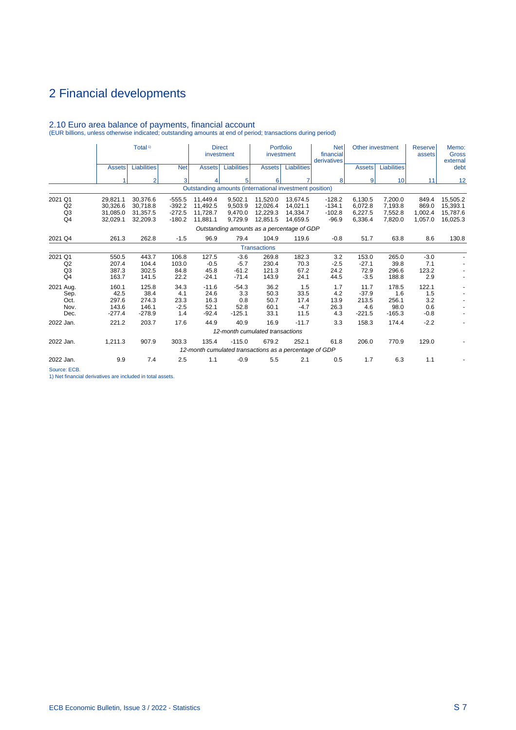# 2 Financial developments

## 2.10 Euro area balance of payments, financial account

(EUR billions, unless otherwise indicated; outstanding amounts at end of period; transactions during period)

| | Total [1] | | | Direct investment | | Portfolio investment | | Net financial derivatives | Other investment | | Reserve assets | Memo: Gross external debt |
|---|---|---|---|---|---|---|---|---|---|---|---|---|
| | Assets | Liabilities | Net | Assets | Liabilities | Assets | Liabilities | | Assets | Liabilities | | |
| | 1 | 2 | 3 | 4 | 5 | 6 | 7 | 8 | 9 | 10 | 11 | 12 |
| | | | | | | *Outstanding amounts (international investment position)* | | | | | | |
| 2021 Q1 | 29,821.1 | 30,376.6 | -555.5 | 11,449.4 | 9,502.1 | 11,520.0 | 13,674.5 | -128.2 | 6,130.5 | 7,200.0 | 849.4 | 15,505.2 |
| Q2 | 30,326.6 | 30,718.8 | -392.2 | 11,492.5 | 9,503.9 | 12,026.4 | 14,021.1 | -134.1 | 6,072.8 | 7,193.8 | 869.0 | 15,393.1 |
| Q3 | 31,085.0 | 31,357.5 | -272.5 | 11,728.7 | 9,470.0 | 12,229.3 | 14,334.7 | -102.8 | 6,227.5 | 7,552.8 | 1,002.4 | 15,787.6 |
| Q4 | 32,029.1 | 32,209.3 | -180.2 | 11,881.1 | 9,729.9 | 12,851.5 | 14,659.5 | -96.9 | 6,336.4 | 7,820.0 | 1,057.0 | 16,025.3 |
| | | | | | | *Outstanding amounts as a percentage of GDP* | | | | | | |
| 2021 Q4 | 261.3 | 262.8 | -1.5 | 96.9 | 79.4 | 104.9 | 119.6 | -0.8 | 51.7 | 63.8 | 8.6 | 130.8 |
| | | | | | | *Transactions* | | | | | | |
| 2021 Q1 | 550.5 | 443.7 | 106.8 | 127.5 | -3.6 | 269.8 | 182.3 | 3.2 | 153.0 | 265.0 | -3.0 | - |
| Q2 | 207.4 | 104.4 | 103.0 | -0.5 | -5.7 | 230.4 | 70.3 | -2.5 | -27.1 | 39.8 | 7.1 | - |
| Q3 | 387.3 | 302.5 | 84.8 | 45.8 | -61.2 | 121.3 | 67.2 | 24.2 | 72.9 | 296.6 | 123.2 | - |
| Q4 | 163.7 | 141.5 | 22.2 | -24.1 | -71.4 | 143.9 | 24.1 | 44.5 | -3.5 | 188.8 | 2.9 | - |
| 2021 Aug. | 160.1 | 125.8 | 34.3 | -11.6 | -54.3 | 36.2 | 1.5 | 1.7 | 11.7 | 178.5 | 122.1 | - |
| Sep. | 42.5 | 38.4 | 4.1 | 24.6 | 3.3 | 50.3 | 33.5 | 4.2 | -37.9 | 1.6 | 1.5 | - |
| Oct. | 297.6 | 274.3 | 23.3 | 16.3 | 0.8 | 50.7 | 17.4 | 13.9 | 213.5 | 256.1 | 3.2 | - |
| Nov. | 143.6 | 146.1 | -2.5 | 52.1 | 52.8 | 60.1 | -4.7 | 26.3 | 4.6 | 98.0 | 0.6 | - |
| Dec. | -277.4 | -278.9 | 1.4 | -92.4 | -125.1 | 33.1 | 11.5 | 4.3 | -221.5 | -165.3 | -0.8 | - |
| 2022 Jan. | 221.2 | 203.7 | 17.6 | 44.9 | 40.9 | 16.9 | -11.7 | 3.3 | 158.3 | 174.4 | -2.2 | - |
| | | | | | | *12-month cumulated transactions* | | | | | | |
| 2022 Jan. | 1,211.3 | 907.9 | 303.3 | 135.4 | -115.0 | 679.2 | 252.1 | 61.8 | 206.0 | 770.9 | 129.0 | - |
| | | | | | | *12-month cumulated transactions as a percentage of GDP* | | | | | | |
| 2022 Jan. | 9.9 | 7.4 | 2.5 | 1.1 | -0.9 | 5.5 | 2.1 | 0.5 | 1.7 | 6.3 | 1.1 | - |

Source: ECB.

1) Net financial derivatives are included in total assets.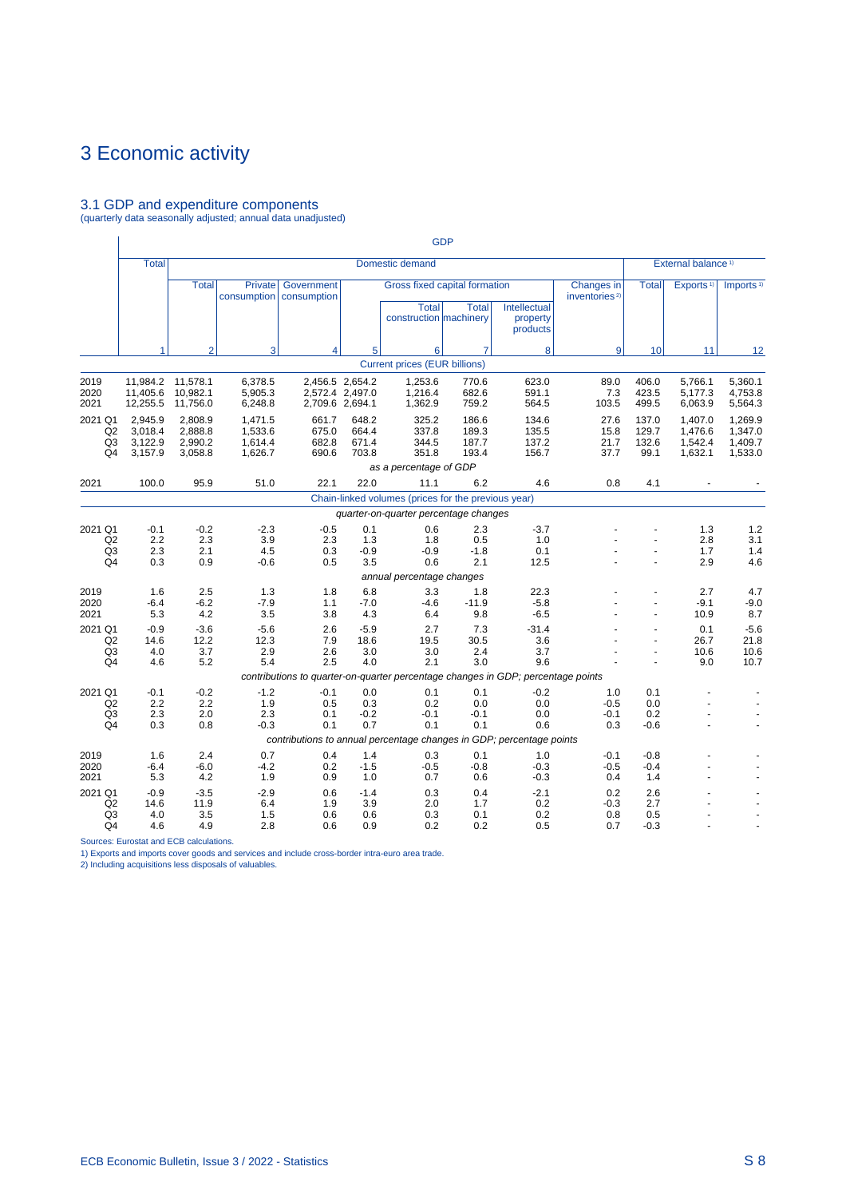# 3 Economic activity

## 3.1 GDP and expenditure components

(quarterly data seasonally adjusted; annual data unadjusted)

| | GDP | | | | | | | | | | | |
|---|---|---|---|---|---|---|---|---|---|---|---|---|
| | Total | Domestic demand | | | | | | | | External balance [1] | | |
| | | Total | Private consumption | Government consumption | Gross fixed capital formation | | | | Changes in inventories [2] | Total | Exports [1] | Imports [1] |
| | | | | | Total | Total construction | Total machinery | Intellectual property products | | | | |
| | 1 | 2 | 3 | 4 | 5 | 6 | 7 | 8 | 9 | 10 | 11 | 12 |
| | *Current prices (EUR billions)* | | | | | | | | | | | |
| 2019 | 11,984.2 | 11,578.1 | 6,378.5 | 2,456.5 | 2,654.2 | 1,253.6 | 770.6 | 623.0 | 89.0 | 406.0 | 5,766.1 | 5,360.1 |
| 2020 | 11,405.6 | 10,982.1 | 5,905.3 | 2,572.4 | 2,497.0 | 1,216.4 | 682.6 | 591.1 | 7.3 | 423.5 | 5,177.3 | 4,753.8 |
| 2021 | 12,255.5 | 11,756.0 | 6,248.8 | 2,709.6 | 2,694.1 | 1,362.9 | 759.2 | 564.5 | 103.5 | 499.5 | 6,063.9 | 5,564.3 |
| 2021 Q1 | 2,945.9 | 2,808.9 | 1,471.5 | 661.7 | 648.2 | 325.2 | 186.6 | 134.6 | 27.6 | 137.0 | 1,407.0 | 1,269.9 |
| Q2 | 3,018.4 | 2,888.8 | 1,533.6 | 675.0 | 664.4 | 337.8 | 189.3 | 135.5 | 15.8 | 129.7 | 1,476.6 | 1,347.0 |
| Q3 | 3,122.9 | 2,990.2 | 1,614.4 | 682.8 | 671.4 | 344.5 | 187.7 | 137.2 | 21.7 | 132.6 | 1,542.4 | 1,409.7 |
| Q4 | 3,157.9 | 3,058.8 | 1,626.7 | 690.6 | 703.8 | 351.8 | 193.4 | 156.7 | 37.7 | 99.1 | 1,632.1 | 1,533.0 |
| | *as a percentage of GDP* | | | | | | | | | | | |
| 2021 | 100.0 | 95.9 | 51.0 | 22.1 | 22.0 | 11.1 | 6.2 | 4.6 | 0.8 | 4.1 | - | - |
| | *Chain-linked volumes (prices for the previous year)* | | | | | | | | | | | |
| | *quarter-on-quarter percentage changes* | | | | | | | | | | | |
| 2021 Q1 | -0.1 | -0.2 | -2.3 | -0.5 | 0.1 | 0.6 | 2.3 | -3.7 | - | - | 1.3 | 1.2 |
| Q2 | 2.2 | 2.3 | 3.9 | 2.3 | 1.3 | 1.8 | 0.5 | 1.0 | - | - | 2.8 | 3.1 |
| Q3 | 2.3 | 2.1 | 4.5 | 0.3 | -0.9 | -0.9 | -1.8 | 0.1 | - | - | 1.7 | 1.4 |
| Q4 | 0.3 | 0.9 | -0.6 | 0.5 | 3.5 | 0.6 | 2.1 | 12.5 | - | - | 2.9 | 4.6 |
| | *annual percentage changes* | | | | | | | | | | | |
| 2019 | 1.6 | 2.5 | 1.3 | 1.8 | 6.8 | 3.3 | 1.8 | 22.3 | - | - | 2.7 | 4.7 |
| 2020 | -6.4 | -6.2 | -7.9 | 1.1 | -7.0 | -4.6 | -11.9 | -5.8 | - | - | -9.1 | -9.0 |
| 2021 | 5.3 | 4.2 | 3.5 | 3.8 | 4.3 | 6.4 | 9.8 | -6.5 | - | - | 10.9 | 8.7 |
| 2021 Q1 | -0.9 | -3.6 | -5.6 | 2.6 | -5.9 | 2.7 | 7.3 | -31.4 | - | - | 0.1 | -5.6 |
| Q2 | 14.6 | 12.2 | 12.3 | 7.9 | 18.6 | 19.5 | 30.5 | 3.6 | - | - | 26.7 | 21.8 |
| Q3 | 4.0 | 3.7 | 2.9 | 2.6 | 3.0 | 3.0 | 2.4 | 3.7 | - | - | 10.6 | 10.6 |
| Q4 | 4.6 | 5.2 | 5.4 | 2.5 | 4.0 | 2.1 | 3.0 | 9.6 | - | - | 9.0 | 10.7 |
| | *contributions to quarter-on-quarter percentage changes in GDP; percentage points* | | | | | | | | | | | |
| 2021 Q1 | -0.1 | -0.2 | -1.2 | -0.1 | 0.0 | 0.1 | 0.1 | -0.2 | 1.0 | 0.1 | - | - |
| Q2 | 2.2 | 2.2 | 1.9 | 0.5 | 0.3 | 0.2 | 0.0 | 0.0 | -0.5 | 0.0 | - | - |
| Q3 | 2.3 | 2.0 | 2.3 | 0.1 | -0.2 | -0.1 | -0.1 | 0.0 | -0.1 | 0.2 | - | - |
| Q4 | 0.3 | 0.8 | -0.3 | 0.1 | 0.7 | 0.1 | 0.1 | 0.6 | 0.3 | -0.6 | - | - |
| | *contributions to annual percentage changes in GDP; percentage points* | | | | | | | | | | | |
| 2019 | 1.6 | 2.4 | 0.7 | 0.4 | 1.4 | 0.3 | 0.1 | 1.0 | -0.1 | -0.8 | - | - |
| 2020 | -6.4 | -6.0 | -4.2 | 0.2 | -1.5 | -0.5 | -0.8 | -0.3 | -0.5 | -0.4 | - | - |
| 2021 | 5.3 | 4.2 | 1.9 | 0.9 | 1.0 | 0.7 | 0.6 | -0.3 | 0.4 | 1.4 | - | - |
| 2021 Q1 | -0.9 | -3.5 | -2.9 | 0.6 | -1.4 | 0.3 | 0.4 | -2.1 | 0.2 | 2.6 | - | - |
| Q2 | 14.6 | 11.9 | 6.4 | 1.9 | 3.9 | 2.0 | 1.7 | 0.2 | -0.3 | 2.7 | - | - |
| Q3 | 4.0 | 3.5 | 1.5 | 0.6 | 0.6 | 0.3 | 0.1 | 0.2 | 0.8 | 0.5 | - | - |
| Q4 | 4.6 | 4.9 | 2.8 | 0.6 | 0.9 | 0.2 | 0.2 | 0.5 | 0.7 | -0.3 | - | - |

Sources: Eurostat and ECB calculations.

1) Exports and imports cover goods and services and include cross-border intra-euro area trade.

2) Including acquisitions less disposals of valuables.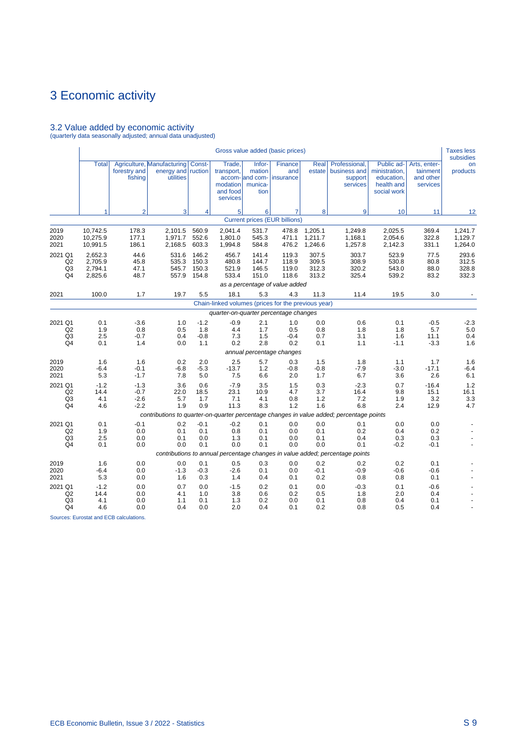# 3 Economic activity

## 3.2 Value added by economic activity

(quarterly data seasonally adjusted; annual data unadjusted)

| | Gross value added (basic prices) | | | | | | | | | | | Taxes less subsidies on products |
|---|---|---|---|---|---|---|---|---|---|---|---|---|
| | Total | Agriculture, forestry and fishing | Manufacturing energy and utilities | Construction | Trade, transport, accommodation and food services | Information and communication | Finance and insurance | Real estate | Professional, business and support services | Public administration, education, health and social work | Arts, entertainment and other services | |
| | 1 | 2 | 3 | 4 | 5 | 6 | 7 | 8 | 9 | 10 | 11 | 12 |
| | *Current prices (EUR billions)* | | | | | | | | | | | |
| 2019 | 10,742.5 | 178.3 | 2,101.5 | 560.9 | 2,041.4 | 531.7 | 478.8 | 1,205.1 | 1,249.8 | 2,025.5 | 369.4 | 1,241.7 |
| 2020 | 10,275.9 | 177.1 | 1,971.7 | 552.6 | 1,801.0 | 545.3 | 471.1 | 1,211.7 | 1,168.1 | 2,054.6 | 322.8 | 1,129.7 |
| 2021 | 10,991.5 | 186.1 | 2,168.5 | 603.3 | 1,994.8 | 584.8 | 476.2 | 1,246.6 | 1,257.8 | 2,142.3 | 331.1 | 1,264.0 |
| 2021 Q1 | 2,652.3 | 44.6 | 531.6 | 146.2 | 456.7 | 141.4 | 119.3 | 307.5 | 303.7 | 523.9 | 77.5 | 293.6 |
| Q2 | 2,705.9 | 45.8 | 535.3 | 150.3 | 480.8 | 144.7 | 118.9 | 309.5 | 308.9 | 530.8 | 80.8 | 312.5 |
| Q3 | 2,794.1 | 47.1 | 545.7 | 150.3 | 521.9 | 146.5 | 119.0 | 312.3 | 320.2 | 543.0 | 88.0 | 328.8 |
| Q4 | 2,825.6 | 48.7 | 557.9 | 154.8 | 533.4 | 151.0 | 118.6 | 313.2 | 325.4 | 539.2 | 83.2 | 332.3 |
| | *as a percentage of value added* | | | | | | | | | | | |
| 2021 | 100.0 | 1.7 | 19.7 | 5.5 | 18.1 | 5.3 | 4.3 | 11.3 | 11.4 | 19.5 | 3.0 | - |
| | *Chain-linked volumes (prices for the previous year)* | | | | | | | | | | | |
| | *quarter-on-quarter percentage changes* | | | | | | | | | | | |
| 2021 Q1 | 0.1 | -3.6 | 1.0 | -1.2 | -0.9 | 2.1 | 1.0 | 0.0 | 0.6 | 0.1 | -0.5 | -2.3 |
| Q2 | 1.9 | 0.8 | 0.5 | 1.8 | 4.4 | 1.7 | 0.5 | 0.8 | 1.8 | 1.8 | 5.7 | 5.0 |
| Q3 | 2.5 | -0.7 | 0.4 | -0.8 | 7.3 | 1.5 | -0.4 | 0.7 | 3.1 | 1.6 | 11.1 | 0.4 |
| Q4 | 0.1 | 1.4 | 0.0 | 1.1 | 0.2 | 2.8 | 0.2 | 0.1 | 1.1 | -1.1 | -3.3 | 1.6 |
| | *annual percentage changes* | | | | | | | | | | | |
| 2019 | 1.6 | 1.6 | 0.2 | 2.0 | 2.5 | 5.7 | 0.3 | 1.5 | 1.8 | 1.1 | 1.7 | 1.6 |
| 2020 | -6.4 | -0.1 | -6.8 | -5.3 | -13.7 | 1.2 | -0.8 | -0.8 | -7.9 | -3.0 | -17.1 | -6.4 |
| 2021 | 5.3 | -1.7 | 7.8 | 5.0 | 7.5 | 6.6 | 2.0 | 1.7 | 6.7 | 3.6 | 2.6 | 6.1 |
| 2021 Q1 | -1.2 | -1.3 | 3.6 | 0.6 | -7.9 | 3.5 | 1.5 | 0.3 | -2.3 | 0.7 | -16.4 | 1.2 |
| Q2 | 14.4 | -0.7 | 22.0 | 18.5 | 23.1 | 10.9 | 4.7 | 3.7 | 16.4 | 9.8 | 15.1 | 16.1 |
| Q3 | 4.1 | -2.6 | 5.7 | 1.7 | 7.1 | 4.1 | 0.8 | 1.2 | 7.2 | 1.9 | 3.2 | 3.3 |
| Q4 | 4.6 | -2.2 | 1.9 | 0.9 | 11.3 | 8.3 | 1.2 | 1.6 | 6.8 | 2.4 | 12.9 | 4.7 |
| | *contributions to quarter-on-quarter percentage changes in value added; percentage points* | | | | | | | | | | | |
| 2021 Q1 | 0.1 | -0.1 | 0.2 | -0.1 | -0.2 | 0.1 | 0.0 | 0.0 | 0.1 | 0.0 | 0.0 | - |
| Q2 | 1.9 | 0.0 | 0.1 | 0.1 | 0.8 | 0.1 | 0.0 | 0.1 | 0.2 | 0.4 | 0.2 | - |
| Q3 | 2.5 | 0.0 | 0.1 | 0.0 | 1.3 | 0.1 | 0.0 | 0.1 | 0.4 | 0.3 | 0.3 | - |
| Q4 | 0.1 | 0.0 | 0.0 | 0.1 | 0.0 | 0.1 | 0.0 | 0.0 | 0.1 | -0.2 | -0.1 | - |
| | *contributions to annual percentage changes in value added; percentage points* | | | | | | | | | | | |
| 2019 | 1.6 | 0.0 | 0.0 | 0.1 | 0.5 | 0.3 | 0.0 | 0.2 | 0.2 | 0.2 | 0.1 | - |
| 2020 | -6.4 | 0.0 | -1.3 | -0.3 | -2.6 | 0.1 | 0.0 | -0.1 | -0.9 | -0.6 | -0.6 | - |
| 2021 | 5.3 | 0.0 | 1.6 | 0.3 | 1.4 | 0.4 | 0.1 | 0.2 | 0.8 | 0.8 | 0.1 | - |
| 2021 Q1 | -1.2 | 0.0 | 0.7 | 0.0 | -1.5 | 0.2 | 0.1 | 0.0 | -0.3 | 0.1 | -0.6 | - |
| Q2 | 14.4 | 0.0 | 4.1 | 1.0 | 3.8 | 0.6 | 0.2 | 0.5 | 1.8 | 2.0 | 0.4 | - |
| Q3 | 4.1 | 0.0 | 1.1 | 0.1 | 1.3 | 0.2 | 0.0 | 0.1 | 0.8 | 0.4 | 0.1 | - |
| Q4 | 4.6 | 0.0 | 0.4 | 0.0 | 2.0 | 0.4 | 0.1 | 0.2 | 0.8 | 0.5 | 0.4 | - |

Sources: Eurostat and ECB calculations.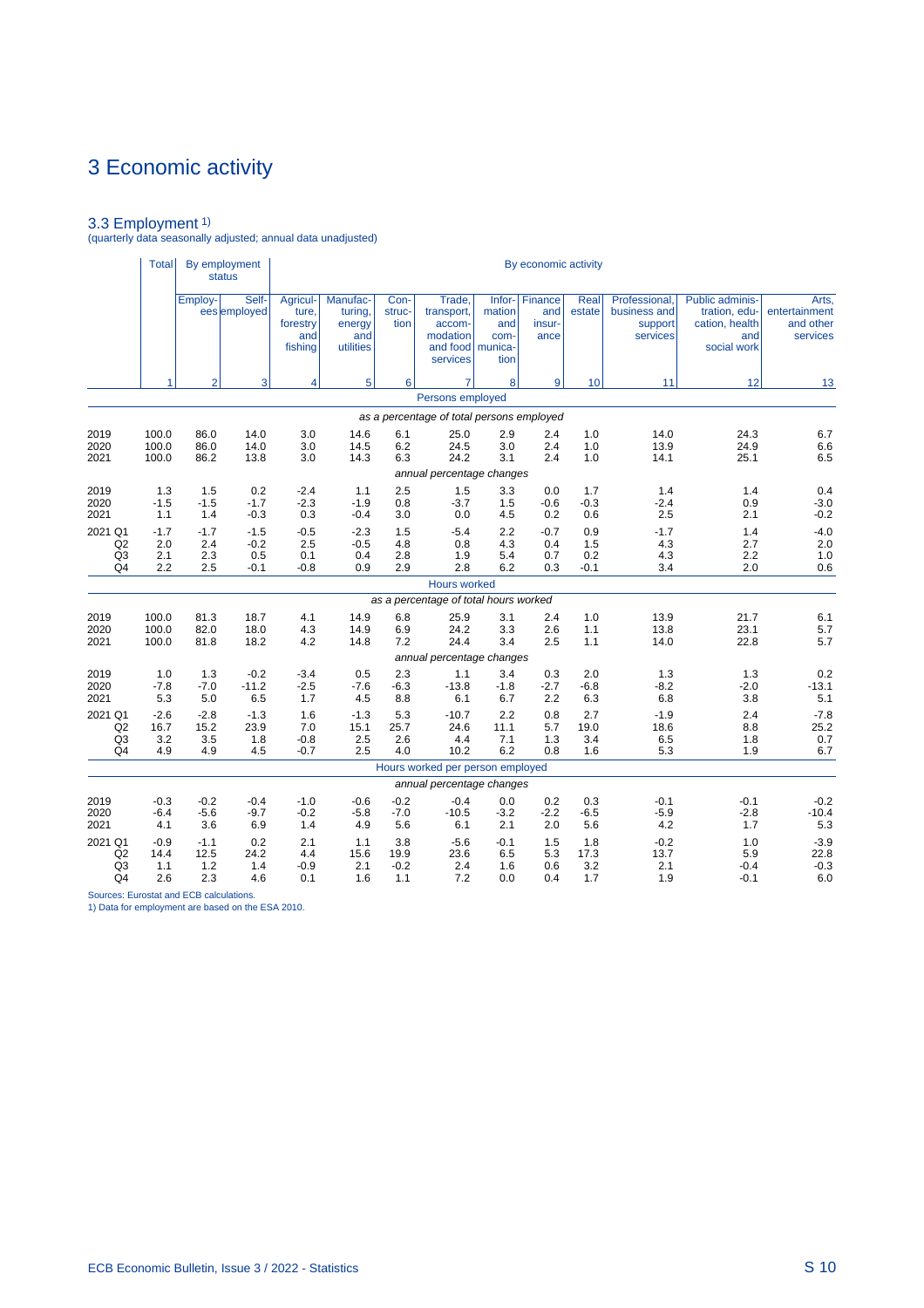# 3 Economic activity

## 3.3 Employment [1)]

(quarterly data seasonally adjusted; annual data unadjusted)

| | Total | By employment status | | By economic activity | | | | | | | | | |
|---|---|---|---|---|---|---|---|---|---|---|---|---|---|
| | | Employees | Self-employed | Agriculture, forestry and fishing | Manufacturing, energy and utilities | Construction | Trade, transport, accommodation and food services | Information and communication | Finance and insurance | Real estate | Professional, business and support services | Public administration, education, health and social work | Arts, entertainment and other services |
| | 1 | 2 | 3 | 4 | 5 | 6 | 7 | 8 | 9 | 10 | 11 | 12 | 13 |
| | **Persons employed** | | | | | | | | | | | | |
| | *as a percentage of total persons employed* | | | | | | | | | | | | |
| 2019 | 100.0 | 86.0 | 14.0 | 3.0 | 14.6 | 6.1 | 25.0 | 2.9 | 2.4 | 1.0 | 14.0 | 24.3 | 6.7 |
| 2020 | 100.0 | 86.0 | 14.0 | 3.0 | 14.5 | 6.2 | 24.5 | 3.0 | 2.4 | 1.0 | 13.9 | 24.9 | 6.6 |
| 2021 | 100.0 | 86.2 | 13.8 | 3.0 | 14.3 | 6.3 | 24.2 | 3.1 | 2.4 | 1.0 | 14.1 | 25.1 | 6.5 |
| | *annual percentage changes* | | | | | | | | | | | | |
| 2019 | 1.3 | 1.5 | 0.2 | -2.4 | 1.1 | 2.5 | 1.5 | 3.3 | 0.0 | 1.7 | 1.4 | 1.4 | 0.4 |
| 2020 | -1.5 | -1.5 | -1.7 | -2.3 | -1.9 | 0.8 | -3.7 | 1.5 | -0.6 | -0.3 | -2.4 | 0.9 | -3.0 |
| 2021 | 1.1 | 1.4 | -0.3 | 0.3 | -0.4 | 3.0 | 0.0 | 4.5 | 0.2 | 0.6 | 2.5 | 2.1 | -0.2 |
| 2021 Q1 | -1.7 | -1.7 | -1.5 | -0.5 | -2.3 | 1.5 | -5.4 | 2.2 | -0.7 | 0.9 | -1.7 | 1.4 | -4.0 |
| Q2 | 2.0 | 2.4 | -0.2 | 2.5 | -0.5 | 4.8 | 0.8 | 4.3 | 0.4 | 1.5 | 4.3 | 2.7 | 2.0 |
| Q3 | 2.1 | 2.3 | 0.5 | 0.1 | 0.4 | 2.8 | 1.9 | 5.4 | 0.7 | 0.2 | 4.3 | 2.2 | 1.0 |
| Q4 | 2.2 | 2.5 | -0.1 | -0.8 | 0.9 | 2.9 | 2.8 | 6.2 | 0.3 | -0.1 | 3.4 | 2.0 | 0.6 |
| | **Hours worked** | | | | | | | | | | | | |
| | *as a percentage of total hours worked* | | | | | | | | | | | | |
| 2019 | 100.0 | 81.3 | 18.7 | 4.1 | 14.9 | 6.8 | 25.9 | 3.1 | 2.4 | 1.0 | 13.9 | 21.7 | 6.1 |
| 2020 | 100.0 | 82.0 | 18.0 | 4.3 | 14.9 | 6.9 | 24.2 | 3.3 | 2.6 | 1.1 | 13.8 | 23.1 | 5.7 |
| 2021 | 100.0 | 81.8 | 18.2 | 4.2 | 14.8 | 7.2 | 24.4 | 3.4 | 2.5 | 1.1 | 14.0 | 22.8 | 5.7 |
| | *annual percentage changes* | | | | | | | | | | | | |
| 2019 | 1.0 | 1.3 | -0.2 | -3.4 | 0.5 | 2.3 | 1.1 | 3.4 | 0.3 | 2.0 | 1.3 | 1.3 | 0.2 |
| 2020 | -7.8 | -7.0 | -11.2 | -2.5 | -7.6 | -6.3 | -13.8 | -1.8 | -2.7 | -6.8 | -8.2 | -2.0 | -13.1 |
| 2021 | 5.3 | 5.0 | 6.5 | 1.7 | 4.5 | 8.8 | 6.1 | 6.7 | 2.2 | 6.3 | 6.8 | 3.8 | 5.1 |
| 2021 Q1 | -2.6 | -2.8 | -1.3 | 1.6 | -1.3 | 5.3 | -10.7 | 2.2 | 0.8 | 2.7 | -1.9 | 2.4 | -7.8 |
| Q2 | 16.7 | 15.2 | 23.9 | 7.0 | 15.1 | 25.7 | 24.6 | 11.1 | 5.7 | 19.0 | 18.6 | 8.8 | 25.2 |
| Q3 | 3.2 | 3.5 | 1.8 | -0.8 | 2.5 | 2.6 | 4.4 | 7.1 | 1.3 | 3.4 | 6.5 | 1.8 | 0.7 |
| Q4 | 4.9 | 4.9 | 4.5 | -0.7 | 2.5 | 4.0 | 10.2 | 6.2 | 0.8 | 1.6 | 5.3 | 1.9 | 6.7 |
| | **Hours worked per person employed** | | | | | | | | | | | | |
| | *annual percentage changes* | | | | | | | | | | | | |
| 2019 | -0.3 | -0.2 | -0.4 | -1.0 | -0.6 | -0.2 | -0.4 | 0.0 | 0.2 | 0.3 | -0.1 | -0.1 | -0.2 |
| 2020 | -6.4 | -5.6 | -9.7 | -0.2 | -5.8 | -7.0 | -10.5 | -3.2 | -2.2 | -6.5 | -5.9 | -2.8 | -10.4 |
| 2021 | 4.1 | 3.6 | 6.9 | 1.4 | 4.9 | 5.6 | 6.1 | 2.1 | 2.0 | 5.6 | 4.2 | 1.7 | 5.3 |
| 2021 Q1 | -0.9 | -1.1 | 0.2 | 2.1 | 1.1 | 3.8 | -5.6 | -0.1 | 1.5 | 1.8 | -0.2 | 1.0 | -3.9 |
| Q2 | 14.4 | 12.5 | 24.2 | 4.4 | 15.6 | 19.9 | 23.6 | 6.5 | 5.3 | 17.3 | 13.7 | 5.9 | 22.8 |
| Q3 | 1.1 | 1.2 | 1.4 | -0.9 | 2.1 | -0.2 | 2.4 | 1.6 | 0.6 | 3.2 | 2.1 | -0.4 | -0.3 |
| Q4 | 2.6 | 2.3 | 4.6 | 0.1 | 1.6 | 1.1 | 7.2 | 0.0 | 0.4 | 1.7 | 1.9 | -0.1 | 6.0 |

Sources: Eurostat and ECB calculations.

1) Data for employment are based on the ESA 2010.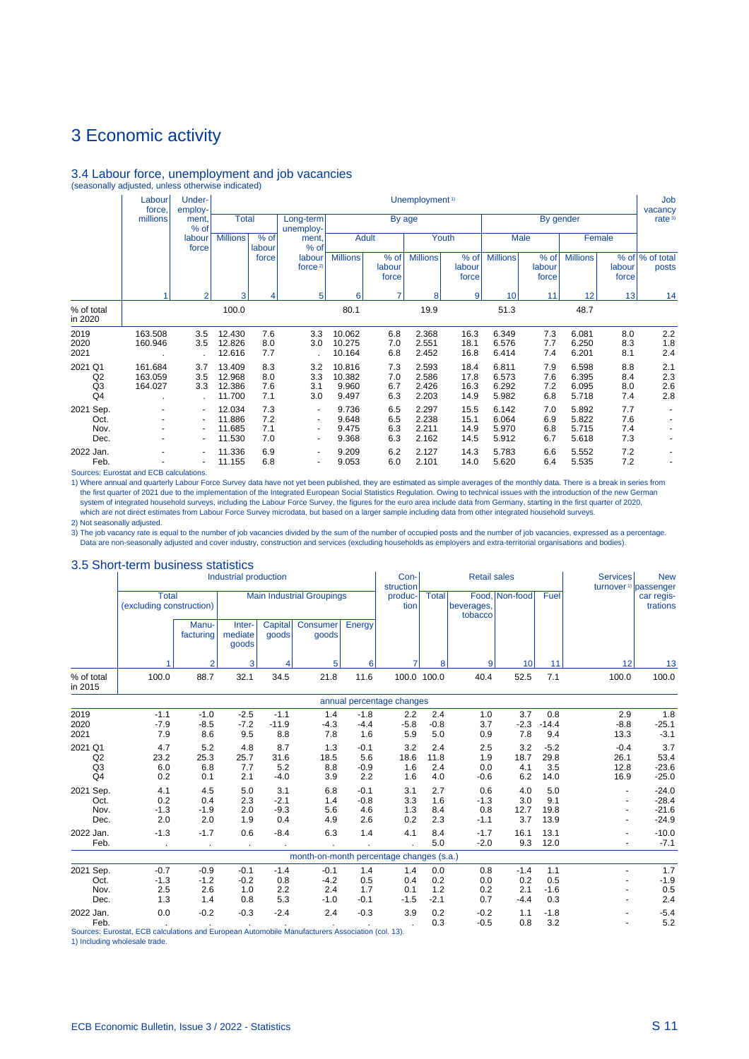# 3 Economic activity

## 3.4 Labour force, unemployment and job vacancies

(seasonally adjusted, unless otherwise indicated)

| | Labour force, millions | Under-employment, % of labour force | Unemployment [1] | | | | | | | | | | | Job vacancy rate [3] |
|---|---|---|---|---|---|---|---|---|---|---|---|---|---|---|
| | | | Total | | Long-term unemployment, % of labour force [2] | By age | | | | By gender | | | | |
| | | | | | | Adult | | Youth | | Male | | Female | | |
| | | | Millions | % of labour force | | Millions | % of labour force | Millions | % of labour force | Millions | % of labour force | Millions | % of labour force | % of total posts |
| | 1 | 2 | 3 | 4 | 5 | 6 | 7 | 8 | 9 | 10 | 11 | 12 | 13 | 14 |
| % of total in 2020 | | | 100.0 | | | 80.1 | | 19.9 | | 51.3 | | 48.7 | | |
| 2019 | 163.508 | 3.5 | 12.430 | 7.6 | 3.3 | 10.062 | 6.8 | 2.368 | 16.3 | 6.349 | 7.3 | 6.081 | 8.0 | 2.2 |
| 2020 | 160.946 | 3.5 | 12.826 | 8.0 | 3.0 | 10.275 | 7.0 | 2.551 | 18.1 | 6.576 | 7.7 | 6.250 | 8.3 | 1.8 |
| 2021 | . | . | 12.616 | 7.7 | . | 10.164 | 6.8 | 2.452 | 16.8 | 6.414 | 7.4 | 6.201 | 8.1 | 2.4 |
| 2021 Q1 | 161.684 | 3.7 | 13.409 | 8.3 | 3.2 | 10.816 | 7.3 | 2.593 | 18.4 | 6.811 | 7.9 | 6.598 | 8.8 | 2.1 |
| Q2 | 163.059 | 3.5 | 12.968 | 8.0 | 3.3 | 10.382 | 7.0 | 2.586 | 17.8 | 6.573 | 7.6 | 6.395 | 8.4 | 2.3 |
| Q3 | 164.027 | 3.3 | 12.386 | 7.6 | 3.1 | 9.960 | 6.7 | 2.426 | 16.3 | 6.292 | 7.2 | 6.095 | 8.0 | 2.6 |
| Q4 | . | . | 11.700 | 7.1 | 3.0 | 9.497 | 6.3 | 2.203 | 14.9 | 5.982 | 6.8 | 5.718 | 7.4 | 2.8 |
| 2021 Sep. | - | - | 12.034 | 7.3 | - | 9.736 | 6.5 | 2.297 | 15.5 | 6.142 | 7.0 | 5.892 | 7.7 | - |
| Oct. | - | - | 11.886 | 7.2 | - | 9.648 | 6.5 | 2.238 | 15.1 | 6.064 | 6.9 | 5.822 | 7.6 | - |
| Nov. | - | - | 11.685 | 7.1 | - | 9.475 | 6.3 | 2.211 | 14.9 | 5.970 | 6.8 | 5.715 | 7.4 | - |
| Dec. | - | - | 11.530 | 7.0 | - | 9.368 | 6.3 | 2.162 | 14.5 | 5.912 | 6.7 | 5.618 | 7.3 | - |
| 2022 Jan. | - | - | 11.336 | 6.9 | - | 9.209 | 6.2 | 2.127 | 14.3 | 5.783 | 6.6 | 5.552 | 7.2 | - |
| Feb. | - | - | 11.155 | 6.8 | - | 9.053 | 6.0 | 2.101 | 14.0 | 5.620 | 6.4 | 5.535 | 7.2 | - |

Sources: Eurostat and ECB calculations.

1) Where annual and quarterly Labour Force Survey data have not yet been published, they are estimated as simple averages of the monthly data. There is a break in series from the first quarter of 2021 due to the implementation of the Integrated European Social Statistics Regulation. Owing to technical issues with the introduction of the new German system of integrated household surveys, including the Labour Force Survey, the figures for the euro area include data from Germany, starting in the first quarter of 2020, which are not direct estimates from Labour Force Survey microdata, but based on a larger sample including data from other integrated household surveys.

2) Not seasonally adjusted.

3) The job vacancy rate is equal to the number of job vacancies divided by the sum of the number of occupied posts and the number of job vacancies, expressed as a percentage. Data are non-seasonally adjusted and cover industry, construction and services (excluding households as employers and extra-territorial organisations and bodies).

## 3.5 Short-term business statistics

| | Industrial production | | | | | | Construction production | Retail sales | | | | Services turnover [1] | New passenger car registrations |
|---|---|---|---|---|---|---|---|---|---|---|---|---|---|
| | Total (excluding construction) | | Main Industrial Groupings | | | | | Total | Food, beverages, tobacco | Non-food | Fuel | | |
| | | Manufacturing | Intermediate goods | Capital goods | Consumer goods | Energy | | | | | | | |
| | 1 | 2 | 3 | 4 | 5 | 6 | 7 | 8 | 9 | 10 | 11 | 12 | 13 |
| % of total in 2015 | 100.0 | 88.7 | 32.1 | 34.5 | 21.8 | 11.6 | 100.0 | 100.0 | 40.4 | 52.5 | 7.1 | 100.0 | 100.0 |
| | | | | | | annual percentage changes | | | | | | | |
| 2019 | -1.1 | -1.0 | -2.5 | -1.1 | 1.4 | -1.8 | 2.2 | 2.4 | 1.0 | 3.7 | 0.8 | 2.9 | 1.8 |
| 2020 | -7.9 | -8.5 | -7.2 | -11.9 | -4.3 | -4.4 | -5.8 | -0.8 | 3.7 | -2.3 | -14.4 | -8.8 | -25.1 |
| 2021 | 7.9 | 8.6 | 9.5 | 8.8 | 7.8 | 1.6 | 5.9 | 5.0 | 0.9 | 7.8 | 9.4 | 13.3 | -3.1 |
| 2021 Q1 | 4.7 | 5.2 | 4.8 | 8.7 | 1.3 | -0.1 | 3.2 | 2.4 | 2.5 | 3.2 | -5.2 | -0.4 | 3.7 |
| Q2 | 23.2 | 25.3 | 25.7 | 31.6 | 18.5 | 5.6 | 18.6 | 11.8 | 1.9 | 18.7 | 29.8 | 26.1 | 53.4 |
| Q3 | 6.0 | 6.8 | 7.7 | 5.2 | 8.8 | -0.9 | 1.6 | 2.4 | 0.0 | 4.1 | 3.5 | 12.8 | -23.6 |
| Q4 | 0.2 | 0.1 | 2.1 | -4.0 | 3.9 | 2.2 | 1.6 | 4.0 | -0.6 | 6.2 | 14.0 | 16.9 | -25.0 |
| 2021 Sep. | 4.1 | 4.5 | 5.0 | 3.1 | 6.8 | -0.1 | 3.1 | 2.7 | 0.6 | 4.0 | 5.0 | - | -24.0 |
| Oct. | 0.2 | 0.4 | 2.3 | -2.1 | 1.4 | -0.8 | 3.3 | 1.6 | -1.3 | 3.0 | 9.1 | - | -28.4 |
| Nov. | -1.3 | -1.9 | 2.0 | -9.3 | 5.6 | 4.6 | 1.3 | 8.4 | 0.8 | 12.7 | 19.8 | - | -21.6 |
| Dec. | 2.0 | 2.0 | 1.9 | 0.4 | 4.9 | 2.6 | 0.2 | 2.3 | -1.1 | 3.7 | 13.9 | - | -24.9 |
| 2022 Jan. | -1.3 | -1.7 | 0.6 | -8.4 | 6.3 | 1.4 | 4.1 | 8.4 | -1.7 | 16.1 | 13.1 | - | -10.0 |
| Feb. | . | . | . | . | . | . | . | 5.0 | -2.0 | 9.3 | 12.0 | - | -7.1 |
| | | | | | | month-on-month percentage changes (s.a.) | | | | | | | |
| 2021 Sep. | -0.7 | -0.9 | -0.1 | -1.4 | -0.1 | 1.4 | 1.4 | 0.0 | 0.8 | -1.4 | 1.1 | - | 1.7 |
| Oct. | -1.3 | -1.2 | -0.2 | 0.8 | -4.2 | 0.5 | 0.4 | 0.2 | 0.0 | 0.2 | 0.5 | - | -1.9 |
| Nov. | 2.5 | 2.6 | 1.0 | 2.2 | 2.4 | 1.7 | 0.1 | 1.2 | 0.2 | 2.1 | -1.6 | - | 0.5 |
| Dec. | 1.3 | 1.4 | 0.8 | 5.3 | -1.0 | -0.1 | -1.5 | -2.1 | 0.7 | -4.4 | 0.3 | - | 2.4 |
| 2022 Jan. | 0.0 | -0.2 | -0.3 | -2.4 | 2.4 | -0.3 | 3.9 | 0.2 | -0.2 | 1.1 | -1.8 | - | -5.4 |
| Feb. | . | . | . | . | . | . | . | 0.3 | -0.5 | 0.8 | 3.2 | - | 5.2 |

Sources: Eurostat, ECB calculations and European Automobile Manufacturers Association (col. 13).

1) Including wholesale trade.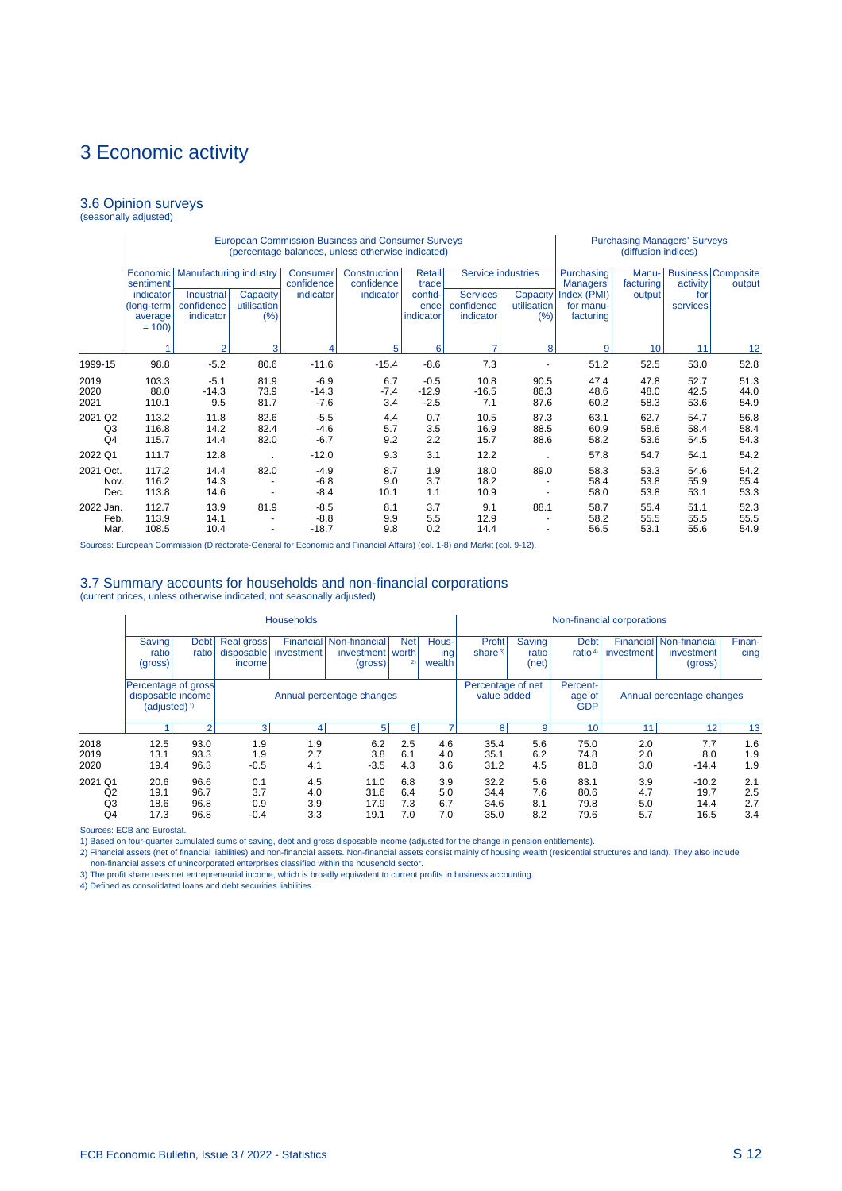# 3 Economic activity

## 3.6 Opinion surveys

(seasonally adjusted)

| | European Commission Business and Consumer Surveys (percentage balances, unless otherwise indicated) | | | | | | | | Purchasing Managers' Surveys (diffusion indices) | | | |
|---|---|---|---|---|---|---|---|---|---|---|---|---|
| | Economic sentiment indicator (long-term average = 100) | Manufacturing industry | | Consumer confidence indicator | Construction confidence indicator | Retail trade confidence indicator | Service industries | | Purchasing Managers' Index (PMI) for manufacturing | Manufacturing output | Business activity for services | Composite output |
| | | Industrial confidence indicator | Capacity utilisation (%) | | | | Services confidence indicator | Capacity utilisation (%) | | | | |
| | 1 | 2 | 3 | 4 | 5 | 6 | 7 | 8 | 9 | 10 | 11 | 12 |
| 1999-15 | 98.8 | -5.2 | 80.6 | -11.6 | -15.4 | -8.6 | 7.3 | - | 51.2 | 52.5 | 53.0 | 52.8 |
| 2019 | 103.3 | -5.1 | 81.9 | -6.9 | 6.7 | -0.5 | 10.8 | 90.5 | 47.4 | 47.8 | 52.7 | 51.3 |
| 2020 | 88.0 | -14.3 | 73.9 | -14.3 | -7.4 | -12.9 | -16.5 | 86.3 | 48.6 | 48.0 | 42.5 | 44.0 |
| 2021 | 110.1 | 9.5 | 81.7 | -7.6 | 3.4 | -2.5 | 7.1 | 87.6 | 60.2 | 58.3 | 53.6 | 54.9 |
| 2021 Q2 | 113.2 | 11.8 | 82.6 | -5.5 | 4.4 | 0.7 | 10.5 | 87.3 | 63.1 | 62.7 | 54.7 | 56.8 |
| Q3 | 116.8 | 14.2 | 82.4 | -4.6 | 5.7 | 3.5 | 16.9 | 88.5 | 60.9 | 58.6 | 58.4 | 58.4 |
| Q4 | 115.7 | 14.4 | 82.0 | -6.7 | 9.2 | 2.2 | 15.7 | 88.6 | 58.2 | 53.6 | 54.5 | 54.3 |
| 2022 Q1 | 111.7 | 12.8 | . | -12.0 | 9.3 | 3.1 | 12.2 | . | 57.8 | 54.7 | 54.1 | 54.2 |
| 2021 Oct. | 117.2 | 14.4 | 82.0 | -4.9 | 8.7 | 1.9 | 18.0 | 89.0 | 58.3 | 53.3 | 54.6 | 54.2 |
| Nov. | 116.2 | 14.3 | - | -6.8 | 9.0 | 3.7 | 18.2 | - | 58.4 | 53.8 | 55.9 | 55.4 |
| Dec. | 113.8 | 14.6 | - | -8.4 | 10.1 | 1.1 | 10.9 | - | 58.0 | 53.8 | 53.1 | 53.3 |
| 2022 Jan. | 112.7 | 13.9 | 81.9 | -8.5 | 8.1 | 3.7 | 9.1 | 88.1 | 58.7 | 55.4 | 51.1 | 52.3 |
| Feb. | 113.9 | 14.1 | - | -8.8 | 9.9 | 5.5 | 12.9 | - | 58.2 | 55.5 | 55.5 | 55.5 |
| Mar. | 108.5 | 10.4 | - | -18.7 | 9.8 | 0.2 | 14.4 | - | 56.5 | 53.1 | 55.6 | 54.9 |

Sources: European Commission (Directorate-General for Economic and Financial Affairs) (col. 1-8) and Markit (col. 9-12).

## 3.7 Summary accounts for households and non-financial corporations

(current prices, unless otherwise indicated; not seasonally adjusted)

| | Households | | | | | | | Non-financial corporations | | | | | |
|---|---|---|---|---|---|---|---|---|---|---|---|---|---|
| | Saving ratio (gross) | Debt ratio | Real gross disposable income | Financial investment | Non-financial investment (gross) | Net worth [2] | Housing wealth | Profit share [3] | Saving ratio (net) | Debt ratio [4] | Financial investment | Non-financial investment (gross) | Financing |
| | Percentage of gross disposable income (adjusted) [1] | | Annual percentage changes | | | | | Percentage of net value added | | Percentage of GDP | Annual percentage changes | | |
| | 1 | 2 | 3 | 4 | 5 | 6 | 7 | 8 | 9 | 10 | 11 | 12 | 13 |
| 2018 | 12.5 | 93.0 | 1.9 | 1.9 | 6.2 | 2.5 | 4.6 | 35.4 | 5.6 | 75.0 | 2.0 | 7.7 | 1.6 |
| 2019 | 13.1 | 93.3 | 1.9 | 2.7 | 3.8 | 6.1 | 4.0 | 35.1 | 6.2 | 74.8 | 2.0 | 8.0 | 1.9 |
| 2020 | 19.4 | 96.3 | -0.5 | 4.1 | -3.5 | 4.3 | 3.6 | 31.2 | 4.5 | 81.8 | 3.0 | -14.4 | 1.9 |
| 2021 Q1 | 20.6 | 96.6 | 0.1 | 4.5 | 11.0 | 6.8 | 3.9 | 32.2 | 5.6 | 83.1 | 3.9 | -10.2 | 2.1 |
| Q2 | 19.1 | 96.7 | 3.7 | 4.0 | 31.6 | 6.4 | 5.0 | 34.4 | 7.6 | 80.6 | 4.7 | 19.7 | 2.5 |
| Q3 | 18.6 | 96.8 | 0.9 | 3.9 | 17.9 | 7.3 | 6.7 | 34.6 | 8.1 | 79.8 | 5.0 | 14.4 | 2.7 |
| Q4 | 17.3 | 96.8 | -0.4 | 3.3 | 19.1 | 7.0 | 7.0 | 35.0 | 8.2 | 79.6 | 5.7 | 16.5 | 3.4 |

Sources: ECB and Eurostat.

1) Based on four-quarter cumulated sums of saving, debt and gross disposable income (adjusted for the change in pension entitlements).

2) Financial assets (net of financial liabilities) and non-financial assets. Non-financial assets consist mainly of housing wealth (residential structures and land). They also include non-financial assets of unincorporated enterprises classified within the household sector.

3) The profit share uses net entrepreneurial income, which is broadly equivalent to current profits in business accounting.

4) Defined as consolidated loans and debt securities liabilities.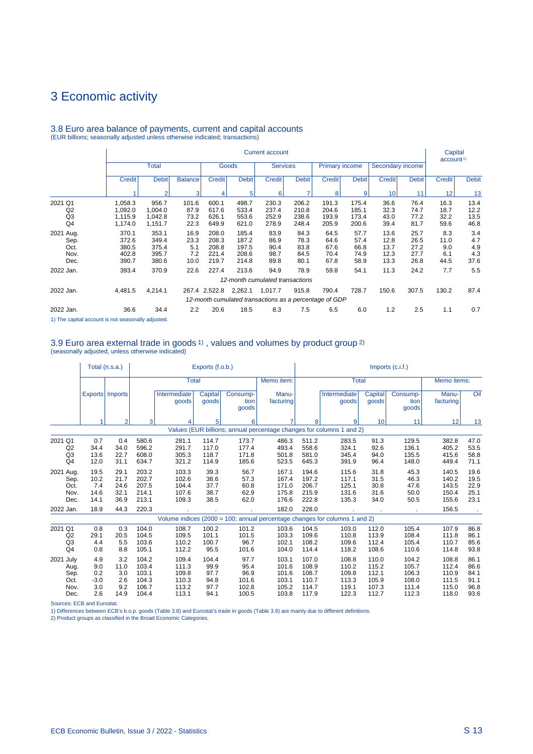# 3 Economic activity

## 3.8 Euro area balance of payments, current and capital accounts

(EUR billions; seasonally adjusted unless otherwise indicated; transactions)

| | Current account | | | | | | | | | | | Capital account[1] | |
|---|---|---|---|---|---|---|---|---|---|---|---|---|---|
| | Total | | | Goods | | Services | | Primary income | | Secondary income | | | |
| | Credit | Debit | Balance | Credit | Debit | Credit | Debit | Credit | Debit | Credit | Debit | Credit | Debit |
| | 1 | 2 | 3 | 4 | 5 | 6 | 7 | 8 | 9 | 10 | 11 | 12 | 13 |
| 2021 Q1 | 1,058.3 | 956.7 | 101.6 | 600.1 | 498.7 | 230.3 | 206.2 | 191.3 | 175.4 | 36.6 | 76.4 | 16.3 | 13.4 |
| Q2 | 1,092.0 | 1,004.0 | 87.9 | 617.6 | 533.4 | 237.4 | 210.8 | 204.6 | 185.1 | 32.3 | 74.7 | 18.7 | 12.2 |
| Q3 | 1,115.9 | 1,042.8 | 73.2 | 626.1 | 553.6 | 252.9 | 238.6 | 193.9 | 173.4 | 43.0 | 77.2 | 32.2 | 13.5 |
| Q4 | 1,174.0 | 1,151.7 | 22.3 | 649.9 | 621.0 | 278.9 | 248.4 | 205.9 | 200.6 | 39.4 | 81.7 | 59.6 | 46.8 |
| 2021 Aug. | 370.1 | 353.1 | 16.9 | 208.0 | 185.4 | 83.9 | 84.3 | 64.5 | 57.7 | 13.6 | 25.7 | 8.3 | 3.4 |
| Sep. | 372.6 | 349.4 | 23.3 | 208.3 | 187.2 | 86.9 | 78.3 | 64.6 | 57.4 | 12.8 | 26.5 | 11.0 | 4.7 |
| Oct. | 380.5 | 375.4 | 5.1 | 208.8 | 197.5 | 90.4 | 83.8 | 67.6 | 66.8 | 13.7 | 27.2 | 9.0 | 4.9 |
| Nov. | 402.8 | 395.7 | 7.2 | 221.4 | 208.6 | 98.7 | 84.5 | 70.4 | 74.9 | 12.3 | 27.7 | 6.1 | 4.3 |
| Dec. | 390.7 | 380.6 | 10.0 | 219.7 | 214.8 | 89.8 | 80.1 | 67.8 | 58.9 | 13.3 | 26.8 | 44.5 | 37.6 |
| 2022 Jan. | 393.4 | 370.9 | 22.6 | 227.4 | 213.6 | 94.9 | 78.9 | 59.8 | 54.1 | 11.3 | 24.2 | 7.7 | 5.5 |
| | *12-month cumulated transactions* | | | | | | | | | | | | |
| 2022 Jan. | 4,481.5 | 4,214.1 | 267.4 | 2,522.8 | 2,262.1 | 1,017.7 | 915.8 | 790.4 | 728.7 | 150.6 | 307.5 | 130.2 | 87.4 |
| | *12-month cumulated transactions as a percentage of GDP* | | | | | | | | | | | | |
| 2022 Jan. | 36.6 | 34.4 | 2.2 | 20.6 | 18.5 | 8.3 | 7.5 | 6.5 | 6.0 | 1.2 | 2.5 | 1.1 | 0.7 |

1) The capital account is not seasonally adjusted.

## 3.9 Euro area external trade in goods [1], values and volumes by product group [2]

(seasonally adjusted, unless otherwise indicated)

| | Total (n.s.a.) | | Exports (f.o.b.) | | | | | Imports (c.i.f.) | | | | | |
|---|---|---|---|---|---|---|---|---|---|---|---|---|---|
| | | | Total | | | | Memo item: | Total | | | | Memo items: | |
| | Exports | Imports | | Intermediate goods | Capital goods | Consumption goods | Manufacturing | | Intermediate goods | Capital goods | Consumption goods | Manufacturing | Oil |
| | 1 | 2 | 3 | 4 | 5 | 6 | 7 | 8 | 9 | 10 | 11 | 12 | 13 |
| | *Values (EUR billions; annual percentage changes for columns 1 and 2)* | | | | | | | | | | | | |
| 2021 Q1 | 0.7 | 0.4 | 580.6 | 281.1 | 114.7 | 173.7 | 486.3 | 511.2 | 283.5 | 91.3 | 129.5 | 382.8 | 47.0 |
| Q2 | 34.4 | 34.0 | 596.2 | 291.7 | 117.0 | 177.4 | 493.4 | 558.6 | 324.1 | 92.6 | 136.1 | 405.2 | 53.5 |
| Q3 | 13.6 | 22.7 | 608.0 | 305.3 | 118.7 | 171.8 | 501.8 | 581.0 | 345.4 | 94.0 | 135.5 | 415.6 | 58.8 |
| Q4 | 12.0 | 31.1 | 634.7 | 321.2 | 114.9 | 185.6 | 523.5 | 645.3 | 391.9 | 96.4 | 148.0 | 449.4 | 71.1 |
| 2021 Aug. | 19.5 | 29.1 | 203.2 | 103.3 | 39.3 | 56.7 | 167.1 | 194.6 | 115.6 | 31.8 | 45.3 | 140.5 | 19.6 |
| Sep. | 10.2 | 21.7 | 202.7 | 102.6 | 38.6 | 57.3 | 167.4 | 197.2 | 117.1 | 31.5 | 46.3 | 140.2 | 19.5 |
| Oct. | 7.4 | 24.6 | 207.5 | 104.4 | 37.7 | 60.8 | 171.0 | 206.7 | 125.1 | 30.8 | 47.6 | 143.5 | 22.9 |
| Nov. | 14.6 | 32.1 | 214.1 | 107.6 | 38.7 | 62.9 | 175.8 | 215.9 | 131.6 | 31.6 | 50.0 | 150.4 | 25.1 |
| Dec. | 14.1 | 36.9 | 213.1 | 109.3 | 38.5 | 62.0 | 176.6 | 222.8 | 135.3 | 34.0 | 50.5 | 155.6 | 23.1 |
| 2022 Jan. | 18.9 | 44.3 | 220.3 | . | . | . | 182.0 | 228.0 | . | . | . | 156.5 | . |
| | *Volume indices (2000 = 100; annual percentage changes for columns 1 and 2)* | | | | | | | | | | | | |
| 2021 Q1 | 0.8 | 0.3 | 104.0 | 108.7 | 100.2 | 101.2 | 103.6 | 104.5 | 103.0 | 112.0 | 105.4 | 107.9 | 86.8 |
| Q2 | 29.1 | 20.5 | 104.5 | 109.5 | 101.1 | 101.5 | 103.3 | 109.6 | 110.8 | 113.9 | 108.4 | 111.8 | 86.1 |
| Q3 | 4.4 | 5.5 | 103.6 | 110.2 | 100.7 | 96.7 | 102.1 | 108.2 | 109.6 | 112.4 | 105.4 | 110.7 | 85.6 |
| Q4 | 0.8 | 8.8 | 105.1 | 112.2 | 95.5 | 101.6 | 104.0 | 114.4 | 118.2 | 108.6 | 110.6 | 114.8 | 93.8 |
| 2021 July | 4.9 | 3.2 | 104.2 | 109.4 | 104.4 | 97.7 | 103.1 | 107.0 | 108.8 | 110.0 | 104.2 | 108.8 | 86.1 |
| Aug. | 9.0 | 11.0 | 103.4 | 111.3 | 99.9 | 95.4 | 101.6 | 108.9 | 110.2 | 115.2 | 105.7 | 112.4 | 86.6 |
| Sep. | 0.2 | 3.0 | 103.1 | 109.8 | 97.7 | 96.9 | 101.6 | 108.7 | 109.8 | 112.1 | 106.3 | 110.9 | 84.1 |
| Oct. | -3.0 | 2.6 | 104.3 | 110.3 | 94.8 | 101.6 | 103.1 | 110.7 | 113.3 | 105.9 | 108.0 | 111.5 | 91.1 |
| Nov. | 3.0 | 9.2 | 106.7 | 113.2 | 97.7 | 102.8 | 105.2 | 114.7 | 119.1 | 107.3 | 111.4 | 115.0 | 96.8 |
| Dec. | 2.6 | 14.9 | 104.4 | 113.1 | 94.1 | 100.5 | 103.8 | 117.9 | 122.3 | 112.7 | 112.3 | 118.0 | 93.6 |

Sources: ECB and Eurostat.

1) Differences between ECB's b.o.p. goods (Table 3.8) and Eurostat's trade in goods (Table 3.9) are mainly due to different definitions.

2) Product groups as classified in the Broad Economic Categories.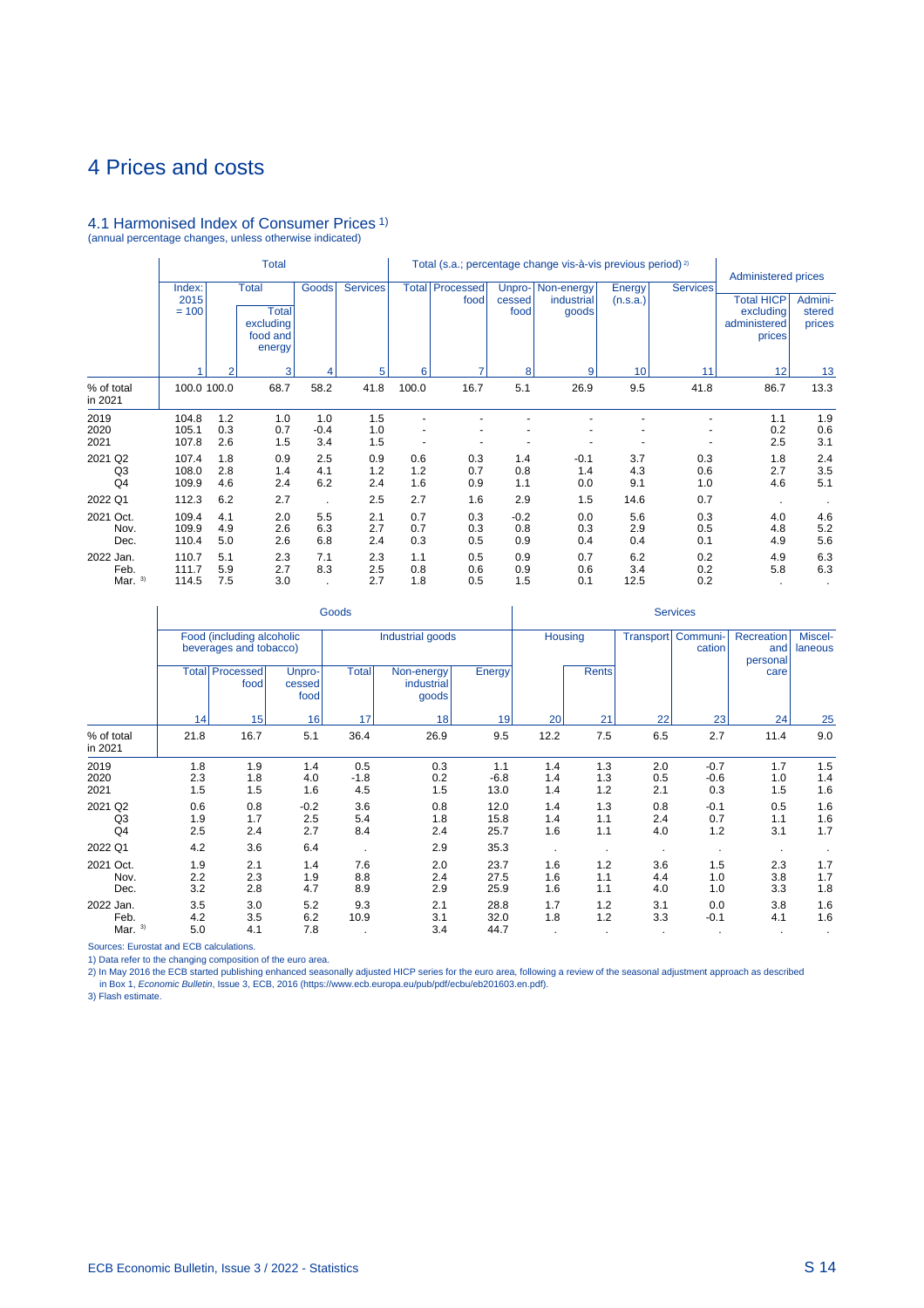# 4 Prices and costs

## 4.1 Harmonised Index of Consumer Prices 1)

(annual percentage changes, unless otherwise indicated)

| | Total | | | | | Total (s.a.; percentage change vis-à-vis previous period) 2) | | | | | | Administered prices | |
|---|---|---|---|---|---|---|---|---|---|---|---|---|---|
| | Index: 2015 = 100 | Total | | Goods | Services | Total | Processed food | Unpro-cessed food | Non-energy industrial goods | Energy (n.s.a.) | Services | Total HICP excluding administered prices | Admini-stered prices |
| | | | Total excluding food and energy | | | | | | | | | | |
| | 1 | 2 | 3 | 4 | 5 | 6 | 7 | 8 | 9 | 10 | 11 | 12 | 13 |
| % of total in 2021 | 100.0 | 100.0 | 68.7 | 58.2 | 41.8 | 100.0 | 16.7 | 5.1 | 26.9 | 9.5 | 41.8 | 86.7 | 13.3 |
| 2019 | 104.8 | 1.2 | 1.0 | 1.0 | 1.5 | - | - | - | - | - | - | 1.1 | 1.9 |
| 2020 | 105.1 | 0.3 | 0.7 | -0.4 | 1.0 | - | - | - | - | - | - | 0.2 | 0.6 |
| 2021 | 107.8 | 2.6 | 1.5 | 3.4 | 1.5 | - | - | - | - | - | - | 2.5 | 3.1 |
| 2021 Q2 | 107.4 | 1.8 | 0.9 | 2.5 | 0.9 | 0.6 | 0.3 | 1.4 | -0.1 | 3.7 | 0.3 | 1.8 | 2.4 |
| Q3 | 108.0 | 2.8 | 1.4 | 4.1 | 1.2 | 1.2 | 0.7 | 0.8 | 1.4 | 4.3 | 0.6 | 2.7 | 3.5 |
| Q4 | 109.9 | 4.6 | 2.4 | 6.2 | 2.4 | 1.6 | 0.9 | 1.1 | 0.0 | 9.1 | 1.0 | 4.6 | 5.1 |
| 2022 Q1 | 112.3 | 6.2 | 2.7 | . | 2.5 | 2.7 | 1.6 | 2.9 | 1.5 | 14.6 | 0.7 | . | . |
| 2021 Oct. | 109.4 | 4.1 | 2.0 | 5.5 | 2.1 | 0.7 | 0.3 | -0.2 | 0.0 | 5.6 | 0.3 | 4.0 | 4.6 |
| Nov. | 109.9 | 4.9 | 2.6 | 6.3 | 2.7 | 0.7 | 0.3 | 0.8 | 0.3 | 2.9 | 0.5 | 4.8 | 5.2 |
| Dec. | 110.4 | 5.0 | 2.6 | 6.8 | 2.4 | 0.3 | 0.5 | 0.9 | 0.4 | 0.4 | 0.1 | 4.9 | 5.6 |
| 2022 Jan. | 110.7 | 5.1 | 2.3 | 7.1 | 2.3 | 1.1 | 0.5 | 0.9 | 0.7 | 6.2 | 0.2 | 4.9 | 6.3 |
| Feb. | 111.7 | 5.9 | 2.7 | 8.3 | 2.5 | 0.8 | 0.6 | 0.9 | 0.6 | 3.4 | 0.2 | 5.8 | 6.3 |
| Mar. 3) | 114.5 | 7.5 | 3.0 | . | 2.7 | 1.8 | 0.5 | 1.5 | 0.1 | 12.5 | 0.2 | . | . |

| | Goods | | | | | | Services | | | | | |
|---|---|---|---|---|---|---|---|---|---|---|---|---|
| | Food (including alcoholic beverages and tobacco) | | | Industrial goods | | | Housing | | Transport | Communi-cation | Recreation and personal care | Miscel-laneous |
| | Total | Processed food | Unpro-cessed food | Total | Non-energy industrial goods | Energy | | Rents | | | | |
| | 14 | 15 | 16 | 17 | 18 | 19 | 20 | 21 | 22 | 23 | 24 | 25 |
| % of total in 2021 | 21.8 | 16.7 | 5.1 | 36.4 | 26.9 | 9.5 | 12.2 | 7.5 | 6.5 | 2.7 | 11.4 | 9.0 |
| 2019 | 1.8 | 1.9 | 1.4 | 0.5 | 0.3 | 1.1 | 1.4 | 1.3 | 2.0 | -0.7 | 1.7 | 1.5 |
| 2020 | 2.3 | 1.8 | 4.0 | -1.8 | 0.2 | -6.8 | 1.4 | 1.3 | 0.5 | -0.6 | 1.0 | 1.4 |
| 2021 | 1.5 | 1.5 | 1.6 | 4.5 | 1.5 | 13.0 | 1.4 | 1.2 | 2.1 | 0.3 | 1.5 | 1.6 |
| 2021 Q2 | 0.6 | 0.8 | -0.2 | 3.6 | 0.8 | 12.0 | 1.4 | 1.3 | 0.8 | -0.1 | 0.5 | 1.6 |
| Q3 | 1.9 | 1.7 | 2.5 | 5.4 | 1.8 | 15.8 | 1.4 | 1.1 | 2.4 | 0.7 | 1.1 | 1.6 |
| Q4 | 2.5 | 2.4 | 2.7 | 8.4 | 2.4 | 25.7 | 1.6 | 1.1 | 4.0 | 1.2 | 3.1 | 1.7 |
| 2022 Q1 | 4.2 | 3.6 | 6.4 | . | 2.9 | 35.3 | . | . | . | . | . | . |
| 2021 Oct. | 1.9 | 2.1 | 1.4 | 7.6 | 2.0 | 23.7 | 1.6 | 1.2 | 3.6 | 1.5 | 2.3 | 1.7 |
| Nov. | 2.2 | 2.3 | 1.9 | 8.8 | 2.4 | 27.5 | 1.6 | 1.1 | 4.4 | 1.0 | 3.8 | 1.7 |
| Dec. | 3.2 | 2.8 | 4.7 | 8.9 | 2.9 | 25.9 | 1.6 | 1.1 | 4.0 | 1.0 | 3.3 | 1.8 |
| 2022 Jan. | 3.5 | 3.0 | 5.2 | 9.3 | 2.1 | 28.8 | 1.7 | 1.2 | 3.1 | 0.0 | 3.8 | 1.6 |
| Feb. | 4.2 | 3.5 | 6.2 | 10.9 | 3.1 | 32.0 | 1.8 | 1.2 | 3.3 | -0.1 | 4.1 | 1.6 |
| Mar. 3) | 5.0 | 4.1 | 7.8 | . | 3.4 | 44.7 | . | . | . | . | . | . |

Sources: Eurostat and ECB calculations.

1) Data refer to the changing composition of the euro area.

2) In May 2016 the ECB started publishing enhanced seasonally adjusted HICP series for the euro area, following a review of the seasonal adjustment approach as described in Box 1, *Economic Bulletin*, Issue 3, ECB, 2016 (https://www.ecb.europa.eu/pub/pdf/ecbu/eb201603.en.pdf).

3) Flash estimate.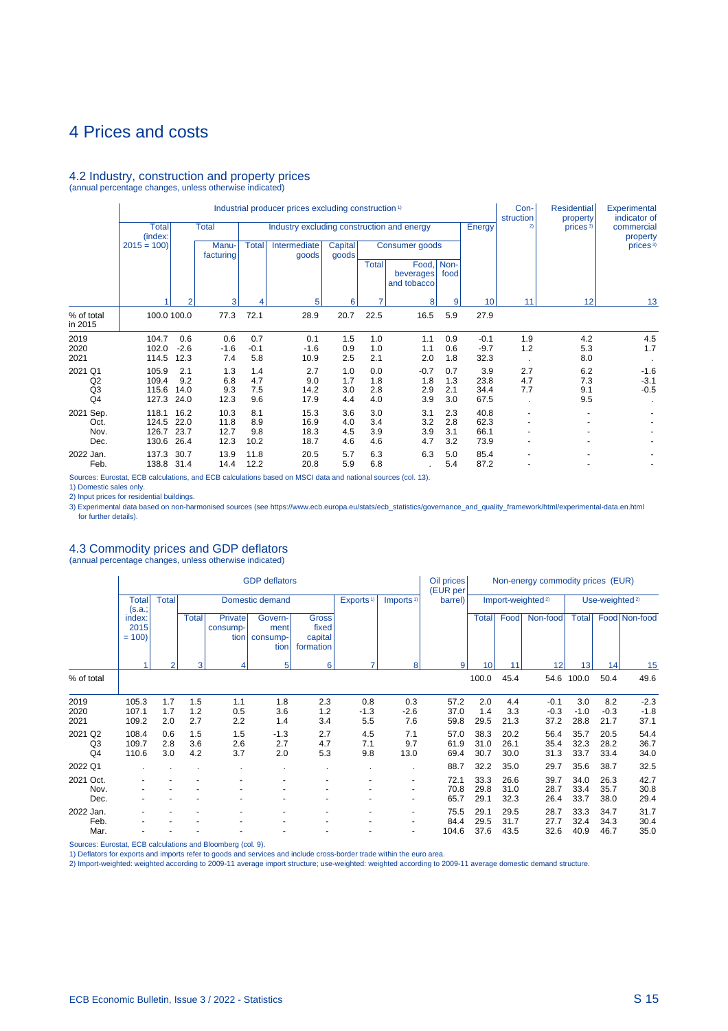# 4 Prices and costs

## 4.2 Industry, construction and property prices

(annual percentage changes, unless otherwise indicated)

| | Industrial producer prices excluding construction [1] | | | | | | | | | | Con-struction [2] | Residential property prices [3] | Experimental indicator of commercial property prices [3] |
|---|---|---|---|---|---|---|---|---|---|---|---|---|---|
| | Total (index: 2015 = 100) | Total | | Industry excluding construction and energy | | | | | | Energy | | | |
| | | | Manu-facturing | Total | Intermediate goods | Capital goods | Consumer goods | | | | | | |
| | | | | | | | Total | Food, beverages and tobacco | Non-food | | | | |
| | 1 | 2 | 3 | 4 | 5 | 6 | 7 | 8 | 9 | 10 | 11 | 12 | 13 |
| % of total in 2015 | 100.0 | 100.0 | 77.3 | 72.1 | 28.9 | 20.7 | 22.5 | 16.5 | 5.9 | 27.9 | | | |
| 2019 | 104.7 | 0.6 | 0.6 | 0.7 | 0.1 | 1.5 | 1.0 | 1.1 | 0.9 | -0.1 | 1.9 | 4.2 | 4.5 |
| 2020 | 102.0 | -2.6 | -1.6 | -0.1 | -1.6 | 0.9 | 1.0 | 1.1 | 0.6 | -9.7 | 1.2 | 5.3 | 1.7 |
| 2021 | 114.5 | 12.3 | 7.4 | 5.8 | 10.9 | 2.5 | 2.1 | 2.0 | 1.8 | 32.3 | . | 8.0 | . |
| 2021 Q1 | 105.9 | 2.1 | 1.3 | 1.4 | 2.7 | 1.0 | 0.0 | -0.7 | 0.7 | 3.9 | 2.7 | 6.2 | -1.6 |
| Q2 | 109.4 | 9.2 | 6.8 | 4.7 | 9.0 | 1.7 | 1.8 | 1.8 | 1.3 | 23.8 | 4.7 | 7.3 | -3.1 |
| Q3 | 115.6 | 14.0 | 9.3 | 7.5 | 14.2 | 3.0 | 2.8 | 2.9 | 2.1 | 34.4 | 7.7 | 9.1 | -0.5 |
| Q4 | 127.3 | 24.0 | 12.3 | 9.6 | 17.9 | 4.4 | 4.0 | 3.9 | 3.0 | 67.5 | . | 9.5 | . |
| 2021 Sep. | 118.1 | 16.2 | 10.3 | 8.1 | 15.3 | 3.6 | 3.0 | 3.1 | 2.3 | 40.8 | - | - | - |
| Oct. | 124.5 | 22.0 | 11.8 | 8.9 | 16.9 | 4.0 | 3.4 | 3.2 | 2.8 | 62.3 | - | - | - |
| Nov. | 126.7 | 23.7 | 12.7 | 9.8 | 18.3 | 4.5 | 3.9 | 3.9 | 3.1 | 66.1 | - | - | - |
| Dec. | 130.6 | 26.4 | 12.3 | 10.2 | 18.7 | 4.6 | 4.6 | 4.7 | 3.2 | 73.9 | - | - | - |
| 2022 Jan. | 137.3 | 30.7 | 13.9 | 11.8 | 20.5 | 5.7 | 6.3 | 6.3 | 5.0 | 85.4 | - | - | - |
| Feb. | 138.8 | 31.4 | 14.4 | 12.2 | 20.8 | 5.9 | 6.8 | . | 5.4 | 87.2 | - | - | - |

Sources: Eurostat, ECB calculations, and ECB calculations based on MSCI data and national sources (col. 13).

1) Domestic sales only.

2) Input prices for residential buildings.

3) Experimental data based on non-harmonised sources (see https://www.ecb.europa.eu/stats/ecb_statistics/governance_and_quality_framework/html/experimental-data.en.html for further details).

## 4.3 Commodity prices and GDP deflators

(annual percentage changes, unless otherwise indicated)

| | GDP deflators | | | | | | | | Oil prices (EUR per barrel) | Non-energy commodity prices (EUR) | | | | | |
|---|---|---|---|---|---|---|---|---|---|---|---|---|---|---|---|
| | Total (s.a.; index: 2015 = 100) | Total | Domestic demand | | | | Exports [1] | Imports [1] | | Import-weighted [2] | | | Use-weighted [2] | | |
| | | | Total | Private consump-tion | Govern-ment consump-tion | Gross fixed capital formation | | | | Total | Food | Non-food | Total | Food | Non-food |
| | 1 | 2 | 3 | 4 | 5 | 6 | 7 | 8 | 9 | 10 | 11 | 12 | 13 | 14 | 15 |
| % of total | | | | | | | | | | 100.0 | 45.4 | 54.6 | 100.0 | 50.4 | 49.6 |
| 2019 | 105.3 | 1.7 | 1.5 | 1.1 | 1.8 | 2.3 | 0.8 | 0.3 | 57.2 | 2.0 | 4.4 | -0.1 | 3.0 | 8.2 | -2.3 |
| 2020 | 107.1 | 1.7 | 1.2 | 0.5 | 3.6 | 1.2 | -1.3 | -2.6 | 37.0 | 1.4 | 3.3 | -0.3 | -1.0 | -0.3 | -1.8 |
| 2021 | 109.2 | 2.0 | 2.7 | 2.2 | 1.4 | 3.4 | 5.5 | 7.6 | 59.8 | 29.5 | 21.3 | 37.2 | 28.8 | 21.7 | 37.1 |
| 2021 Q2 | 108.4 | 0.6 | 1.5 | 1.5 | -1.3 | 2.7 | 4.5 | 7.1 | 57.0 | 38.3 | 20.2 | 56.4 | 35.7 | 20.5 | 54.4 |
| Q3 | 109.7 | 2.8 | 3.6 | 2.6 | 2.7 | 4.7 | 7.1 | 9.7 | 61.9 | 31.0 | 26.1 | 35.4 | 32.3 | 28.2 | 36.7 |
| Q4 | 110.6 | 3.0 | 4.2 | 3.7 | 2.0 | 5.3 | 9.8 | 13.0 | 69.4 | 30.7 | 30.0 | 31.3 | 33.7 | 33.4 | 34.0 |
| 2022 Q1 | . | . | . | . | . | . | . | . | 88.7 | 32.2 | 35.0 | 29.7 | 35.6 | 38.7 | 32.5 |
| 2021 Oct. | - | - | - | - | - | - | - | - | 72.1 | 33.3 | 26.6 | 39.7 | 34.0 | 26.3 | 42.7 |
| Nov. | - | - | - | - | - | - | - | - | 70.8 | 29.8 | 31.0 | 28.7 | 33.4 | 35.7 | 30.8 |
| Dec. | - | - | - | - | - | - | - | - | 65.7 | 29.1 | 32.3 | 26.4 | 33.7 | 38.0 | 29.4 |
| 2022 Jan. | - | - | - | - | - | - | - | - | 75.5 | 29.1 | 29.5 | 28.7 | 33.3 | 34.7 | 31.7 |
| Feb. | - | - | - | - | - | - | - | - | 84.4 | 29.5 | 31.7 | 27.7 | 32.4 | 34.3 | 30.4 |
| Mar. | - | - | - | - | - | - | - | - | 104.6 | 37.6 | 43.5 | 32.6 | 40.9 | 46.7 | 35.0 |

Sources: Eurostat, ECB calculations and Bloomberg (col. 9).

1) Deflators for exports and imports refer to goods and services and include cross-border trade within the euro area.

2) Import-weighted: weighted according to 2009-11 average import structure; use-weighted: weighted according to 2009-11 average domestic demand structure.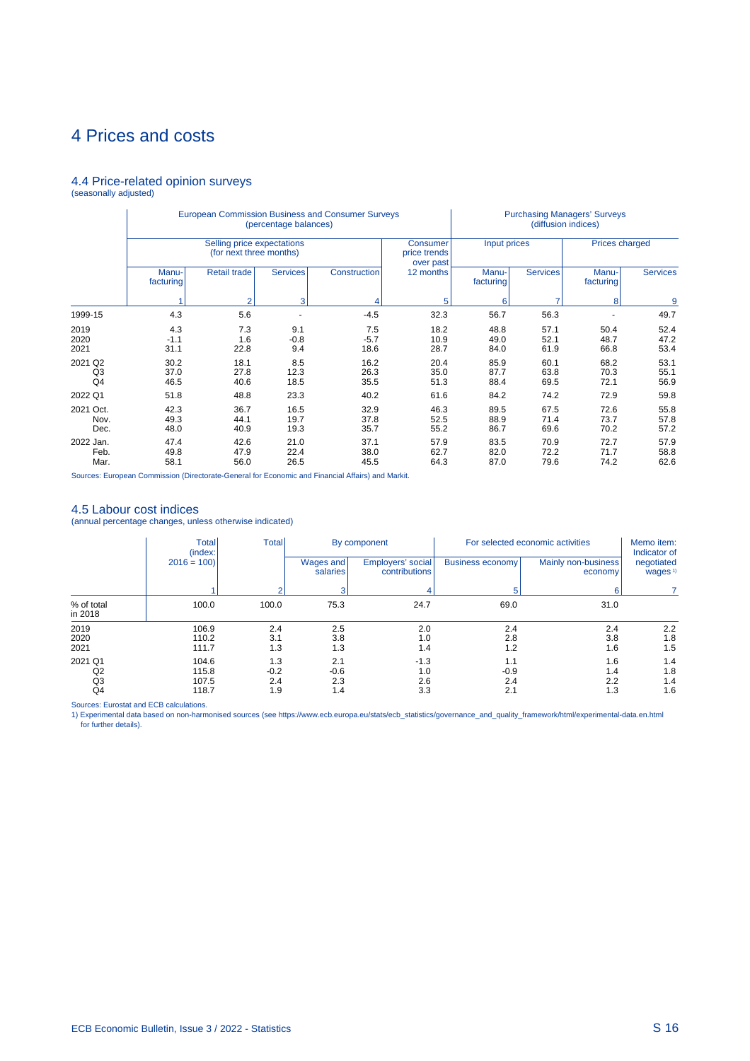# 4 Prices and costs

## 4.4 Price-related opinion surveys

(seasonally adjusted)

| | European Commission Business and Consumer Surveys (percentage balances) | | | | | Purchasing Managers' Surveys (diffusion indices) | | | |
|---|---|---|---|---|---|---|---|---|---|
| | Selling price expectations (for next three months) | | | | Consumer price trends over past 12 months | Input prices | | Prices charged | |
| | Manu-facturing | Retail trade | Services | Construction | | Manu-facturing | Services | Manu-facturing | Services |
| | 1 | 2 | 3 | 4 | 5 | 6 | 7 | 8 | 9 |
| 1999-15 | 4.3 | 5.6 | - | -4.5 | 32.3 | 56.7 | 56.3 | - | 49.7 |
| 2019 | 4.3 | 7.3 | 9.1 | 7.5 | 18.2 | 48.8 | 57.1 | 50.4 | 52.4 |
| 2020 | -1.1 | 1.6 | -0.8 | -5.7 | 10.9 | 49.0 | 52.1 | 48.7 | 47.2 |
| 2021 | 31.1 | 22.8 | 9.4 | 18.6 | 28.7 | 84.0 | 61.9 | 66.8 | 53.4 |
| 2021 Q2 | 30.2 | 18.1 | 8.5 | 16.2 | 20.4 | 85.9 | 60.1 | 68.2 | 53.1 |
| Q3 | 37.0 | 27.8 | 12.3 | 26.3 | 35.0 | 87.7 | 63.8 | 70.3 | 55.1 |
| Q4 | 46.5 | 40.6 | 18.5 | 35.5 | 51.3 | 88.4 | 69.5 | 72.1 | 56.9 |
| 2022 Q1 | 51.8 | 48.8 | 23.3 | 40.2 | 61.6 | 84.2 | 74.2 | 72.9 | 59.8 |
| 2021 Oct. | 42.3 | 36.7 | 16.5 | 32.9 | 46.3 | 89.5 | 67.5 | 72.6 | 55.8 |
| Nov. | 49.3 | 44.1 | 19.7 | 37.8 | 52.5 | 88.9 | 71.4 | 73.7 | 57.8 |
| Dec. | 48.0 | 40.9 | 19.3 | 35.7 | 55.2 | 86.7 | 69.6 | 70.2 | 57.2 |
| 2022 Jan. | 47.4 | 42.6 | 21.0 | 37.1 | 57.9 | 83.5 | 70.9 | 72.7 | 57.9 |
| Feb. | 49.8 | 47.9 | 22.4 | 38.0 | 62.7 | 82.0 | 72.2 | 71.7 | 58.8 |
| Mar. | 58.1 | 56.0 | 26.5 | 45.5 | 64.3 | 87.0 | 79.6 | 74.2 | 62.6 |

Sources: European Commission (Directorate-General for Economic and Financial Affairs) and Markit.

## 4.5 Labour cost indices

(annual percentage changes, unless otherwise indicated)

| | Total (index: 2016 = 100) | Total | By component | | For selected economic activities | | Memo item: Indicator of negotiated wages [1] |
|---|---|---|---|---|---|---|---|
| | | | Wages and salaries | Employers' social contributions | Business economy | Mainly non-business economy | |
| | 1 | 2 | 3 | 4 | 5 | 6 | 7 |
| % of total in 2018 | 100.0 | 100.0 | 75.3 | 24.7 | 69.0 | 31.0 | |
| 2019 | 106.9 | 2.4 | 2.5 | 2.0 | 2.4 | 2.4 | 2.2 |
| 2020 | 110.2 | 3.1 | 3.8 | 1.0 | 2.8 | 3.8 | 1.8 |
| 2021 | 111.7 | 1.3 | 1.3 | 1.4 | 1.2 | 1.6 | 1.5 |
| 2021 Q1 | 104.6 | 1.3 | 2.1 | -1.3 | 1.1 | 1.6 | 1.4 |
| Q2 | 115.8 | -0.2 | -0.6 | 1.0 | -0.9 | 1.4 | 1.8 |
| Q3 | 107.5 | 2.4 | 2.3 | 2.6 | 2.4 | 2.2 | 1.4 |
| Q4 | 118.7 | 1.9 | 1.4 | 3.3 | 2.1 | 1.3 | 1.6 |

Sources: Eurostat and ECB calculations.

1) Experimental data based on non-harmonised sources (see https://www.ecb.europa.eu/stats/ecb_statistics/governance_and_quality_framework/html/experimental-data.en.html for further details).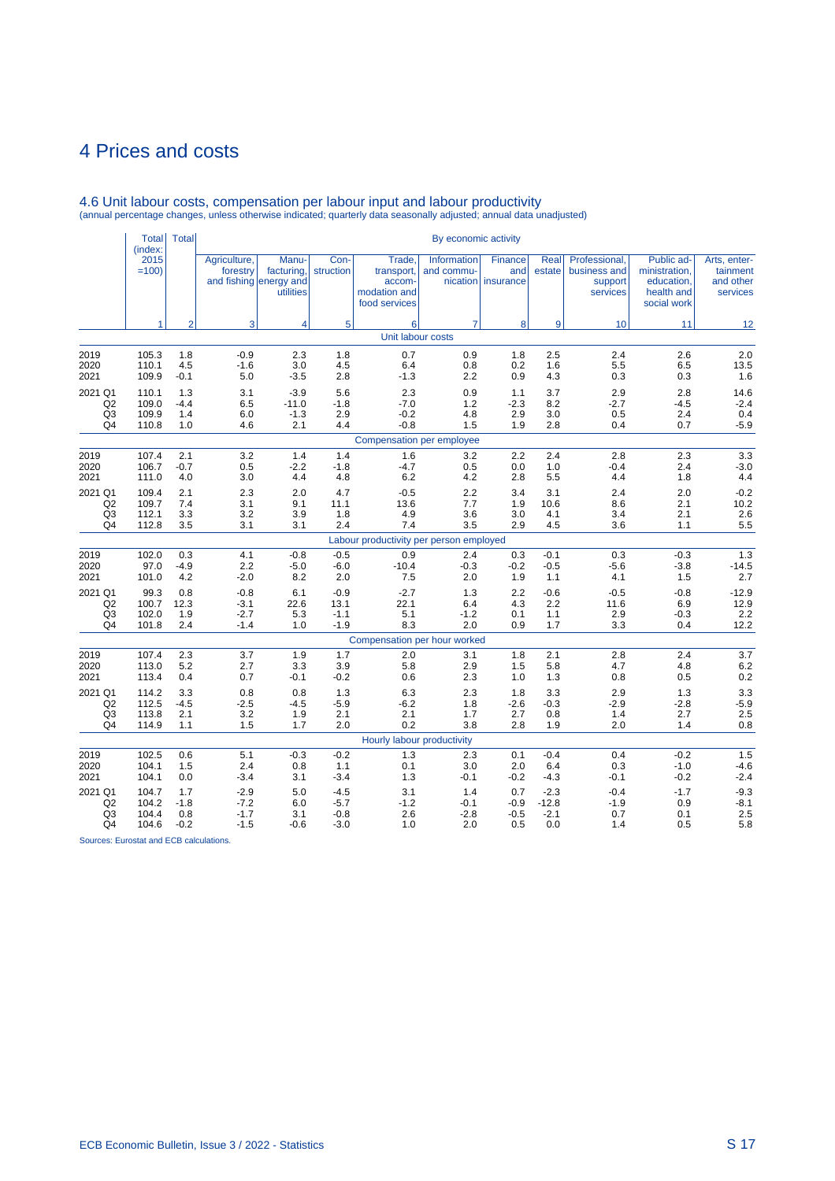# 4 Prices and costs

## 4.6 Unit labour costs, compensation per labour input and labour productivity

(annual percentage changes, unless otherwise indicated; quarterly data seasonally adjusted; annual data unadjusted)

| | Total (index: 2015 =100) | Total | By economic activity | | | | | | | | | |
|---|---|---|---|---|---|---|---|---|---|---|---|---|
| | | | Agriculture, forestry and fishing | Manu-facturing, energy and utilities | Con-struction | Trade, transport, accom-modation and food services | Information and commu-nication | Finance and insurance | Real estate | Professional, business and support services | Public ad-ministration, education, health and social work | Arts, enter-tainment and other services |
| | 1 | 2 | 3 | 4 | 5 | 6 | 7 | 8 | 9 | 10 | 11 | 12 |
| | | | | | | Unit labour costs | | | | | | |
| 2019 | 105.3 | 1.8 | -0.9 | 2.3 | 1.8 | 0.7 | 0.9 | 1.8 | 2.5 | 2.4 | 2.6 | 2.0 |
| 2020 | 110.1 | 4.5 | -1.6 | 3.0 | 4.5 | 6.4 | 0.8 | 0.2 | 1.6 | 5.5 | 6.5 | 13.5 |
| 2021 | 109.9 | -0.1 | 5.0 | -3.5 | 2.8 | -1.3 | 2.2 | 0.9 | 4.3 | 0.3 | 0.3 | 1.6 |
| 2021 Q1 | 110.1 | 1.3 | 3.1 | -3.9 | 5.6 | 2.3 | 0.9 | 1.1 | 3.7 | 2.9 | 2.8 | 14.6 |
| Q2 | 109.0 | -4.4 | 6.5 | -11.0 | -1.8 | -7.0 | 1.2 | -2.3 | 8.2 | -2.7 | -4.5 | -2.4 |
| Q3 | 109.9 | 1.4 | 6.0 | -1.3 | 2.9 | -0.2 | 4.8 | 2.9 | 3.0 | 0.5 | 2.4 | 0.4 |
| Q4 | 110.8 | 1.0 | 4.6 | 2.1 | 4.4 | -0.8 | 1.5 | 1.9 | 2.8 | 0.4 | 0.7 | -5.9 |
| | | | | | | Compensation per employee | | | | | | |
| 2019 | 107.4 | 2.1 | 3.2 | 1.4 | 1.4 | 1.6 | 3.2 | 2.2 | 2.4 | 2.8 | 2.3 | 3.3 |
| 2020 | 106.7 | -0.7 | 0.5 | -2.2 | -1.8 | -4.7 | 0.5 | 0.0 | 1.0 | -0.4 | 2.4 | -3.0 |
| 2021 | 111.0 | 4.0 | 3.0 | 4.4 | 4.8 | 6.2 | 4.2 | 2.8 | 5.5 | 4.4 | 1.8 | 4.4 |
| 2021 Q1 | 109.4 | 2.1 | 2.3 | 2.0 | 4.7 | -0.5 | 2.2 | 3.4 | 3.1 | 2.4 | 2.0 | -0.2 |
| Q2 | 109.7 | 7.4 | 3.1 | 9.1 | 11.1 | 13.6 | 7.7 | 1.9 | 10.6 | 8.6 | 2.1 | 10.2 |
| Q3 | 112.1 | 3.3 | 3.2 | 3.9 | 1.8 | 4.9 | 3.6 | 3.0 | 4.1 | 3.4 | 2.1 | 2.6 |
| Q4 | 112.8 | 3.5 | 3.1 | 3.1 | 2.4 | 7.4 | 3.5 | 2.9 | 4.5 | 3.6 | 1.1 | 5.5 |
| | | | | | | Labour productivity per person employed | | | | | | |
| 2019 | 102.0 | 0.3 | 4.1 | -0.8 | -0.5 | 0.9 | 2.4 | 0.3 | -0.1 | 0.3 | -0.3 | 1.3 |
| 2020 | 97.0 | -4.9 | 2.2 | -5.0 | -6.0 | -10.4 | -0.3 | -0.2 | -0.5 | -5.6 | -3.8 | -14.5 |
| 2021 | 101.0 | 4.2 | -2.0 | 8.2 | 2.0 | 7.5 | 2.0 | 1.9 | 1.1 | 4.1 | 1.5 | 2.7 |
| 2021 Q1 | 99.3 | 0.8 | -0.8 | 6.1 | -0.9 | -2.7 | 1.3 | 2.2 | -0.6 | -0.5 | -0.8 | -12.9 |
| Q2 | 100.7 | 12.3 | -3.1 | 22.6 | 13.1 | 22.1 | 6.4 | 4.3 | 2.2 | 11.6 | 6.9 | 12.9 |
| Q3 | 102.0 | 1.9 | -2.7 | 5.3 | -1.1 | 5.1 | -1.2 | 0.1 | 1.1 | 2.9 | -0.3 | 2.2 |
| Q4 | 101.8 | 2.4 | -1.4 | 1.0 | -1.9 | 8.3 | 2.0 | 0.9 | 1.7 | 3.3 | 0.4 | 12.2 |
| | | | | | | Compensation per hour worked | | | | | | |
| 2019 | 107.4 | 2.3 | 3.7 | 1.9 | 1.7 | 2.0 | 3.1 | 1.8 | 2.1 | 2.8 | 2.4 | 3.7 |
| 2020 | 113.0 | 5.2 | 2.7 | 3.3 | 3.9 | 5.8 | 2.9 | 1.5 | 5.8 | 4.7 | 4.8 | 6.2 |
| 2021 | 113.4 | 0.4 | 0.7 | -0.1 | -0.2 | 0.6 | 2.3 | 1.0 | 1.3 | 0.8 | 0.5 | 0.2 |
| 2021 Q1 | 114.2 | 3.3 | 0.8 | 0.8 | 1.3 | 6.3 | 2.3 | 1.8 | 3.3 | 2.9 | 1.3 | 3.3 |
| Q2 | 112.5 | -4.5 | -2.5 | -4.5 | -5.9 | -6.2 | 1.8 | -2.6 | -0.3 | -2.9 | -2.8 | -5.9 |
| Q3 | 113.8 | 2.1 | 3.2 | 1.9 | 2.1 | 2.1 | 1.7 | 2.7 | 0.8 | 1.4 | 2.7 | 2.5 |
| Q4 | 114.9 | 1.1 | 1.5 | 1.7 | 2.0 | 0.2 | 3.8 | 2.8 | 1.9 | 2.0 | 1.4 | 0.8 |
| | | | | | | Hourly labour productivity | | | | | | |
| 2019 | 102.5 | 0.6 | 5.1 | -0.3 | -0.2 | 1.3 | 2.3 | 0.1 | -0.4 | 0.4 | -0.2 | 1.5 |
| 2020 | 104.1 | 1.5 | 2.4 | 0.8 | 1.1 | 0.1 | 3.0 | 2.0 | 6.4 | 0.3 | -1.0 | -4.6 |
| 2021 | 104.1 | 0.0 | -3.4 | 3.1 | -3.4 | 1.3 | -0.1 | -0.2 | -4.3 | -0.1 | -0.2 | -2.4 |
| 2021 Q1 | 104.7 | 1.7 | -2.9 | 5.0 | -4.5 | 3.1 | 1.4 | 0.7 | -2.3 | -0.4 | -1.7 | -9.3 |
| Q2 | 104.2 | -1.8 | -7.2 | 6.0 | -5.7 | -1.2 | -0.1 | -0.9 | -12.8 | -1.9 | 0.9 | -8.1 |
| Q3 | 104.4 | 0.8 | -1.7 | 3.1 | -0.8 | 2.6 | -2.8 | -0.5 | -2.1 | 0.7 | 0.1 | 2.5 |
| Q4 | 104.6 | -0.2 | -1.5 | -0.6 | -3.0 | 1.0 | 2.0 | 0.5 | 0.0 | 1.4 | 0.5 | 5.8 |

Sources: Eurostat and ECB calculations.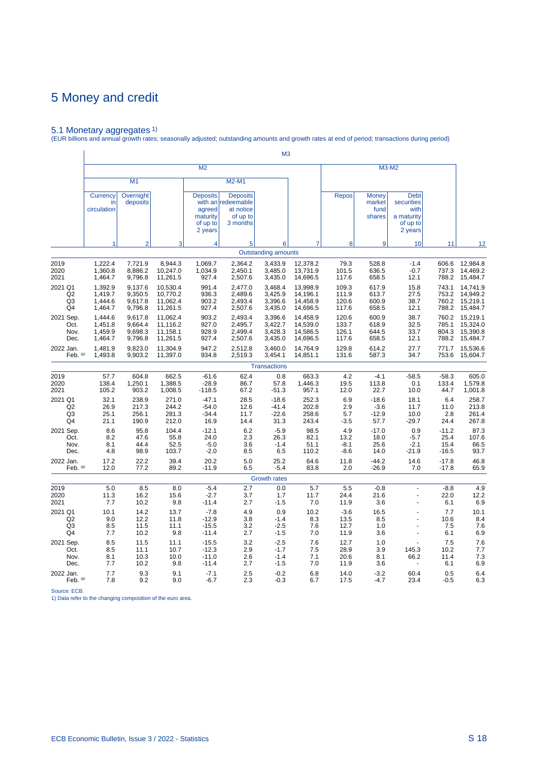# 5 Money and credit

## 5.1 Monetary aggregates [1]

(EUR billions and annual growth rates; seasonally adjusted; outstanding amounts and growth rates at end of period; transactions during period)

| | M3 | | | | | | | | | | | |
|---|---|---|---|---|---|---|---|---|---|---|---|---|
| | M2 | | | | | | | M3-M2 | | | | |
| | M1 | | | M2-M1 | | | | | | | | |
| | Currency in circulation | Overnight deposits | | Deposits with an agreed maturity of up to 2 years | Deposits redeemable at notice of up to 3 months | | | Repos | Money market fund shares | Debt securities with a maturity of up to 2 years | | |
| | 1 | 2 | 3 | 4 | 5 | 6 | 7 | 8 | 9 | 10 | 11 | 12 |
| | | | | | | **Outstanding amounts** | | | | | | |
| 2019 | 1,222.4 | 7,721.9 | 8,944.3 | 1,069.7 | 2,364.2 | 3,433.9 | 12,378.2 | 79.3 | 528.8 | -1.4 | 606.6 | 12,984.8 |
| 2020 | 1,360.8 | 8,886.2 | 10,247.0 | 1,034.9 | 2,450.1 | 3,485.0 | 13,731.9 | 101.5 | 636.5 | -0.7 | 737.3 | 14,469.2 |
| 2021 | 1,464.7 | 9,796.8 | 11,261.5 | 927.4 | 2,507.6 | 3,435.0 | 14,696.5 | 117.6 | 658.5 | 12.1 | 788.2 | 15,484.7 |
| 2021 Q1 | 1,392.9 | 9,137.6 | 10,530.4 | 991.4 | 2,477.0 | 3,468.4 | 13,998.9 | 109.3 | 617.9 | 15.8 | 743.1 | 14,741.9 |
| Q2 | 1,419.7 | 9,350.5 | 10,770.2 | 936.3 | 2,489.6 | 3,425.9 | 14,196.1 | 111.9 | 613.7 | 27.5 | 753.2 | 14,949.2 |
| Q3 | 1,444.6 | 9,617.8 | 11,062.4 | 903.2 | 2,493.4 | 3,396.6 | 14,458.9 | 120.6 | 600.9 | 38.7 | 760.2 | 15,219.1 |
| Q4 | 1,464.7 | 9,796.8 | 11,261.5 | 927.4 | 2,507.6 | 3,435.0 | 14,696.5 | 117.6 | 658.5 | 12.1 | 788.2 | 15,484.7 |
| 2021 Sep. | 1,444.6 | 9,617.8 | 11,062.4 | 903.2 | 2,493.4 | 3,396.6 | 14,458.9 | 120.6 | 600.9 | 38.7 | 760.2 | 15,219.1 |
| Oct. | 1,451.8 | 9,664.4 | 11,116.2 | 927.0 | 2,495.7 | 3,422.7 | 14,539.0 | 133.7 | 618.9 | 32.5 | 785.1 | 15,324.0 |
| Nov. | 1,459.9 | 9,698.3 | 11,158.1 | 928.9 | 2,499.4 | 3,428.3 | 14,586.5 | 126.1 | 644.5 | 33.7 | 804.3 | 15,390.8 |
| Dec. | 1,464.7 | 9,796.8 | 11,261.5 | 927.4 | 2,507.6 | 3,435.0 | 14,696.5 | 117.6 | 658.5 | 12.1 | 788.2 | 15,484.7 |
| 2022 Jan. | 1,481.9 | 9,823.0 | 11,304.9 | 947.2 | 2,512.8 | 3,460.0 | 14,764.9 | 129.8 | 614.2 | 27.7 | 771.7 | 15,536.6 |
| Feb. (p) | 1,493.8 | 9,903.2 | 11,397.0 | 934.8 | 2,519.3 | 3,454.1 | 14,851.1 | 131.6 | 587.3 | 34.7 | 753.6 | 15,604.7 |
| | | | | | | **Transactions** | | | | | | |
| 2019 | 57.7 | 604.8 | 662.5 | -61.6 | 62.4 | 0.8 | 663.3 | 4.2 | -4.1 | -58.5 | -58.3 | 605.0 |
| 2020 | 138.4 | 1,250.1 | 1,388.5 | -28.9 | 86.7 | 57.8 | 1,446.3 | 19.5 | 113.8 | 0.1 | 133.4 | 1,579.8 |
| 2021 | 105.2 | 903.2 | 1,008.5 | -118.5 | 67.2 | -51.3 | 957.1 | 12.0 | 22.7 | 10.0 | 44.7 | 1,001.8 |
| 2021 Q1 | 32.1 | 238.9 | 271.0 | -47.1 | 28.5 | -18.6 | 252.3 | 6.9 | -18.6 | 18.1 | 6.4 | 258.7 |
| Q2 | 26.9 | 217.3 | 244.2 | -54.0 | 12.6 | -41.4 | 202.8 | 2.9 | -3.6 | 11.7 | 11.0 | 213.8 |
| Q3 | 25.1 | 256.1 | 281.3 | -34.4 | 11.7 | -22.6 | 258.6 | 5.7 | -12.9 | 10.0 | 2.8 | 261.4 |
| Q4 | 21.1 | 190.9 | 212.0 | 16.9 | 14.4 | 31.3 | 243.4 | -3.5 | 57.7 | -29.7 | 24.4 | 267.8 |
| 2021 Sep. | 8.6 | 95.8 | 104.4 | -12.1 | 6.2 | -5.9 | 98.5 | 4.9 | -17.0 | 0.9 | -11.2 | 87.3 |
| Oct. | 8.2 | 47.6 | 55.8 | 24.0 | 2.3 | 26.3 | 82.1 | 13.2 | 18.0 | -5.7 | 25.4 | 107.6 |
| Nov. | 8.1 | 44.4 | 52.5 | -5.0 | 3.6 | -1.4 | 51.1 | -8.1 | 25.6 | -2.1 | 15.4 | 66.5 |
| Dec. | 4.8 | 98.9 | 103.7 | -2.0 | 8.5 | 6.5 | 110.2 | -8.6 | 14.0 | -21.9 | -16.5 | 93.7 |
| 2022 Jan. | 17.2 | 22.2 | 39.4 | 20.2 | 5.0 | 25.2 | 64.6 | 11.8 | -44.2 | 14.6 | -17.8 | 46.8 |
| Feb. (p) | 12.0 | 77.2 | 89.2 | -11.9 | 6.5 | -5.4 | 83.8 | 2.0 | -26.9 | 7.0 | -17.8 | 65.9 |
| | | | | | | **Growth rates** | | | | | | |
| 2019 | 5.0 | 8.5 | 8.0 | -5.4 | 2.7 | 0.0 | 5.7 | 5.5 | -0.8 | - | -8.8 | 4.9 |
| 2020 | 11.3 | 16.2 | 15.6 | -2.7 | 3.7 | 1.7 | 11.7 | 24.4 | 21.6 | - | 22.0 | 12.2 |
| 2021 | 7.7 | 10.2 | 9.8 | -11.4 | 2.7 | -1.5 | 7.0 | 11.9 | 3.6 | - | 6.1 | 6.9 |
| 2021 Q1 | 10.1 | 14.2 | 13.7 | -7.8 | 4.9 | 0.9 | 10.2 | -3.6 | 16.5 | - | 7.7 | 10.1 |
| Q2 | 9.0 | 12.2 | 11.8 | -12.9 | 3.8 | -1.4 | 8.3 | 13.5 | 8.5 | - | 10.6 | 8.4 |
| Q3 | 8.5 | 11.5 | 11.1 | -15.5 | 3.2 | -2.5 | 7.6 | 12.7 | 1.0 | - | 7.5 | 7.6 |
| Q4 | 7.7 | 10.2 | 9.8 | -11.4 | 2.7 | -1.5 | 7.0 | 11.9 | 3.6 | - | 6.1 | 6.9 |
| 2021 Sep. | 8.5 | 11.5 | 11.1 | -15.5 | 3.2 | -2.5 | 7.6 | 12.7 | 1.0 | - | 7.5 | 7.6 |
| Oct. | 8.5 | 11.1 | 10.7 | -12.3 | 2.9 | -1.7 | 7.5 | 28.9 | 3.9 | 145.3 | 10.2 | 7.7 |
| Nov. | 8.1 | 10.3 | 10.0 | -11.0 | 2.6 | -1.4 | 7.1 | 20.6 | 8.1 | 66.2 | 11.4 | 7.3 |
| Dec. | 7.7 | 10.2 | 9.8 | -11.4 | 2.7 | -1.5 | 7.0 | 11.9 | 3.6 | - | 6.1 | 6.9 |
| 2022 Jan. | 7.7 | 9.3 | 9.1 | -7.1 | 2.5 | -0.2 | 6.8 | 14.0 | -3.2 | 60.4 | 0.5 | 6.4 |
| Feb. (p) | 7.8 | 9.2 | 9.0 | -6.7 | 2.3 | -0.3 | 6.7 | 17.5 | -4.7 | 23.4 | -0.5 | 6.3 |

Source: ECB.

1) Data refer to the changing composition of the euro area.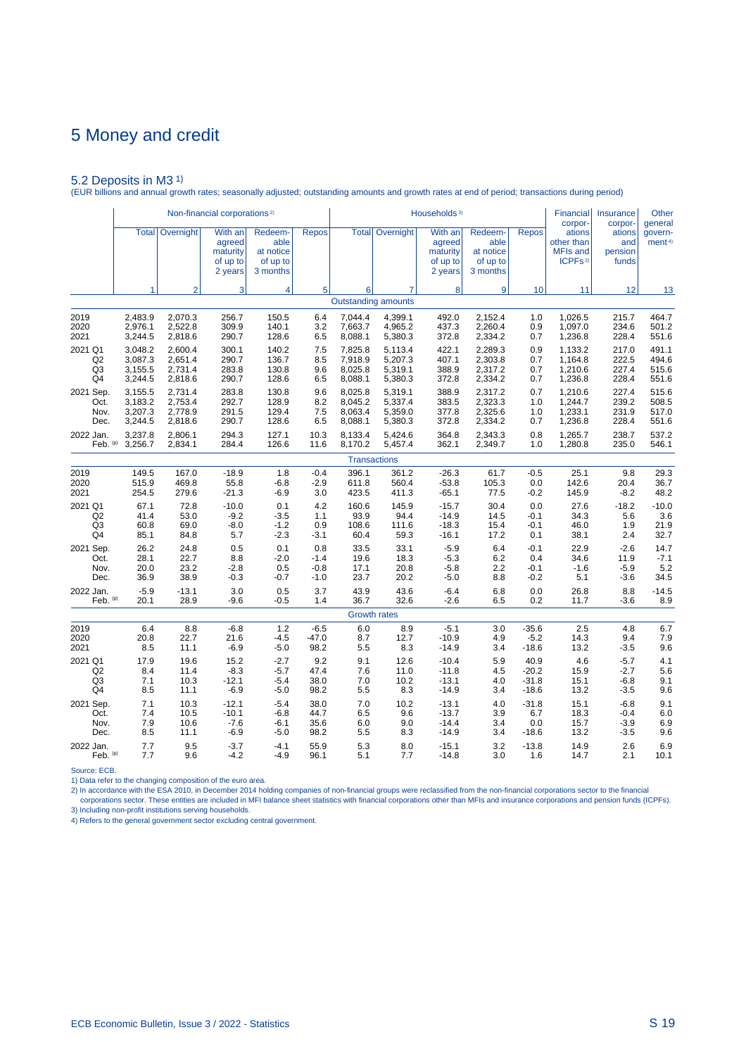# 5 Money and credit

## 5.2 Deposits in M3 [1]

(EUR billions and annual growth rates; seasonally adjusted; outstanding amounts and growth rates at end of period; transactions during period)

| | Non-financial corporations [2] | | | | | Households [3] | | | | | Financial corporations other than MFIs and ICPFs [2] | Insurance corporations and pension funds | Other general government [4] |
|---|---|---|---|---|---|---|---|---|---|---|---|---|---|
| | Total | Overnight | With an agreed maturity of up to 2 years | Redeemable at notice of up to 3 months | Repos | Total | Overnight | With an agreed maturity of up to 2 years | Redeemable at notice of up to 3 months | Repos | | | |
| | 1 | 2 | 3 | 4 | 5 | 6 | 7 | 8 | 9 | 10 | 11 | 12 | 13 |
| **Outstanding amounts** | | | | | | | | | | | | | |
| 2019 | 2,483.9 | 2,070.3 | 256.7 | 150.5 | 6.4 | 7,044.4 | 4,399.1 | 492.0 | 2,152.4 | 1.0 | 1,026.5 | 215.7 | 464.7 |
| 2020 | 2,976.1 | 2,522.8 | 309.9 | 140.1 | 3.2 | 7,663.7 | 4,965.2 | 437.3 | 2,260.4 | 0.9 | 1,097.0 | 234.6 | 501.2 |
| 2021 | 3,244.5 | 2,818.6 | 290.7 | 128.6 | 6.5 | 8,088.1 | 5,380.3 | 372.8 | 2,334.2 | 0.7 | 1,236.8 | 228.4 | 551.6 |
| 2021 Q1 | 3,048.2 | 2,600.4 | 300.1 | 140.2 | 7.5 | 7,825.8 | 5,113.4 | 422.1 | 2,289.3 | 0.9 | 1,133.2 | 217.0 | 491.1 |
| Q2 | 3,087.3 | 2,651.4 | 290.7 | 136.7 | 8.5 | 7,918.9 | 5,207.3 | 407.1 | 2,303.8 | 0.7 | 1,164.8 | 222.5 | 494.6 |
| Q3 | 3,155.5 | 2,731.4 | 283.8 | 130.8 | 9.6 | 8,025.8 | 5,319.1 | 388.9 | 2,317.2 | 0.7 | 1,210.6 | 227.4 | 515.6 |
| Q4 | 3,244.5 | 2,818.6 | 290.7 | 128.6 | 6.5 | 8,088.1 | 5,380.3 | 372.8 | 2,334.2 | 0.7 | 1,236.8 | 228.4 | 551.6 |
| 2021 Sep. | 3,155.5 | 2,731.4 | 283.8 | 130.8 | 9.6 | 8,025.8 | 5,319.1 | 388.9 | 2,317.2 | 0.7 | 1,210.6 | 227.4 | 515.6 |
| Oct. | 3,183.2 | 2,753.4 | 292.7 | 128.9 | 8.2 | 8,045.2 | 5,337.4 | 383.5 | 2,323.3 | 1.0 | 1,244.7 | 239.2 | 508.5 |
| Nov. | 3,207.3 | 2,778.9 | 291.5 | 129.4 | 7.5 | 8,063.4 | 5,359.0 | 377.8 | 2,325.6 | 1.0 | 1,233.1 | 231.9 | 517.0 |
| Dec. | 3,244.5 | 2,818.6 | 290.7 | 128.6 | 6.5 | 8,088.1 | 5,380.3 | 372.8 | 2,334.2 | 0.7 | 1,236.8 | 228.4 | 551.6 |
| 2022 Jan. | 3,237.8 | 2,806.1 | 294.3 | 127.1 | 10.3 | 8,133.4 | 5,424.6 | 364.8 | 2,343.3 | 0.8 | 1,265.7 | 238.7 | 537.2 |
| Feb. (p) | 3,256.7 | 2,834.1 | 284.4 | 126.6 | 11.6 | 8,170.2 | 5,457.4 | 362.1 | 2,349.7 | 1.0 | 1,280.8 | 235.0 | 546.1 |
| **Transactions** | | | | | | | | | | | | | |
| 2019 | 149.5 | 167.0 | -18.9 | 1.8 | -0.4 | 396.1 | 361.2 | -26.3 | 61.7 | -0.5 | 25.1 | 9.8 | 29.3 |
| 2020 | 515.9 | 469.8 | 55.8 | -6.8 | -2.9 | 611.8 | 560.4 | -53.8 | 105.3 | 0.0 | 142.6 | 20.4 | 36.7 |
| 2021 | 254.5 | 279.6 | -21.3 | -6.9 | 3.0 | 423.5 | 411.3 | -65.1 | 77.5 | -0.2 | 145.9 | -8.2 | 48.2 |
| 2021 Q1 | 67.1 | 72.8 | -10.0 | 0.1 | 4.2 | 160.6 | 145.9 | -15.7 | 30.4 | 0.0 | 27.6 | -18.2 | -10.0 |
| Q2 | 41.4 | 53.0 | -9.2 | -3.5 | 1.1 | 93.9 | 94.4 | -14.9 | 14.5 | -0.1 | 34.3 | 5.6 | 3.6 |
| Q3 | 60.8 | 69.0 | -8.0 | -1.2 | 0.9 | 108.6 | 111.6 | -18.3 | 15.4 | -0.1 | 46.0 | 1.9 | 21.9 |
| Q4 | 85.1 | 84.8 | 5.7 | -2.3 | -3.1 | 60.4 | 59.3 | -16.1 | 17.2 | 0.1 | 38.1 | 2.4 | 32.7 |
| 2021 Sep. | 26.2 | 24.8 | 0.5 | 0.1 | 0.8 | 33.5 | 33.1 | -5.9 | 6.4 | -0.1 | 22.9 | -2.6 | 14.7 |
| Oct. | 28.1 | 22.7 | 8.8 | -2.0 | -1.4 | 19.6 | 18.3 | -5.3 | 6.2 | 0.4 | 34.6 | 11.9 | -7.1 |
| Nov. | 20.0 | 23.2 | -2.8 | 0.5 | -0.8 | 17.1 | 20.8 | -5.8 | 2.2 | -0.1 | -1.6 | -5.9 | 5.2 |
| Dec. | 36.9 | 38.9 | -0.3 | -0.7 | -1.0 | 23.7 | 20.2 | -5.0 | 8.8 | -0.2 | 5.1 | -3.6 | 34.5 |
| 2022 Jan. | -5.9 | -13.1 | 3.0 | 0.5 | 3.7 | 43.9 | 43.6 | -6.4 | 6.8 | 0.0 | 26.8 | 8.8 | -14.5 |
| Feb. (p) | 20.1 | 28.9 | -9.6 | -0.5 | 1.4 | 36.7 | 32.6 | -2.6 | 6.5 | 0.2 | 11.7 | -3.6 | 8.9 |
| **Growth rates** | | | | | | | | | | | | | |
| 2019 | 6.4 | 8.8 | -6.8 | 1.2 | -6.5 | 6.0 | 8.9 | -5.1 | 3.0 | -35.6 | 2.5 | 4.8 | 6.7 |
| 2020 | 20.8 | 22.7 | 21.6 | -4.5 | -47.0 | 8.7 | 12.7 | -10.9 | 4.9 | -5.2 | 14.3 | 9.4 | 7.9 |
| 2021 | 8.5 | 11.1 | -6.9 | -5.0 | 98.2 | 5.5 | 8.3 | -14.9 | 3.4 | -18.6 | 13.2 | -3.5 | 9.6 |
| 2021 Q1 | 17.9 | 19.6 | 15.2 | -2.7 | 9.2 | 9.1 | 12.6 | -10.4 | 5.9 | 40.9 | 4.6 | -5.7 | 4.1 |
| Q2 | 8.4 | 11.4 | -8.3 | -5.7 | 47.4 | 7.6 | 11.0 | -11.8 | 4.5 | -20.2 | 15.9 | -2.7 | 5.6 |
| Q3 | 7.1 | 10.3 | -12.1 | -5.4 | 38.0 | 7.0 | 10.2 | -13.1 | 4.0 | -31.8 | 15.1 | -6.8 | 9.1 |
| Q4 | 8.5 | 11.1 | -6.9 | -5.0 | 98.2 | 5.5 | 8.3 | -14.9 | 3.4 | -18.6 | 13.2 | -3.5 | 9.6 |
| 2021 Sep. | 7.1 | 10.3 | -12.1 | -5.4 | 38.0 | 7.0 | 10.2 | -13.1 | 4.0 | -31.8 | 15.1 | -6.8 | 9.1 |
| Oct. | 7.4 | 10.5 | -10.1 | -6.8 | 44.7 | 6.5 | 9.6 | -13.7 | 3.9 | 6.7 | 18.3 | -0.4 | 6.0 |
| Nov. | 7.9 | 10.6 | -7.6 | -6.1 | 35.6 | 6.0 | 9.0 | -14.4 | 3.4 | 0.0 | 15.7 | -3.9 | 6.9 |
| Dec. | 8.5 | 11.1 | -6.9 | -5.0 | 98.2 | 5.5 | 8.3 | -14.9 | 3.4 | -18.6 | 13.2 | -3.5 | 9.6 |
| 2022 Jan. | 7.7 | 9.5 | -3.7 | -4.1 | 55.9 | 5.3 | 8.0 | -15.1 | 3.2 | -13.8 | 14.9 | 2.6 | 6.9 |
| Feb. (p) | 7.7 | 9.6 | -4.2 | -4.9 | 96.1 | 5.1 | 7.7 | -14.8 | 3.0 | 1.6 | 14.7 | 2.1 | 10.1 |

Source: ECB.

1) Data refer to the changing composition of the euro area.

2) In accordance with the ESA 2010, in December 2014 holding companies of non-financial groups were reclassified from the non-financial corporations sector to the financial corporations sector. These entities are included in MFI balance sheet statistics with financial corporations other than MFIs and insurance corporations and pension funds (ICPFs).

3) Including non-profit institutions serving households.

4) Refers to the general government sector excluding central government.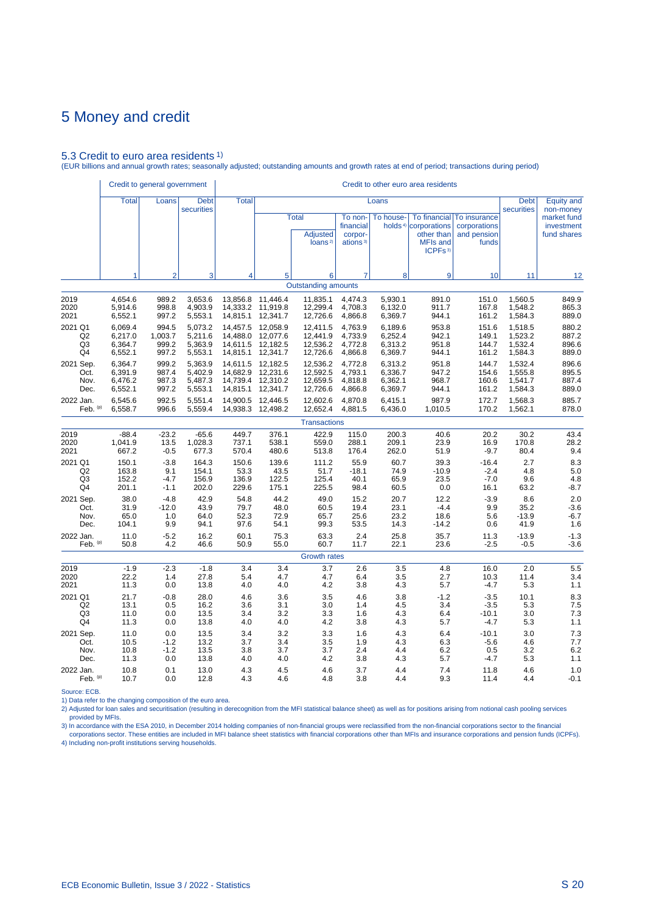# 5 Money and credit

## 5.3 Credit to euro area residents 1)

(EUR billions and annual growth rates; seasonally adjusted; outstanding amounts and growth rates at end of period; transactions during period)

| | Credit to general government | | | Credit to other euro area residents | | | | | | | | |
|---|---|---|---|---|---|---|---|---|---|---|---|---|
| | Total | Loans | Debt securities | Total | Loans | | | | | | Debt securities | Equity and non-money market fund investment fund shares |
| | | | | | Total | | To non-financial corporations 3) | To households 4) | To financial corporations other than MFIs and ICPFs 3) | To insurance corporations and pension funds | | |
| | | | | | | Adjusted loans 2) | | | | | | |
| | 1 | 2 | 3 | 4 | 5 | 6 | 7 | 8 | 9 | 10 | 11 | 12 |
| | | | | | | **Outstanding amounts** | | | | | | |
| 2019 | 4,654.6 | 989.2 | 3,653.6 | 13,856.8 | 11,446.4 | 11,835.1 | 4,474.3 | 5,930.1 | 891.0 | 151.0 | 1,560.5 | 849.9 |
| 2020 | 5,914.6 | 998.8 | 4,903.9 | 14,333.2 | 11,919.8 | 12,299.4 | 4,708.3 | 6,132.0 | 911.7 | 167.8 | 1,548.2 | 865.3 |
| 2021 | 6,552.1 | 997.2 | 5,553.1 | 14,815.1 | 12,341.7 | 12,726.6 | 4,866.8 | 6,369.7 | 944.1 | 161.2 | 1,584.3 | 889.0 |
| 2021 Q1 | 6,069.4 | 994.5 | 5,073.2 | 14,457.5 | 12,058.9 | 12,411.5 | 4,763.9 | 6,189.6 | 953.8 | 151.6 | 1,518.5 | 880.2 |
| Q2 | 6,217.0 | 1,003.7 | 5,211.6 | 14,488.0 | 12,077.6 | 12,441.9 | 4,733.9 | 6,252.4 | 942.1 | 149.1 | 1,523.2 | 887.2 |
| Q3 | 6,364.7 | 999.2 | 5,363.9 | 14,611.5 | 12,182.5 | 12,536.2 | 4,772.8 | 6,313.2 | 951.8 | 144.7 | 1,532.4 | 896.6 |
| Q4 | 6,552.1 | 997.2 | 5,553.1 | 14,815.1 | 12,341.7 | 12,726.6 | 4,866.8 | 6,369.7 | 944.1 | 161.2 | 1,584.3 | 889.0 |
| 2021 Sep. | 6,364.7 | 999.2 | 5,363.9 | 14,611.5 | 12,182.5 | 12,536.2 | 4,772.8 | 6,313.2 | 951.8 | 144.7 | 1,532.4 | 896.6 |
| Oct. | 6,391.9 | 987.4 | 5,402.9 | 14,682.9 | 12,231.6 | 12,592.5 | 4,793.1 | 6,336.7 | 947.2 | 154.6 | 1,555.8 | 895.5 |
| Nov. | 6,476.2 | 987.3 | 5,487.3 | 14,739.4 | 12,310.2 | 12,659.5 | 4,818.8 | 6,362.1 | 968.7 | 160.6 | 1,541.7 | 887.4 |
| Dec. | 6,552.1 | 997.2 | 5,553.1 | 14,815.1 | 12,341.7 | 12,726.6 | 4,866.8 | 6,369.7 | 944.1 | 161.2 | 1,584.3 | 889.0 |
| 2022 Jan. | 6,545.6 | 992.5 | 5,551.4 | 14,900.5 | 12,446.5 | 12,602.6 | 4,870.8 | 6,415.1 | 987.9 | 172.7 | 1,568.3 | 885.7 |
| Feb. (p) | 6,558.7 | 996.6 | 5,559.4 | 14,938.3 | 12,498.2 | 12,652.4 | 4,881.5 | 6,436.0 | 1,010.5 | 170.2 | 1,562.1 | 878.0 |
| | | | | | | **Transactions** | | | | | | |
| 2019 | -88.4 | -23.2 | -65.6 | 449.7 | 376.1 | 422.9 | 115.0 | 200.3 | 40.6 | 20.2 | 30.2 | 43.4 |
| 2020 | 1,041.9 | 13.5 | 1,028.3 | 737.1 | 538.1 | 559.0 | 288.1 | 209.1 | 23.9 | 16.9 | 170.8 | 28.2 |
| 2021 | 667.2 | -0.5 | 677.3 | 570.4 | 480.6 | 513.8 | 176.4 | 262.0 | 51.9 | -9.7 | 80.4 | 9.4 |
| 2021 Q1 | 150.1 | -3.8 | 164.3 | 150.6 | 139.6 | 111.2 | 55.9 | 60.7 | 39.3 | -16.4 | 2.7 | 8.3 |
| Q2 | 163.8 | 9.1 | 154.1 | 53.3 | 43.5 | 51.7 | -18.1 | 74.9 | -10.9 | -2.4 | 4.8 | 5.0 |
| Q3 | 152.2 | -4.7 | 156.9 | 136.9 | 122.5 | 125.4 | 40.1 | 65.9 | 23.5 | -7.0 | 9.6 | 4.8 |
| Q4 | 201.1 | -1.1 | 202.0 | 229.6 | 175.1 | 225.5 | 98.4 | 60.5 | 0.0 | 16.1 | 63.2 | -8.7 |
| 2021 Sep. | 38.0 | -4.8 | 42.9 | 54.8 | 44.2 | 49.0 | 15.2 | 20.7 | 12.2 | -3.9 | 8.6 | 2.0 |
| Oct. | 31.9 | -12.0 | 43.9 | 79.7 | 48.0 | 60.5 | 19.4 | 23.1 | -4.4 | 9.9 | 35.2 | -3.6 |
| Nov. | 65.0 | 1.0 | 64.0 | 52.3 | 72.9 | 65.7 | 25.6 | 23.2 | 18.6 | 5.6 | -13.9 | -6.7 |
| Dec. | 104.1 | 9.9 | 94.1 | 97.6 | 54.1 | 99.3 | 53.5 | 14.3 | -14.2 | 0.6 | 41.9 | 1.6 |
| 2022 Jan. | 11.0 | -5.2 | 16.2 | 60.1 | 75.3 | 63.3 | 2.4 | 25.8 | 35.7 | 11.3 | -13.9 | -1.3 |
| Feb. (p) | 50.8 | 4.2 | 46.6 | 50.9 | 55.0 | 60.7 | 11.7 | 22.1 | 23.6 | -2.5 | -0.5 | -3.6 |
| | | | | | | **Growth rates** | | | | | | |
| 2019 | -1.9 | -2.3 | -1.8 | 3.4 | 3.4 | 3.7 | 2.6 | 3.5 | 4.8 | 16.0 | 2.0 | 5.5 |
| 2020 | 22.2 | 1.4 | 27.8 | 5.4 | 4.7 | 4.7 | 6.4 | 3.5 | 2.7 | 10.3 | 11.4 | 3.4 |
| 2021 | 11.3 | 0.0 | 13.8 | 4.0 | 4.0 | 4.2 | 3.8 | 4.3 | 5.7 | -4.7 | 5.3 | 1.1 |
| 2021 Q1 | 21.7 | -0.8 | 28.0 | 4.6 | 3.6 | 3.5 | 4.6 | 3.8 | -1.2 | -3.5 | 10.1 | 8.3 |
| Q2 | 13.1 | 0.5 | 16.2 | 3.6 | 3.1 | 3.0 | 1.4 | 4.5 | 3.4 | -3.5 | 5.3 | 7.5 |
| Q3 | 11.0 | 0.0 | 13.5 | 3.4 | 3.2 | 3.3 | 1.6 | 4.3 | 6.4 | -10.1 | 3.0 | 7.3 |
| Q4 | 11.3 | 0.0 | 13.8 | 4.0 | 4.0 | 4.2 | 3.8 | 4.3 | 5.7 | -4.7 | 5.3 | 1.1 |
| 2021 Sep. | 11.0 | 0.0 | 13.5 | 3.4 | 3.2 | 3.3 | 1.6 | 4.3 | 6.4 | -10.1 | 3.0 | 7.3 |
| Oct. | 10.5 | -1.2 | 13.2 | 3.7 | 3.4 | 3.5 | 1.9 | 4.3 | 6.3 | -5.6 | 4.6 | 7.7 |
| Nov. | 10.8 | -1.2 | 13.5 | 3.8 | 3.7 | 3.7 | 2.4 | 4.4 | 6.2 | 0.5 | 3.2 | 6.2 |
| Dec. | 11.3 | 0.0 | 13.8 | 4.0 | 4.0 | 4.2 | 3.8 | 4.3 | 5.7 | -4.7 | 5.3 | 1.1 |
| 2022 Jan. | 10.8 | 0.1 | 13.0 | 4.3 | 4.5 | 4.6 | 3.7 | 4.4 | 7.4 | 11.8 | 4.6 | 1.0 |
| Feb. (p) | 10.7 | 0.0 | 12.8 | 4.3 | 4.6 | 4.8 | 3.8 | 4.4 | 9.3 | 11.4 | 4.4 | -0.1 |

Source: ECB.

1) Data refer to the changing composition of the euro area.

2) Adjusted for loan sales and securitisation (resulting in derecognition from the MFI statistical balance sheet) as well as for positions arising from notional cash pooling services provided by MFIs.

3) In accordance with the ESA 2010, in December 2014 holding companies of non-financial groups were reclassified from the non-financial corporations sector to the financial corporations sector. These entities are included in MFI balance sheet statistics with financial corporations other than MFIs and insurance corporations and pension funds (ICPFs).

4) Including non-profit institutions serving households.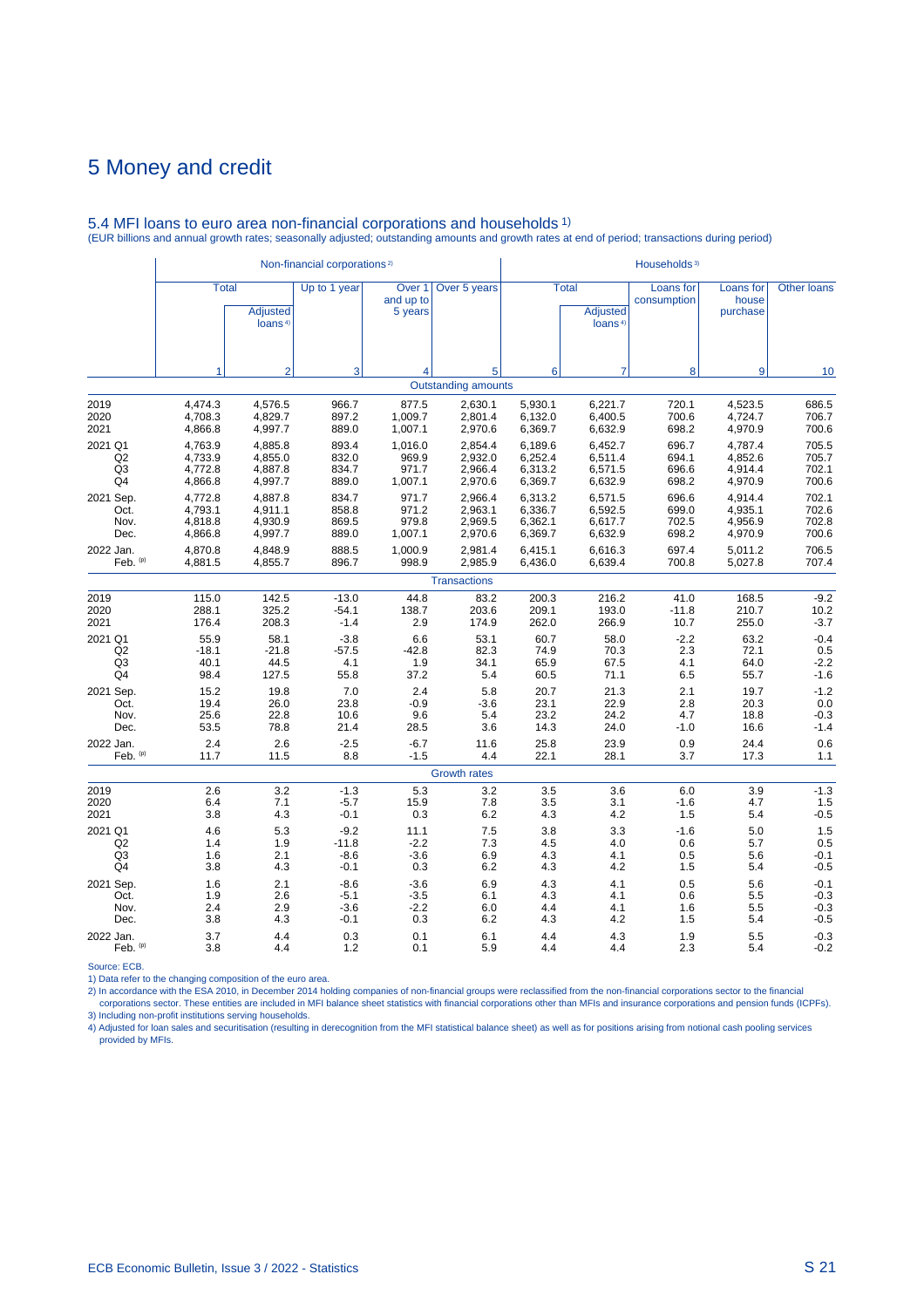# 5 Money and credit

## 5.4 MFI loans to euro area non-financial corporations and households [1]

(EUR billions and annual growth rates; seasonally adjusted; outstanding amounts and growth rates at end of period; transactions during period)

| | Non-financial corporations [2] | | | | | Households [3] | | | | |
|---|---|---|---|---|---|---|---|---|---|---|
| | Total | | Up to 1 year | Over 1 and up to 5 years | Over 5 years | Total | | Loans for consumption | Loans for house purchase | Other loans |
| | | Adjusted loans [4] | | | | | Adjusted loans [4] | | | |
| | 1 | 2 | 3 | 4 | 5 | 6 | 7 | 8 | 9 | 10 |
| | | | | | **Outstanding amounts** | | | | | |
| 2019 | 4,474.3 | 4,576.5 | 966.7 | 877.5 | 2,630.1 | 5,930.1 | 6,221.7 | 720.1 | 4,523.5 | 686.5 |
| 2020 | 4,708.3 | 4,829.7 | 897.2 | 1,009.7 | 2,801.4 | 6,132.0 | 6,400.5 | 700.6 | 4,724.7 | 706.7 |
| 2021 | 4,866.8 | 4,997.7 | 889.0 | 1,007.1 | 2,970.6 | 6,369.7 | 6,632.9 | 698.2 | 4,970.9 | 700.6 |
| 2021 Q1 | 4,763.9 | 4,885.8 | 893.4 | 1,016.0 | 2,854.4 | 6,189.6 | 6,452.7 | 696.7 | 4,787.4 | 705.5 |
| Q2 | 4,733.9 | 4,855.0 | 832.0 | 969.9 | 2,932.0 | 6,252.4 | 6,511.4 | 694.1 | 4,852.6 | 705.7 |
| Q3 | 4,772.8 | 4,887.8 | 834.7 | 971.7 | 2,966.4 | 6,313.2 | 6,571.5 | 696.6 | 4,914.4 | 702.1 |
| Q4 | 4,866.8 | 4,997.7 | 889.0 | 1,007.1 | 2,970.6 | 6,369.7 | 6,632.9 | 698.2 | 4,970.9 | 700.6 |
| 2021 Sep. | 4,772.8 | 4,887.8 | 834.7 | 971.7 | 2,966.4 | 6,313.2 | 6,571.5 | 696.6 | 4,914.4 | 702.1 |
| Oct. | 4,793.1 | 4,911.1 | 858.8 | 971.2 | 2,963.1 | 6,336.7 | 6,592.5 | 699.0 | 4,935.1 | 702.6 |
| Nov. | 4,818.8 | 4,930.9 | 869.5 | 979.8 | 2,969.5 | 6,362.1 | 6,617.7 | 702.5 | 4,956.9 | 702.8 |
| Dec. | 4,866.8 | 4,997.7 | 889.0 | 1,007.1 | 2,970.6 | 6,369.7 | 6,632.9 | 698.2 | 4,970.9 | 700.6 |
| 2022 Jan. | 4,870.8 | 4,848.9 | 888.5 | 1,000.9 | 2,981.4 | 6,415.1 | 6,616.3 | 697.4 | 5,011.2 | 706.5 |
| Feb. (p) | 4,881.5 | 4,855.7 | 896.7 | 998.9 | 2,985.9 | 6,436.0 | 6,639.4 | 700.8 | 5,027.8 | 707.4 |
| | | | | | **Transactions** | | | | | |
| 2019 | 115.0 | 142.5 | -13.0 | 44.8 | 83.2 | 200.3 | 216.2 | 41.0 | 168.5 | -9.2 |
| 2020 | 288.1 | 325.2 | -54.1 | 138.7 | 203.6 | 209.1 | 193.0 | -11.8 | 210.7 | 10.2 |
| 2021 | 176.4 | 208.3 | -1.4 | 2.9 | 174.9 | 262.0 | 266.9 | 10.7 | 255.0 | -3.7 |
| 2021 Q1 | 55.9 | 58.1 | -3.8 | 6.6 | 53.1 | 60.7 | 58.0 | -2.2 | 63.2 | -0.4 |
| Q2 | -18.1 | -21.8 | -57.5 | -42.8 | 82.3 | 74.9 | 70.3 | 2.3 | 72.1 | 0.5 |
| Q3 | 40.1 | 44.5 | 4.1 | 1.9 | 34.1 | 65.9 | 67.5 | 4.1 | 64.0 | -2.2 |
| Q4 | 98.4 | 127.5 | 55.8 | 37.2 | 5.4 | 60.5 | 71.1 | 6.5 | 55.7 | -1.6 |
| 2021 Sep. | 15.2 | 19.8 | 7.0 | 2.4 | 5.8 | 20.7 | 21.3 | 2.1 | 19.7 | -1.2 |
| Oct. | 19.4 | 26.0 | 23.8 | -0.9 | -3.6 | 23.1 | 22.9 | 2.8 | 20.3 | 0.0 |
| Nov. | 25.6 | 22.8 | 10.6 | 9.6 | 5.4 | 23.2 | 24.2 | 4.7 | 18.8 | -0.3 |
| Dec. | 53.5 | 78.8 | 21.4 | 28.5 | 3.6 | 14.3 | 24.0 | -1.0 | 16.6 | -1.4 |
| 2022 Jan. | 2.4 | 2.6 | -2.5 | -6.7 | 11.6 | 25.8 | 23.9 | 0.9 | 24.4 | 0.6 |
| Feb. (p) | 11.7 | 11.5 | 8.8 | -1.5 | 4.4 | 22.1 | 28.1 | 3.7 | 17.3 | 1.1 |
| | | | | | **Growth rates** | | | | | |
| 2019 | 2.6 | 3.2 | -1.3 | 5.3 | 3.2 | 3.5 | 3.6 | 6.0 | 3.9 | -1.3 |
| 2020 | 6.4 | 7.1 | -5.7 | 15.9 | 7.8 | 3.5 | 3.1 | -1.6 | 4.7 | 1.5 |
| 2021 | 3.8 | 4.3 | -0.1 | 0.3 | 6.2 | 4.3 | 4.2 | 1.5 | 5.4 | -0.5 |
| 2021 Q1 | 4.6 | 5.3 | -9.2 | 11.1 | 7.5 | 3.8 | 3.3 | -1.6 | 5.0 | 1.5 |
| Q2 | 1.4 | 1.9 | -11.8 | -2.2 | 7.3 | 4.5 | 4.0 | 0.6 | 5.7 | 0.5 |
| Q3 | 1.6 | 2.1 | -8.6 | -3.6 | 6.9 | 4.3 | 4.1 | 0.5 | 5.6 | -0.1 |
| Q4 | 3.8 | 4.3 | -0.1 | 0.3 | 6.2 | 4.3 | 4.2 | 1.5 | 5.4 | -0.5 |
| 2021 Sep. | 1.6 | 2.1 | -8.6 | -3.6 | 6.9 | 4.3 | 4.1 | 0.5 | 5.6 | -0.1 |
| Oct. | 1.9 | 2.6 | -5.1 | -3.5 | 6.1 | 4.3 | 4.1 | 0.6 | 5.5 | -0.3 |
| Nov. | 2.4 | 2.9 | -3.6 | -2.2 | 6.0 | 4.4 | 4.1 | 1.6 | 5.5 | -0.3 |
| Dec. | 3.8 | 4.3 | -0.1 | 0.3 | 6.2 | 4.3 | 4.2 | 1.5 | 5.4 | -0.5 |
| 2022 Jan. | 3.7 | 4.4 | 0.3 | 0.1 | 6.1 | 4.4 | 4.3 | 1.9 | 5.5 | -0.3 |
| Feb. (p) | 3.8 | 4.4 | 1.2 | 0.1 | 5.9 | 4.4 | 4.4 | 2.3 | 5.4 | -0.2 |

Source: ECB.

1) Data refer to the changing composition of the euro area.

2) In accordance with the ESA 2010, in December 2014 holding companies of non-financial groups were reclassified from the non-financial corporations sector to the financial corporations sector. These entities are included in MFI balance sheet statistics with financial corporations other than MFIs and insurance corporations and pension funds (ICPFs).

3) Including non-profit institutions serving households.

4) Adjusted for loan sales and securitisation (resulting in derecognition from the MFI statistical balance sheet) as well as for positions arising from notional cash pooling services provided by MFIs.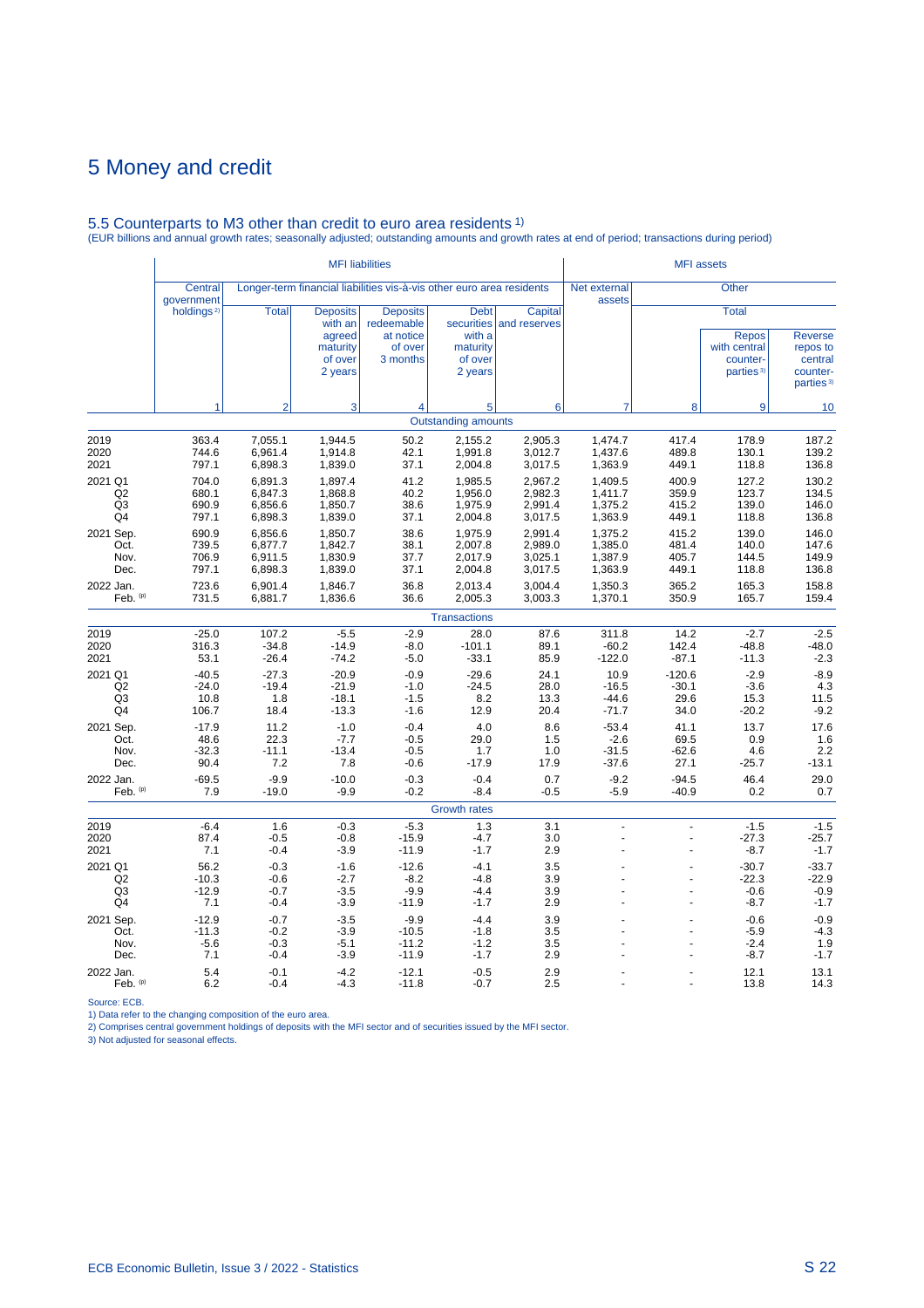# 5 Money and credit

## 5.5 Counterparts to M3 other than credit to euro area residents [1)]

(EUR billions and annual growth rates; seasonally adjusted; outstanding amounts and growth rates at end of period; transactions during period)

| | MFI liabilities | | | | | | MFI assets | | | |
|---|---|---|---|---|---|---|---|---|---|---|
| | Central government holdings [2)] | Longer-term financial liabilities vis-à-vis other euro area residents | | | | | Net external assets | Other | | |
| | | Total | Deposits with an agreed maturity of over 2 years | Deposits redeemable at notice of over 3 months | Debt securities with a maturity of over 2 years | Capital and reserves | | Total | Repos with central counter-parties [3)] | Reverse repos to central counter-parties [3)] |
| | 1 | 2 | 3 | 4 | 5 | 6 | 7 | 8 | 9 | 10 |
| | | | | | Outstanding amounts | | | | | |
| 2019 | 363.4 | 7,055.1 | 1,944.5 | 50.2 | 2,155.2 | 2,905.3 | 1,474.7 | 417.4 | 178.9 | 187.2 |
| 2020 | 744.6 | 6,961.4 | 1,914.8 | 42.1 | 1,991.8 | 3,012.7 | 1,437.6 | 489.8 | 130.1 | 139.2 |
| 2021 | 797.1 | 6,898.3 | 1,839.0 | 37.1 | 2,004.8 | 3,017.5 | 1,363.9 | 449.1 | 118.8 | 136.8 |
| 2021 Q1 | 704.0 | 6,891.3 | 1,897.4 | 41.2 | 1,985.5 | 2,967.2 | 1,409.5 | 400.9 | 127.2 | 130.2 |
| Q2 | 680.1 | 6,847.3 | 1,868.8 | 40.2 | 1,956.0 | 2,982.3 | 1,411.7 | 359.9 | 123.7 | 134.5 |
| Q3 | 690.9 | 6,856.6 | 1,850.7 | 38.6 | 1,975.9 | 2,991.4 | 1,375.2 | 415.2 | 139.0 | 146.0 |
| Q4 | 797.1 | 6,898.3 | 1,839.0 | 37.1 | 2,004.8 | 3,017.5 | 1,363.9 | 449.1 | 118.8 | 136.8 |
| 2021 Sep. | 690.9 | 6,856.6 | 1,850.7 | 38.6 | 1,975.9 | 2,991.4 | 1,375.2 | 415.2 | 139.0 | 146.0 |
| Oct. | 739.5 | 6,877.7 | 1,842.7 | 38.1 | 2,007.8 | 2,989.0 | 1,385.0 | 481.4 | 140.0 | 147.6 |
| Nov. | 706.9 | 6,911.5 | 1,830.9 | 37.7 | 2,017.9 | 3,025.1 | 1,387.9 | 405.7 | 144.5 | 149.9 |
| Dec. | 797.1 | 6,898.3 | 1,839.0 | 37.1 | 2,004.8 | 3,017.5 | 1,363.9 | 449.1 | 118.8 | 136.8 |
| 2022 Jan. | 723.6 | 6,901.4 | 1,846.7 | 36.8 | 2,013.4 | 3,004.4 | 1,350.3 | 365.2 | 165.3 | 158.8 |
| Feb. (p) | 731.5 | 6,881.7 | 1,836.6 | 36.6 | 2,005.3 | 3,003.3 | 1,370.1 | 350.9 | 165.7 | 159.4 |
| | | | | | Transactions | | | | | |
| 2019 | -25.0 | 107.2 | -5.5 | -2.9 | 28.0 | 87.6 | 311.8 | 14.2 | -2.7 | -2.5 |
| 2020 | 316.3 | -34.8 | -14.9 | -8.0 | -101.1 | 89.1 | -60.2 | 142.4 | -48.8 | -48.0 |
| 2021 | 53.1 | -26.4 | -74.2 | -5.0 | -33.1 | 85.9 | -122.0 | -87.1 | -11.3 | -2.3 |
| 2021 Q1 | -40.5 | -27.3 | -20.9 | -0.9 | -29.6 | 24.1 | 10.9 | -120.6 | -2.9 | -8.9 |
| Q2 | -24.0 | -19.4 | -21.9 | -1.0 | -24.5 | 28.0 | -16.5 | -30.1 | -3.6 | 4.3 |
| Q3 | 10.8 | 1.8 | -18.1 | -1.5 | 8.2 | 13.3 | -44.6 | 29.6 | 15.3 | 11.5 |
| Q4 | 106.7 | 18.4 | -13.3 | -1.6 | 12.9 | 20.4 | -71.7 | 34.0 | -20.2 | -9.2 |
| 2021 Sep. | -17.9 | 11.2 | -1.0 | -0.4 | 4.0 | 8.6 | -53.4 | 41.1 | 13.7 | 17.6 |
| Oct. | 48.6 | 22.3 | -7.7 | -0.5 | 29.0 | 1.5 | -2.6 | 69.5 | 0.9 | 1.6 |
| Nov. | -32.3 | -11.1 | -13.4 | -0.5 | 1.7 | 1.0 | -31.5 | -62.6 | 4.6 | 2.2 |
| Dec. | 90.4 | 7.2 | 7.8 | -0.6 | -17.9 | 17.9 | -37.6 | 27.1 | -25.7 | -13.1 |
| 2022 Jan. | -69.5 | -9.9 | -10.0 | -0.3 | -0.4 | 0.7 | -9.2 | -94.5 | 46.4 | 29.0 |
| Feb. (p) | 7.9 | -19.0 | -9.9 | -0.2 | -8.4 | -0.5 | -5.9 | -40.9 | 0.2 | 0.7 |
| | | | | | Growth rates | | | | | |
| 2019 | -6.4 | 1.6 | -0.3 | -5.3 | 1.3 | 3.1 | - | - | -1.5 | -1.5 |
| 2020 | 87.4 | -0.5 | -0.8 | -15.9 | -4.7 | 3.0 | - | - | -27.3 | -25.7 |
| 2021 | 7.1 | -0.4 | -3.9 | -11.9 | -1.7 | 2.9 | - | - | -8.7 | -1.7 |
| 2021 Q1 | 56.2 | -0.3 | -1.6 | -12.6 | -4.1 | 3.5 | - | - | -30.7 | -33.7 |
| Q2 | -10.3 | -0.6 | -2.7 | -8.2 | -4.8 | 3.9 | - | - | -22.3 | -22.9 |
| Q3 | -12.9 | -0.7 | -3.5 | -9.9 | -4.4 | 3.9 | - | - | -0.6 | -0.9 |
| Q4 | 7.1 | -0.4 | -3.9 | -11.9 | -1.7 | 2.9 | - | - | -8.7 | -1.7 |
| 2021 Sep. | -12.9 | -0.7 | -3.5 | -9.9 | -4.4 | 3.9 | - | - | -0.6 | -0.9 |
| Oct. | -11.3 | -0.2 | -3.9 | -10.5 | -1.8 | 3.5 | - | - | -5.9 | -4.3 |
| Nov. | -5.6 | -0.3 | -5.1 | -11.2 | -1.2 | 3.5 | - | - | -2.4 | 1.9 |
| Dec. | 7.1 | -0.4 | -3.9 | -11.9 | -1.7 | 2.9 | - | - | -8.7 | -1.7 |
| 2022 Jan. | 5.4 | -0.1 | -4.2 | -12.1 | -0.5 | 2.9 | - | - | 12.1 | 13.1 |
| Feb. (p) | 6.2 | -0.4 | -4.3 | -11.8 | -0.7 | 2.5 | - | - | 13.8 | 14.3 |

Source: ECB.
1) Data refer to the changing composition of the euro area.
2) Comprises central government holdings of deposits with the MFI sector and of securities issued by the MFI sector.
3) Not adjusted for seasonal effects.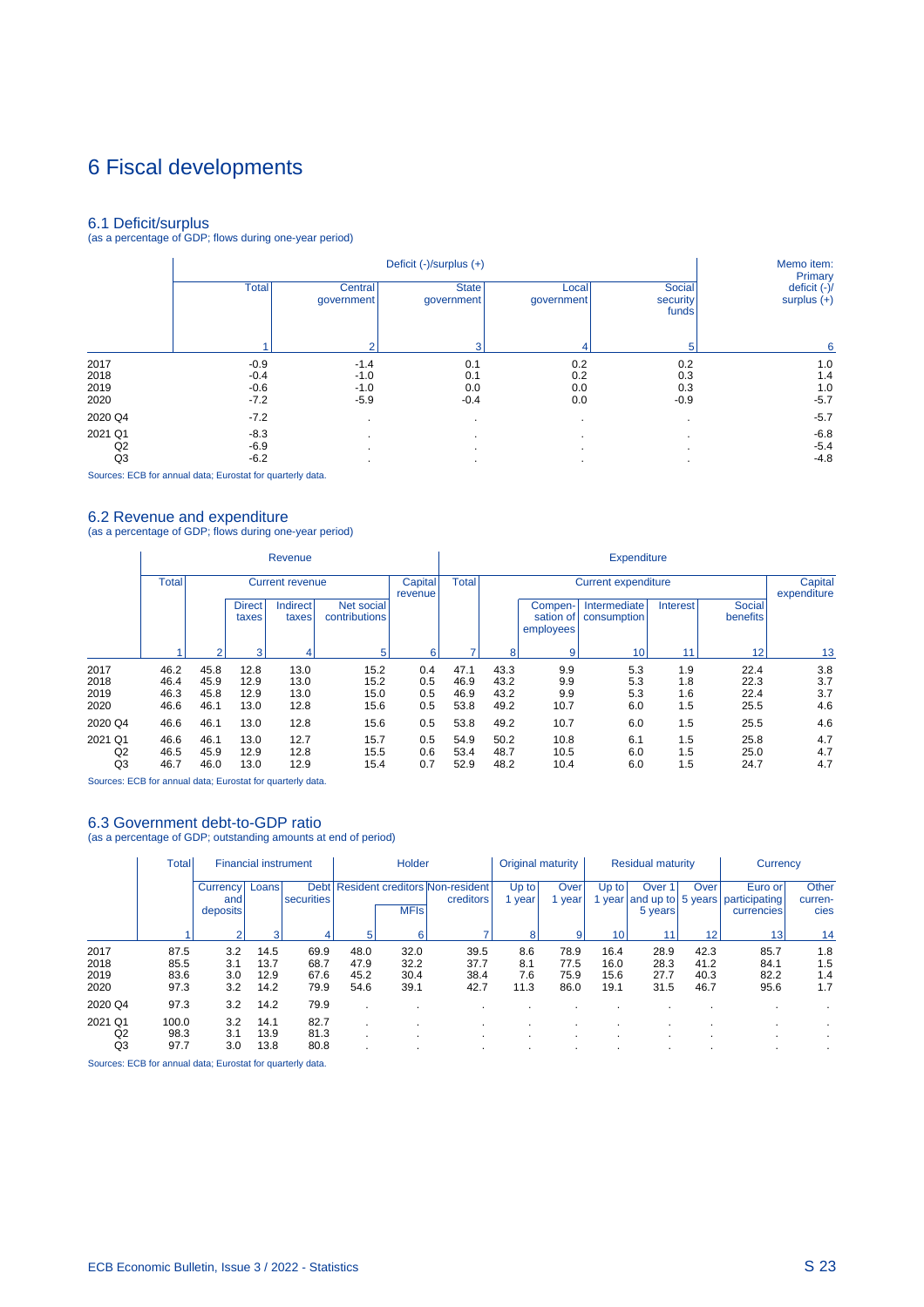# 6 Fiscal developments

## 6.1 Deficit/surplus

(as a percentage of GDP; flows during one-year period)

| | Deficit (-)/surplus (+) | | | | | Memo item: Primary deficit (-)/ surplus (+) |
|---|---|---|---|---|---|---|
| | Total | Central government | State government | Local government | Social security funds | |
| | 1 | 2 | 3 | 4 | 5 | 6 |
| 2017 | -0.9 | -1.4 | 0.1 | 0.2 | 0.2 | 1.0 |
| 2018 | -0.4 | -1.0 | 0.1 | 0.2 | 0.3 | 1.4 |
| 2019 | -0.6 | -1.0 | 0.0 | 0.0 | 0.3 | 1.0 |
| 2020 | -7.2 | -5.9 | -0.4 | 0.0 | -0.9 | -5.7 |
| 2020 Q4 | -7.2 | . | . | . | . | -5.7 |
| 2021 Q1 | -8.3 | . | . | . | . | -6.8 |
| Q2 | -6.9 | . | . | . | . | -5.4 |
| Q3 | -6.2 | . | . | . | . | -4.8 |

Sources: ECB for annual data; Eurostat for quarterly data.

## 6.2 Revenue and expenditure

(as a percentage of GDP; flows during one-year period)

| | Revenue | | | | | | Expenditure | | | | | | |
|---|---|---|---|---|---|---|---|---|---|---|---|---|---|
| | Total | Current revenue | | | | Capital revenue | Total | Current expenditure | | | | | Capital expenditure |
| | | | Direct taxes | Indirect taxes | Net social contributions | | | | Compen-sation of employees | Intermediate consumption | Interest | Social benefits | |
| | 1 | 2 | 3 | 4 | 5 | 6 | 7 | 8 | 9 | 10 | 11 | 12 | 13 |
| 2017 | 46.2 | 45.8 | 12.8 | 13.0 | 15.2 | 0.4 | 47.1 | 43.3 | 9.9 | 5.3 | 1.9 | 22.4 | 3.8 |
| 2018 | 46.4 | 45.9 | 12.9 | 13.0 | 15.2 | 0.5 | 46.9 | 43.2 | 9.9 | 5.3 | 1.8 | 22.3 | 3.7 |
| 2019 | 46.3 | 45.8 | 12.9 | 13.0 | 15.0 | 0.5 | 46.9 | 43.2 | 9.9 | 5.3 | 1.6 | 22.4 | 3.7 |
| 2020 | 46.6 | 46.1 | 13.0 | 12.8 | 15.6 | 0.5 | 53.8 | 49.2 | 10.7 | 6.0 | 1.5 | 25.5 | 4.6 |
| 2020 Q4 | 46.6 | 46.1 | 13.0 | 12.8 | 15.6 | 0.5 | 53.8 | 49.2 | 10.7 | 6.0 | 1.5 | 25.5 | 4.6 |
| 2021 Q1 | 46.6 | 46.1 | 13.0 | 12.7 | 15.7 | 0.5 | 54.9 | 50.2 | 10.8 | 6.1 | 1.5 | 25.8 | 4.7 |
| Q2 | 46.5 | 45.9 | 12.9 | 12.8 | 15.5 | 0.6 | 53.4 | 48.7 | 10.5 | 6.0 | 1.5 | 25.0 | 4.7 |
| Q3 | 46.7 | 46.0 | 13.0 | 12.9 | 15.4 | 0.7 | 52.9 | 48.2 | 10.4 | 6.0 | 1.5 | 24.7 | 4.7 |

Sources: ECB for annual data; Eurostat for quarterly data.

## 6.3 Government debt-to-GDP ratio

(as a percentage of GDP; outstanding amounts at end of period)

| | Total | Financial instrument | | | Holder | | | Original maturity | | Residual maturity | | | Currency | |
|---|---|---|---|---|---|---|---|---|---|---|---|---|---|---|
| | | Currency and deposits | Loans | Debt securities | Resident creditors | | Non-resident creditors | Up to 1 year | Over 1 year | Up to 1 year | Over 1 and up to 5 years | Over 5 years | Euro or participating currencies | Other curren-cies |
| | | | | | | MFIs | | | | | | | | |
| | 1 | 2 | 3 | 4 | 5 | 6 | 7 | 8 | 9 | 10 | 11 | 12 | 13 | 14 |
| 2017 | 87.5 | 3.2 | 14.5 | 69.9 | 48.0 | 32.0 | 39.5 | 8.6 | 78.9 | 16.4 | 28.9 | 42.3 | 85.7 | 1.8 |
| 2018 | 85.5 | 3.1 | 13.7 | 68.7 | 47.9 | 32.2 | 37.7 | 8.1 | 77.5 | 16.0 | 28.3 | 41.2 | 84.1 | 1.5 |
| 2019 | 83.6 | 3.0 | 12.9 | 67.6 | 45.2 | 30.4 | 38.4 | 7.6 | 75.9 | 15.6 | 27.7 | 40.3 | 82.2 | 1.4 |
| 2020 | 97.3 | 3.2 | 14.2 | 79.9 | 54.6 | 39.1 | 42.7 | 11.3 | 86.0 | 19.1 | 31.5 | 46.7 | 95.6 | 1.7 |
| 2020 Q4 | 97.3 | 3.2 | 14.2 | 79.9 | . | . | . | . | . | . | . | . | . | . |
| 2021 Q1 | 100.0 | 3.2 | 14.1 | 82.7 | . | . | . | . | . | . | . | . | . | . |
| Q2 | 98.3 | 3.1 | 13.9 | 81.3 | . | . | . | . | . | . | . | . | . | . |
| Q3 | 97.7 | 3.0 | 13.8 | 80.8 | . | . | . | . | . | . | . | . | . | . |

Sources: ECB for annual data; Eurostat for quarterly data.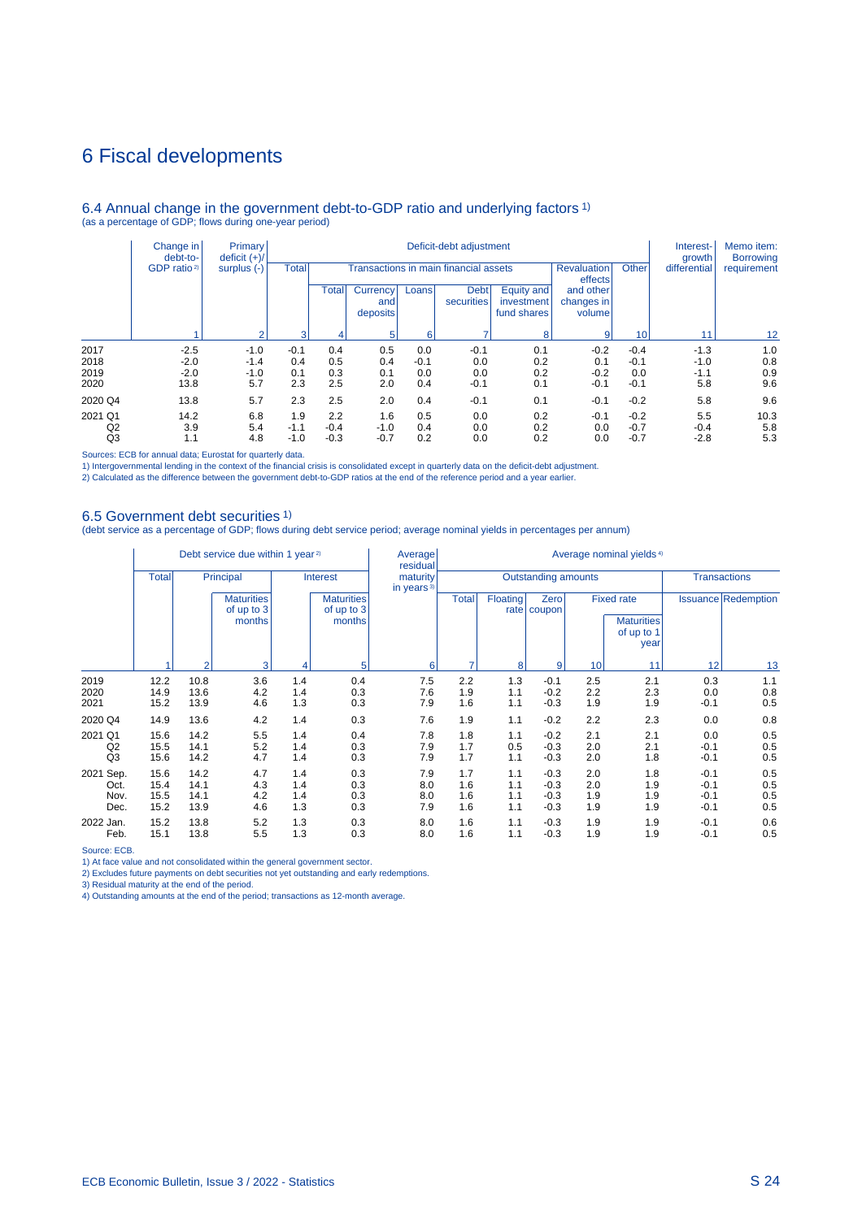# 6 Fiscal developments

## 6.4 Annual change in the government debt-to-GDP ratio and underlying factors 1)

(as a percentage of GDP; flows during one-year period)

| | Change in debt-to-GDP ratio 2) | Primary deficit (+)/ surplus (-) | Deficit-debt adjustment | | | | | | | | Interest-growth differential | Memo item: Borrowing requirement |
|---|---|---|---|---|---|---|---|---|---|---|---|---|
| | | | Total | Transactions in main financial assets | | | | | Revaluation effects and other changes in volume | Other | | |
| | | | | Total | Currency and deposits | Loans | Debt securities | Equity and investment fund shares | | | | |
| | 1 | 2 | 3 | 4 | 5 | 6 | 7 | 8 | 9 | 10 | 11 | 12 |
| 2017 | -2.5 | -1.0 | -0.1 | 0.4 | 0.5 | 0.0 | -0.1 | 0.1 | -0.2 | -0.4 | -1.3 | 1.0 |
| 2018 | -2.0 | -1.4 | 0.4 | 0.5 | 0.4 | -0.1 | 0.0 | 0.2 | 0.1 | -0.1 | -1.0 | 0.8 |
| 2019 | -2.0 | -1.0 | 0.1 | 0.3 | 0.1 | 0.0 | 0.0 | 0.2 | -0.2 | 0.0 | -1.1 | 0.9 |
| 2020 | 13.8 | 5.7 | 2.3 | 2.5 | 2.0 | 0.4 | -0.1 | 0.1 | -0.1 | -0.1 | 5.8 | 9.6 |
| 2020 Q4 | 13.8 | 5.7 | 2.3 | 2.5 | 2.0 | 0.4 | -0.1 | 0.1 | -0.1 | -0.2 | 5.8 | 9.6 |
| 2021 Q1 | 14.2 | 6.8 | 1.9 | 2.2 | 1.6 | 0.5 | 0.0 | 0.2 | -0.1 | -0.2 | 5.5 | 10.3 |
| Q2 | 3.9 | 5.4 | -1.1 | -0.4 | -1.0 | 0.4 | 0.0 | 0.2 | 0.0 | -0.7 | -0.4 | 5.8 |
| Q3 | 1.1 | 4.8 | -1.0 | -0.3 | -0.7 | 0.2 | 0.0 | 0.2 | 0.0 | -0.7 | -2.8 | 5.3 |

Sources: ECB for annual data; Eurostat for quarterly data.
1) Intergovernmental lending in the context of the financial crisis is consolidated except in quarterly data on the deficit-debt adjustment.
2) Calculated as the difference between the government debt-to-GDP ratios at the end of the reference period and a year earlier.

## 6.5 Government debt securities 1)

(debt service as a percentage of GDP; flows during debt service period; average nominal yields in percentages per annum)

| | Debt service due within 1 year 2) | | | | | Average residual maturity in years 3) | Average nominal yields 4) | | | | | | |
|---|---|---|---|---|---|---|---|---|---|---|---|---|---|
| | Total | Principal | | Interest | | | Outstanding amounts | | | | | Transactions | |
| | | | Maturities of up to 3 months | | Maturities of up to 3 months | | Total | Floating rate | Zero coupon | Fixed rate | | Issuance | Redemption |
| | | | | | | | | | | | Maturities of up to 1 year | | |
| | 1 | 2 | 3 | 4 | 5 | 6 | 7 | 8 | 9 | 10 | 11 | 12 | 13 |
| 2019 | 12.2 | 10.8 | 3.6 | 1.4 | 0.4 | 7.5 | 2.2 | 1.3 | -0.1 | 2.5 | 2.1 | 0.3 | 1.1 |
| 2020 | 14.9 | 13.6 | 4.2 | 1.4 | 0.3 | 7.6 | 1.9 | 1.1 | -0.2 | 2.2 | 2.3 | 0.0 | 0.8 |
| 2021 | 15.2 | 13.9 | 4.6 | 1.3 | 0.3 | 7.9 | 1.6 | 1.1 | -0.3 | 1.9 | 1.9 | -0.1 | 0.5 |
| 2020 Q4 | 14.9 | 13.6 | 4.2 | 1.4 | 0.3 | 7.6 | 1.9 | 1.1 | -0.2 | 2.2 | 2.3 | 0.0 | 0.8 |
| 2021 Q1 | 15.6 | 14.2 | 5.5 | 1.4 | 0.4 | 7.8 | 1.8 | 1.1 | -0.2 | 2.1 | 2.1 | 0.0 | 0.5 |
| Q2 | 15.5 | 14.1 | 5.2 | 1.4 | 0.3 | 7.9 | 1.7 | 0.5 | -0.3 | 2.0 | 2.1 | -0.1 | 0.5 |
| Q3 | 15.6 | 14.2 | 4.7 | 1.4 | 0.3 | 7.9 | 1.7 | 1.1 | -0.3 | 2.0 | 1.8 | -0.1 | 0.5 |
| 2021 Sep. | 15.6 | 14.2 | 4.7 | 1.4 | 0.3 | 7.9 | 1.7 | 1.1 | -0.3 | 2.0 | 1.8 | -0.1 | 0.5 |
| Oct. | 15.4 | 14.1 | 4.3 | 1.4 | 0.3 | 8.0 | 1.6 | 1.1 | -0.3 | 2.0 | 1.9 | -0.1 | 0.5 |
| Nov. | 15.5 | 14.1 | 4.2 | 1.4 | 0.3 | 8.0 | 1.6 | 1.1 | -0.3 | 1.9 | 1.9 | -0.1 | 0.5 |
| Dec. | 15.2 | 13.9 | 4.6 | 1.3 | 0.3 | 7.9 | 1.6 | 1.1 | -0.3 | 1.9 | 1.9 | -0.1 | 0.5 |
| 2022 Jan. | 15.2 | 13.8 | 5.2 | 1.3 | 0.3 | 8.0 | 1.6 | 1.1 | -0.3 | 1.9 | 1.9 | -0.1 | 0.6 |
| Feb. | 15.1 | 13.8 | 5.5 | 1.3 | 0.3 | 8.0 | 1.6 | 1.1 | -0.3 | 1.9 | 1.9 | -0.1 | 0.5 |

Source: ECB.
1) At face value and not consolidated within the general government sector.
2) Excludes future payments on debt securities not yet outstanding and early redemptions.
3) Residual maturity at the end of the period.
4) Outstanding amounts at the end of the period; transactions as 12-month average.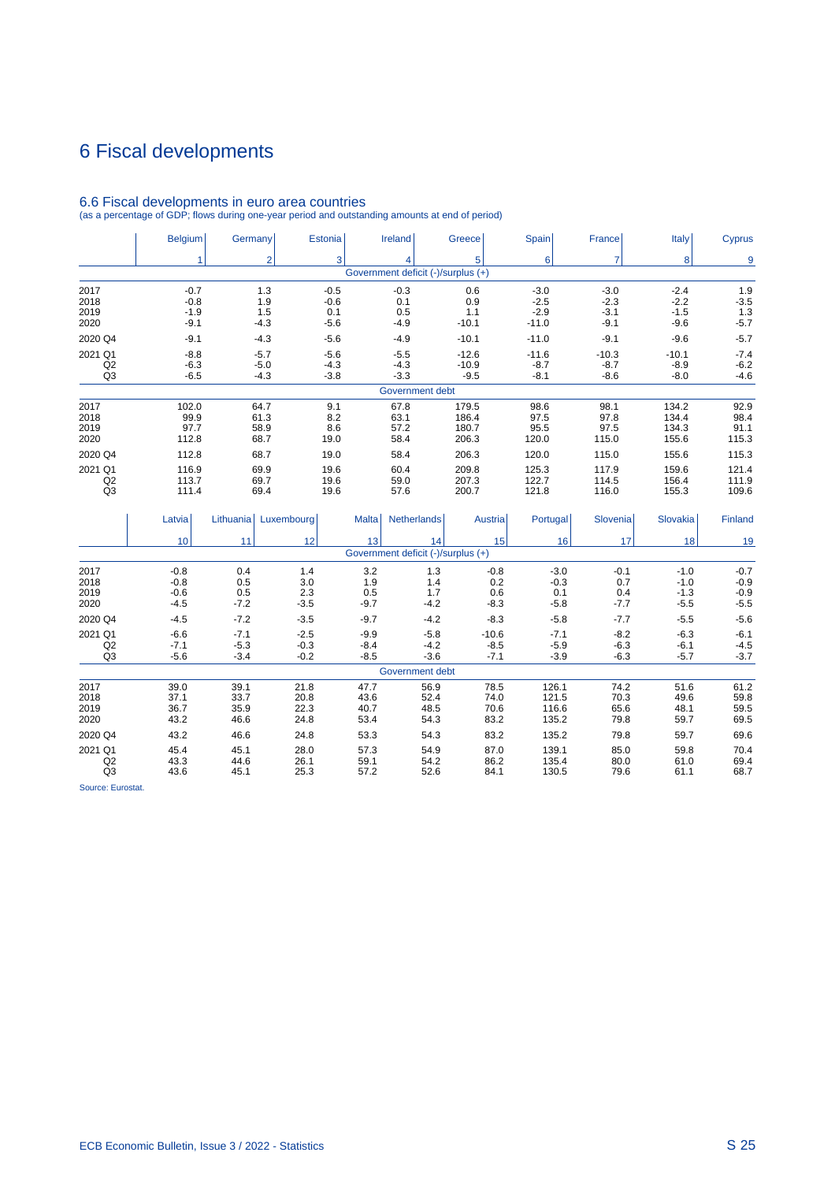# 6 Fiscal developments

## 6.6 Fiscal developments in euro area countries

(as a percentage of GDP; flows during one-year period and outstanding amounts at end of period)

| | Belgium | Germany | Estonia | Ireland | Greece | Spain | France | Italy | Cyprus |
|---|---|---|---|---|---|---|---|---|---|
| | 1 | 2 | 3 | 4 | 5 | 6 | 7 | 8 | 9 |
| | | | | Government deficit (-)/surplus (+) | | | | | |
| 2017 | -0.7 | 1.3 | -0.5 | -0.3 | 0.6 | -3.0 | -3.0 | -2.4 | 1.9 |
| 2018 | -0.8 | 1.9 | -0.6 | 0.1 | 0.9 | -2.5 | -2.3 | -2.2 | -3.5 |
| 2019 | -1.9 | 1.5 | 0.1 | 0.5 | 1.1 | -2.9 | -3.1 | -1.5 | 1.3 |
| 2020 | -9.1 | -4.3 | -5.6 | -4.9 | -10.1 | -11.0 | -9.1 | -9.6 | -5.7 |
| 2020 Q4 | -9.1 | -4.3 | -5.6 | -4.9 | -10.1 | -11.0 | -9.1 | -9.6 | -5.7 |
| 2021 Q1 | -8.8 | -5.7 | -5.6 | -5.5 | -12.6 | -11.6 | -10.3 | -10.1 | -7.4 |
| Q2 | -6.3 | -5.0 | -4.3 | -4.3 | -10.9 | -8.7 | -8.7 | -8.9 | -6.2 |
| Q3 | -6.5 | -4.3 | -3.8 | -3.3 | -9.5 | -8.1 | -8.6 | -8.0 | -4.6 |
| | | | | Government debt | | | | | |
| 2017 | 102.0 | 64.7 | 9.1 | 67.8 | 179.5 | 98.6 | 98.1 | 134.2 | 92.9 |
| 2018 | 99.9 | 61.3 | 8.2 | 63.1 | 186.4 | 97.5 | 97.8 | 134.4 | 98.4 |
| 2019 | 97.7 | 58.9 | 8.6 | 57.2 | 180.7 | 95.5 | 97.5 | 134.3 | 91.1 |
| 2020 | 112.8 | 68.7 | 19.0 | 58.4 | 206.3 | 120.0 | 115.0 | 155.6 | 115.3 |
| 2020 Q4 | 112.8 | 68.7 | 19.0 | 58.4 | 206.3 | 120.0 | 115.0 | 155.6 | 115.3 |
| 2021 Q1 | 116.9 | 69.9 | 19.6 | 60.4 | 209.8 | 125.3 | 117.9 | 159.6 | 121.4 |
| Q2 | 113.7 | 69.7 | 19.6 | 59.0 | 207.3 | 122.7 | 114.5 | 156.4 | 111.9 |
| Q3 | 111.4 | 69.4 | 19.6 | 57.6 | 200.7 | 121.8 | 116.0 | 155.3 | 109.6 |

| | Latvia | Lithuania | Luxembourg | Malta | Netherlands | Austria | Portugal | Slovenia | Slovakia | Finland |
|---|---|---|---|---|---|---|---|---|---|---|
| | 10 | 11 | 12 | 13 | 14 | 15 | 16 | 17 | 18 | 19 |
| | | | | | Government deficit (-)/surplus (+) | | | | | |
| 2017 | -0.8 | 0.4 | 1.4 | 3.2 | 1.3 | -0.8 | -3.0 | -0.1 | -1.0 | -0.7 |
| 2018 | -0.8 | 0.5 | 3.0 | 1.9 | 1.4 | 0.2 | -0.3 | 0.7 | -1.0 | -0.9 |
| 2019 | -0.6 | 0.5 | 2.3 | 0.5 | 1.7 | 0.6 | 0.1 | 0.4 | -1.3 | -0.9 |
| 2020 | -4.5 | -7.2 | -3.5 | -9.7 | -4.2 | -8.3 | -5.8 | -7.7 | -5.5 | -5.5 |
| 2020 Q4 | -4.5 | -7.2 | -3.5 | -9.7 | -4.2 | -8.3 | -5.8 | -7.7 | -5.5 | -5.6 |
| 2021 Q1 | -6.6 | -7.1 | -2.5 | -9.9 | -5.8 | -10.6 | -7.1 | -8.2 | -6.3 | -6.1 |
| Q2 | -7.1 | -5.3 | -0.3 | -8.4 | -4.2 | -8.5 | -5.9 | -6.3 | -6.1 | -4.5 |
| Q3 | -5.6 | -3.4 | -0.2 | -8.5 | -3.6 | -7.1 | -3.9 | -6.3 | -5.7 | -3.7 |
| | | | | | Government debt | | | | | |
| 2017 | 39.0 | 39.1 | 21.8 | 47.7 | 56.9 | 78.5 | 126.1 | 74.2 | 51.6 | 61.2 |
| 2018 | 37.1 | 33.7 | 20.8 | 43.6 | 52.4 | 74.0 | 121.5 | 70.3 | 49.6 | 59.8 |
| 2019 | 36.7 | 35.9 | 22.3 | 40.7 | 48.5 | 70.6 | 116.6 | 65.6 | 48.1 | 59.5 |
| 2020 | 43.2 | 46.6 | 24.8 | 53.4 | 54.3 | 83.2 | 135.2 | 79.8 | 59.7 | 69.5 |
| 2020 Q4 | 43.2 | 46.6 | 24.8 | 53.3 | 54.3 | 83.2 | 135.2 | 79.8 | 59.7 | 69.6 |
| 2021 Q1 | 45.4 | 45.1 | 28.0 | 57.3 | 54.9 | 87.0 | 139.1 | 85.0 | 59.8 | 70.4 |
| Q2 | 43.3 | 44.6 | 26.1 | 59.1 | 54.2 | 86.2 | 135.4 | 80.0 | 61.0 | 69.4 |
| Q3 | 43.6 | 45.1 | 25.3 | 57.2 | 52.6 | 84.1 | 130.5 | 79.6 | 61.1 | 68.7 |

Source: Eurostat.